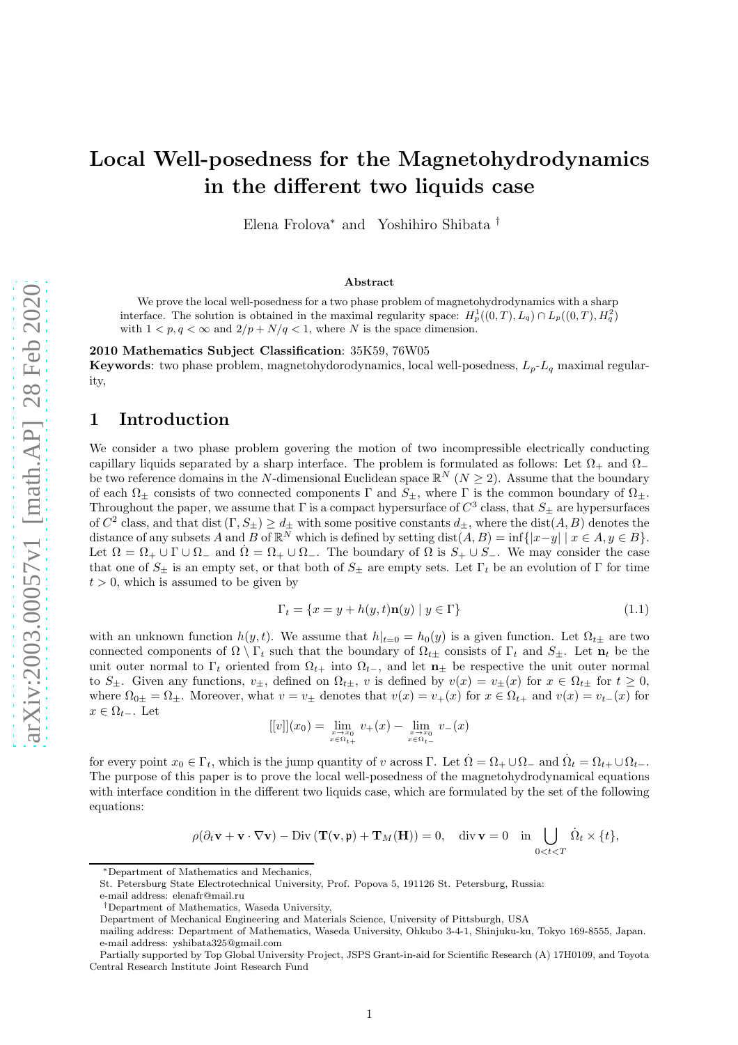# Local Well-posedness for the Magnetohydrodynamics in the different two liquids case

Elena Frolova* and Yoshihiro Shibata †

**Abstract**

We prove the local well-posedness for a two phase problem of magnetohydrodynamics with a sharp interface. The solution is obtained in the maximal regularity space: $H^1_p((0,T), L_q) \cap L_p((0,T), H^2_q)$ with $1 < p, q < \infty$ and $2/p + N/q < 1$, where $N$ is the space dimension.

**2010 Mathematics Subject Classification**: 35K59, 76W05

**Keywords**: two phase problem, magnetohydorodynamics, local well-posedness, $L_p$-$L_q$ maximal regularity,

## 1 Introduction

We consider a two phase problem govering the motion of two incompressible electrically conducting capillary liquids separated by a sharp interface. The problem is formulated as follows: Let $\Omega_+$ and $\Omega_-$ be two reference domains in the $N$-dimensional Euclidean space $\mathbb{R}^N$ ($N \geq 2$). Assume that the boundary of each $\Omega_\pm$ consists of two connected components $\Gamma$ and $S_\pm$, where $\Gamma$ is the common boundary of $\Omega_\pm$. Throughout the paper, we assume that $\Gamma$ is a compact hypersurface of $C^3$ class, that $S_\pm$ are hypersurfaces of $C^2$ class, and that $\mathrm{dist}\,(\Gamma, S_\pm) \geq d_\pm$ with some positive constants $d_\pm$, where the $\mathrm{dist}(A, B)$ denotes the distance of any subsets $A$ and $B$ of $\mathbb{R}^N$ which is defined by setting $\mathrm{dist}(A, B) = \inf\{|x-y| \mid x \in A, y \in B\}$. Let $\Omega = \Omega_+ \cup \Gamma \cup \Omega_-$ and $\dot\Omega = \Omega_+ \cup \Omega_-$. The boundary of $\Omega$ is $S_+ \cup S_-$. We may consider the case that one of $S_\pm$ is an empty set, or that both of $S_\pm$ are empty sets. Let $\Gamma_t$ be an evolution of $\Gamma$ for time $t > 0$, which is assumed to be given by

$$
\Gamma_t = \{x = y + h(y,t)\mathbf{n}(y) \mid y \in \Gamma\} \tag{1.1}
$$

with an unknown function $h(y,t)$. We assume that $h|_{t=0} = h_0(y)$ is a given function. Let $\Omega_{t\pm}$ are two connected components of $\Omega \setminus \Gamma_t$ such that the boundary of $\Omega_{t\pm}$ consists of $\Gamma_t$ and $S_\pm$. Let $\mathbf{n}_t$ be the unit outer normal to $\Gamma_t$ oriented from $\Omega_{t+}$ into $\Omega_{t-}$, and let $\mathbf{n}_\pm$ be respective the unit outer normal to $S_\pm$. Given any functions, $v_\pm$, defined on $\Omega_{t\pm}$, $v$ is defined by $v(x) = v_\pm(x)$ for $x \in \Omega_{t\pm}$ for $t \geq 0$, where $\Omega_{0\pm} = \Omega_\pm$. Moreover, what $v = v_\pm$ denotes that $v(x) = v_+(x)$ for $x \in \Omega_{t+}$ and $v(x) = v_{t-}(x)$ for $x \in \Omega_{t-}$. Let

$$
[[v]](x_0) = \lim_{\substack{x\to x_0\\ x\in\Omega_{t+}}} v_+(x) - \lim_{\substack{x\to x_0\\ x\in\Omega_{t-}}} v_-(x)
$$

for every point $x_0 \in \Gamma_t$, which is the jump quantity of $v$ across $\Gamma$. Let $\dot\Omega = \Omega_+ \cup \Omega_-$ and $\dot\Omega_t = \Omega_{t+} \cup \Omega_{t-}$. The purpose of this paper is to prove the local well-posedness of the magnetohydrodynamical equations with interface condition in the different two liquids case, which are formulated by the set of the following equations:

$$
\rho(\partial_t \mathbf{v} + \mathbf{v}\cdot\nabla\mathbf{v}) - \mathrm{Div}\,(\mathbf{T}(\mathbf{v}, \mathfrak{p}) + \mathbf{T}_M(\mathbf{H})) = 0, \quad \mathrm{div}\,\mathbf{v} = 0 \quad \text{in} \bigcup_{0<t<T} \dot\Omega_t \times \{t\},
$$

---

*Department of Mathematics and Mechanics,
St. Petersburg State Electrotechnical University, Prof. Popova 5, 191126 St. Petersburg, Russia:
e-mail address: elenafr@mail.ru

†Department of Mathematics, Waseda University,
Department of Mechanical Engineering and Materials Science, University of Pittsburgh, USA
mailing address: Department of Mathematics, Waseda University, Ohkubo 3-4-1, Shinjuku-ku, Tokyo 169-8555, Japan.
e-mail address: yshibata325@gmail.com
Partially supported by Top Global University Project, JSPS Grant-in-aid for Scientific Research (A) 17H0109, and Toyota Central Research Institute Joint Research Fund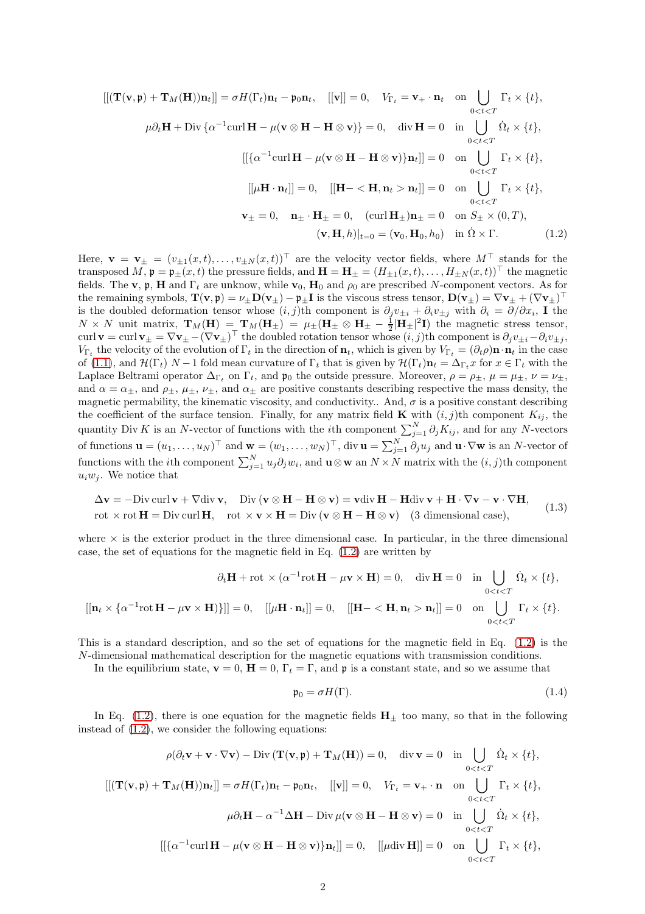$$
\begin{aligned}
&[[(\mathbf{T}(\mathbf{v},\mathfrak{p})+\mathbf{T}_M(\mathbf{H}))\mathbf{n}_t]] = \sigma H(\Gamma_t)\mathbf{n}_t - \mathfrak{p}_0\mathbf{n}_t, \quad [[\mathbf{v}]]=0, \quad V_{\Gamma_t} = \mathbf{v}_+\cdot\mathbf{n}_t \quad \text{on } \bigcup_{0<t<T}\Gamma_t\times\{t\},\\
&\mu\partial_t\mathbf{H} + \mathrm{Div}\,\{\alpha^{-1}\mathrm{curl}\,\mathbf{H} - \mu(\mathbf{v}\otimes\mathbf{H}-\mathbf{H}\otimes\mathbf{v})\} = 0, \quad \mathrm{div}\,\mathbf{H}=0 \quad \text{in } \bigcup_{0<t<T}\dot\Omega_t\times\{t\},\\
&[[\{\alpha^{-1}\mathrm{curl}\,\mathbf{H} - \mu(\mathbf{v}\otimes\mathbf{H}-\mathbf{H}\otimes\mathbf{v})\}\mathbf{n}_t]] = 0 \quad \text{on } \bigcup_{0<t<T}\Gamma_t\times\{t\},\\
&[[\mu\mathbf{H}\cdot\mathbf{n}_t]]=0, \quad [[\mathbf{H} - <\mathbf{H},\mathbf{n}_t>\mathbf{n}_t]]=0 \quad \text{on } \bigcup_{0<t<T}\Gamma_t\times\{t\},\\
&\mathbf{v}_\pm = 0, \quad \mathbf{n}_\pm\cdot\mathbf{H}_\pm = 0, \quad (\mathrm{curl}\,\mathbf{H}_\pm)\mathbf{n}_\pm = 0 \quad \text{on } S_\pm\times(0,T),\\
&(\mathbf{v},\mathbf{H},h)|_{t=0} = (\mathbf{v}_0,\mathbf{H}_0,h_0) \quad \text{in } \dot\Omega\times\Gamma. \qquad (1.2)
\end{aligned}
$$

Here, $\mathbf{v} = \mathbf{v}_\pm = (v_{\pm1}(x,t),\ldots,v_{\pm N}(x,t))^\top$ are the velocity vector fields, where $M^\top$ stands for the transposed $M$, $\mathfrak{p} = \mathfrak{p}_\pm(x,t)$ the pressure fields, and $\mathbf{H} = \mathbf{H}_\pm = (H_{\pm1}(x,t),\ldots,H_{\pm N}(x,t))^\top$ the magnetic fields. The $\mathbf{v}$, $\mathfrak{p}$, $\mathbf{H}$ and $\Gamma_t$ are unknow, while $\mathbf{v}_0$, $\mathbf{H}_0$ and $\rho_0$ are prescribed $N$-component vectors. As for the remaining symbols, $\mathbf{T}(\mathbf{v},\mathfrak{p}) = \nu_\pm\mathbf{D}(\mathbf{v}_\pm) - \mathfrak{p}_\pm\mathbf{I}$ is the viscous stress tensor, $\mathbf{D}(\mathbf{v}_\pm) = \nabla\mathbf{v}_\pm + (\nabla\mathbf{v}_\pm)^\top$ is the doubled deformation tensor whose $(i,j)$th component is $\partial_j v_{\pm i} + \partial_i v_{\pm j}$ with $\partial_i = \partial/\partial x_i$, $\mathbf{I}$ the $N\times N$ unit matrix, $\mathbf{T}_M(\mathbf{H}) = \mathbf{T}_M(\mathbf{H}_\pm) = \mu_\pm(\mathbf{H}_\pm\otimes\mathbf{H}_\pm - \frac12|\mathbf{H}_\pm|^2\mathbf{I})$ the magnetic stress tensor, $\mathrm{curl}\,\mathbf{v} = \mathrm{curl}\,\mathbf{v}_\pm = \nabla\mathbf{v}_\pm - (\nabla\mathbf{v}_\pm)^\top$ the doubled rotation tensor whose $(i,j)$th component is $\partial_j v_{\pm i} - \partial_i v_{\pm j}$, $V_{\Gamma_t}$ the velocity of the evolution of $\Gamma_t$ in the direction of $\mathbf{n}_t$, which is given by $V_{\Gamma_t} = (\partial_t\rho)\mathbf{n}\cdot\mathbf{n}_t$ in the case of (1.1), and $\mathcal{H}(\Gamma_t)$ $N-1$ fold mean curvature of $\Gamma_t$ that is given by $\mathcal{H}(\Gamma_t)\mathbf{n}_t = \Delta_{\Gamma_t}x$ for $x\in\Gamma_t$ with the Laplace Beltrami operator $\Delta_{\Gamma_t}$ on $\Gamma_t$, and $\mathfrak{p}_0$ the outside pressure. Moreover, $\rho = \rho_\pm$, $\mu = \mu_\pm$, $\nu = \nu_\pm$, and $\alpha = \alpha_\pm$, and $\rho_\pm$, $\mu_\pm$, $\nu_\pm$, and $\alpha_\pm$ are positive constants describing respective the mass density, the magnetic permability, the kinematic viscosity, and conductivity.. And, $\sigma$ is a positive constant describing the coefficient of the surface tension. Finally, for any matrix field $\mathbf{K}$ with $(i,j)$th component $K_{ij}$, the quantity $\mathrm{Div}\,K$ is an $N$-vector of functions with the $i$th component $\sum_{j=1}^N \partial_j K_{ij}$, and for any $N$-vectors of functions $\mathbf{u} = (u_1,\ldots,u_N)^\top$ and $\mathbf{w} = (w_1,\ldots,w_N)^\top$, $\mathrm{div}\,\mathbf{u} = \sum_{j=1}^N\partial_j u_j$ and $\mathbf{u}\cdot\nabla\mathbf{w}$ is an $N$-vector of functions with the $i$th component $\sum_{j=1}^N u_j\partial_j w_i$, and $\mathbf{u}\otimes\mathbf{w}$ an $N\times N$ matrix with the $(i,j)$th component $u_iw_j$. We notice that

$$
\begin{aligned}
&\Delta\mathbf{v} = -\mathrm{Div}\,\mathrm{curl}\,\mathbf{v} + \nabla\mathrm{div}\,\mathbf{v}, \quad \mathrm{Div}\,(\mathbf{v}\otimes\mathbf{H}-\mathbf{H}\otimes\mathbf{v}) = \mathbf{v}\mathrm{div}\,\mathbf{H} - \mathbf{H}\mathrm{div}\,\mathbf{v} + \mathbf{H}\cdot\nabla\mathbf{v} - \mathbf{v}\cdot\nabla\mathbf{H},\\
&\mathrm{rot}\,\times\mathrm{rot}\,\mathbf{H} = \mathrm{Div}\,\mathrm{curl}\,\mathbf{H}, \quad \mathrm{rot}\,\times\mathbf{v}\times\mathbf{H} = \mathrm{Div}\,(\mathbf{v}\otimes\mathbf{H}-\mathbf{H}\otimes\mathbf{v}) \quad \text{(3 dimensional case)},
\end{aligned}
\tag{1.3}
$$

where $\times$ is the exterior product in the three dimensional case. In particular, in the three dimensional case, the set of equations for the magnetic field in Eq. (1.2) are written by

$$
\begin{aligned}
&\partial_t\mathbf{H} + \mathrm{rot}\,\times(\alpha^{-1}\mathrm{rot}\,\mathbf{H} - \mu\mathbf{v}\times\mathbf{H}) = 0, \quad \mathrm{div}\,\mathbf{H}=0 \quad \text{in } \bigcup_{0<t<T}\dot\Omega_t\times\{t\},\\
&[[\mathbf{n}_t\times\{\alpha^{-1}\mathrm{rot}\,\mathbf{H} - \mu\mathbf{v}\times\mathbf{H})\}]] = 0, \quad [[\mu\mathbf{H}\cdot\mathbf{n}_t]]=0, \quad [[\mathbf{H} - <\mathbf{H},\mathbf{n}_t>\mathbf{n}_t]]=0 \quad \text{on } \bigcup_{0<t<T}\Gamma_t\times\{t\}.
\end{aligned}
$$

This is a standard description, and so the set of equations for the magnetic field in Eq. (1.2) is the $N$-dimensional mathematical description for the magnetic equations with transmission conditions.

In the equilibrium state, $\mathbf{v}=0$, $\mathbf{H}=0$, $\Gamma_t=\Gamma$, and $\mathfrak{p}$ is a constant state, and so we assume that

$$
\mathfrak{p}_0 = \sigma H(\Gamma). \tag{1.4}
$$

In Eq. (1.2), there is one equation for the magnetic fields $\mathbf{H}_\pm$ too many, so that in the following instead of (1.2), we consider the following equations:

$$
\begin{aligned}
&\rho(\partial_t\mathbf{v} + \mathbf{v}\cdot\nabla\mathbf{v}) - \mathrm{Div}\,(\mathbf{T}(\mathbf{v},\mathfrak{p}) + \mathbf{T}_M(\mathbf{H})) = 0, \quad \mathrm{div}\,\mathbf{v}=0 \quad \text{in } \bigcup_{0<t<T}\dot\Omega_t\times\{t\},\\
&[[(\mathbf{T}(\mathbf{v},\mathfrak{p})+\mathbf{T}_M(\mathbf{H}))\mathbf{n}_t]] = \sigma H(\Gamma_t)\mathbf{n}_t - \mathfrak{p}_0\mathbf{n}_t, \quad [[\mathbf{v}]]=0, \quad V_{\Gamma_t} = \mathbf{v}_+\cdot\mathbf{n} \quad \text{on } \bigcup_{0<t<T}\Gamma_t\times\{t\},\\
&\mu\partial_t\mathbf{H} - \alpha^{-1}\Delta\mathbf{H} - \mathrm{Div}\,\mu(\mathbf{v}\otimes\mathbf{H}-\mathbf{H}\otimes\mathbf{v}) = 0 \quad \text{in } \bigcup_{0<t<T}\dot\Omega_t\times\{t\},\\
&[[\{\alpha^{-1}\mathrm{curl}\,\mathbf{H} - \mu(\mathbf{v}\otimes\mathbf{H}-\mathbf{H}\otimes\mathbf{v})\}\mathbf{n}_t]] = 0, \quad [[\mu\mathrm{div}\,\mathbf{H}]]=0 \quad \text{on } \bigcup_{0<t<T}\Gamma_t\times\{t\},
\end{aligned}
$$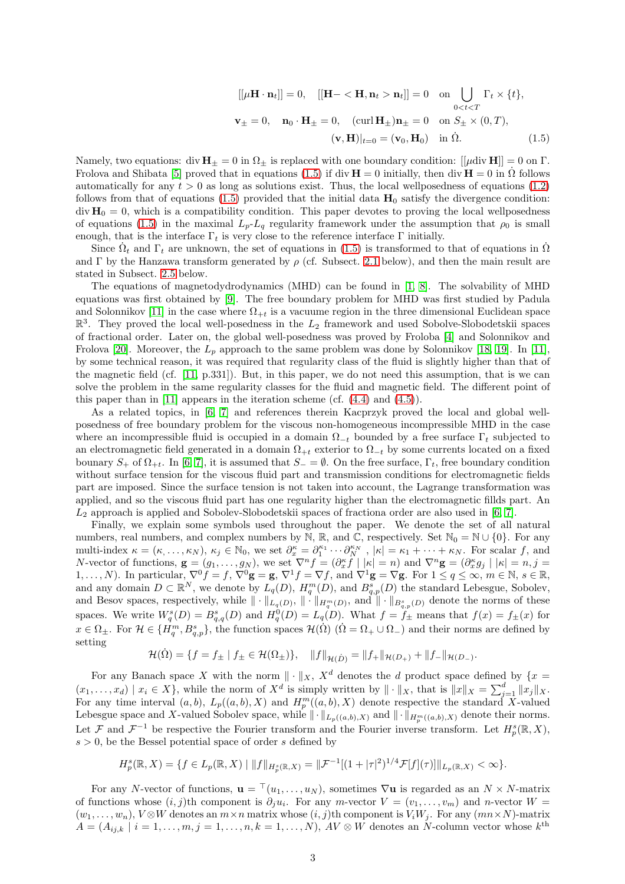$$
\begin{aligned}
&[[\mu \mathbf{H}\cdot\mathbf{n}_t]]=0, \quad [[\mathbf{H}- <\mathbf{H},\mathbf{n}_t>\mathbf{n}_t]]=0 \quad \text{on } \bigcup_{0<t<T}\Gamma_t\times\{t\},\\
&\mathbf{v}_\pm=0, \quad \mathbf{n}_0\cdot\mathbf{H}_\pm=0, \quad (\operatorname{curl}\mathbf{H}_\pm)\mathbf{n}_\pm=0 \quad \text{on } S_\pm\times(0,T),\\
&(\mathbf{v},\mathbf{H})|_{t=0}=(\mathbf{v}_0,\mathbf{H}_0) \quad \text{in } \dot\Omega.
\end{aligned}
\tag{1.5}
$$

Namely, two equations: $\operatorname{div}\mathbf{H}_\pm=0$ in $\Omega_\pm$ is replaced with one boundary condition: $[[\mu\operatorname{div}\mathbf{H}]]=0$ on $\Gamma$. Frolova and Shibata [5] proved that in equations (1.5) if $\operatorname{div}\mathbf{H}=0$ initially, then $\operatorname{div}\mathbf{H}=0$ in $\dot\Omega$ follows automatically for any $t>0$ as long as solutions exist. Thus, the local wellposedness of equations (1.2) follows from that of equations (1.5) provided that the initial data $\mathbf{H}_0$ satisfy the divergence condition: $\operatorname{div}\mathbf{H}_0=0$, which is a compatibility condition. This paper devotes to proving the local wellposedness of equations (1.5) in the maximal $L_p$-$L_q$ regularity framework under the assumption that $\rho_0$ is small enough, that is the interface $\Gamma_t$ is very close to the reference interface $\Gamma$ initially.

Since $\dot\Omega_t$ and $\Gamma_t$ are unknown, the set of equations in (1.5) is transformed to that of equations in $\dot\Omega$ and $\Gamma$ by the Hanzawa transform generated by $\rho$ (cf. Subsect. 2.1 below), and then the main result are stated in Subsect. 2.5 below.

The equations of magnetodydrodynamics (MHD) can be found in [1, 8]. The solvability of MHD equations was first obtained by [9]. The free boundary problem for MHD was first studied by Padula and Solonnikov [11] in the case where $\Omega_{+t}$ is a vacuume region in the three dimensional Euclidean space $\mathbb{R}^3$. They proved the local well-posedness in the $L_2$ framework and used Sobolve-Slobodetskii spaces of fractional order. Later on, the global well-posedness was proved by Froloba [4] and Solonnikov and Frolova [20]. Moreover, the $L_p$ approach to the same problem was done by Solonnikov [18, 19]. In [11], by some technical reason, it was required that regularity class of the fluid is slightly higher than that of the magnetic field (cf. [11, p.331]). But, in this paper, we do not need this assumption, that is we can solve the problem in the same regularity classes for the fluid and magnetic field. The different point of this paper than in [11] appears in the iteration scheme (cf. (4.4) and (4.5)).

As a related topics, in [6, 7] and references therein Kacprzyk proved the local and global well-posedness of free boundary problem for the viscous non-homogeneous incompressible MHD in the case where an incompressible fluid is occupied in a domain $\Omega_{-t}$ bounded by a free surface $\Gamma_t$ subjected to an electromagnetic field generated in a domain $\Omega_{+t}$ exterior to $\Omega_{-t}$ by some currents located on a fixed bounary $S_+$ of $\Omega_{+t}$. In [6, 7], it is assumed that $S_-=\emptyset$. On the free surface, $\Gamma_t$, free boundary condition without surface tension for the viscous fluid part and transmission conditions for electromagnetic fields part are imposed. Since the surface tension is not taken into account, the Lagrange transformation was applied, and so the viscous fluid part has one regularity higher than the electromagnetic fillds part. An $L_2$ approach is applied and Sobolev-Slobodetskii spaces of fractiona order are also used in [6, 7].

Finally, we explain some symbols used throughout the paper. We denote the set of all natural numbers, real numbers, and complex numbers by $\mathbb{N}$, $\mathbb{R}$, and $\mathbb{C}$, respectively. Set $\mathbb{N}_0=\mathbb{N}\cup\{0\}$. For any multi-index $\kappa=(\kappa,\ldots,\kappa_N)$, $\kappa_j\in\mathbb{N}_0$, we set $\partial_x^\kappa=\partial_1^{\kappa_1}\cdots\partial_N^{\kappa_N}$ , $|\kappa|=\kappa_1+\cdots+\kappa_N$. For scalar $f$, and $N$-vector of functions, $\mathbf{g}=(g_1,\ldots,g_N)$, we set $\nabla^n f=(\partial_x^\kappa f\mid |\kappa|=n)$ and $\nabla^n\mathbf{g}=(\partial_x^\kappa g_j\mid |\kappa|=n, j=1,\ldots,N)$. In particular, $\nabla^0 f=f$, $\nabla^0\mathbf{g}=\mathbf{g}$, $\nabla^1 f=\nabla f$, and $\nabla^1\mathbf{g}=\nabla\mathbf{g}$. For $1\le q\le\infty$, $m\in\mathbb{N}$, $s\in\mathbb{R}$, and any domain $D\subset\mathbb{R}^N$, we denote by $L_q(D)$, $H_q^m(D)$, and $B^s_{q,p}(D)$ the standard Lebesgue, Sobolev, and Besov spaces, respectively, while $\|\cdot\|_{L_q(D)}$, $\|\cdot\|_{H_q^m(D)}$, and $\|\cdot\|_{B^s_{q,p}(D)}$ denote the norms of these spaces. We write $W^s_q(D)=B^s_{q,q}(D)$ and $H^0_q(D)=L_q(D)$. What $f=f_\pm$ means that $f(x)=f_\pm(x)$ for $x\in\Omega_\pm$. For $\mathcal{H}\in\{H^m_q, B^s_{q,p}\}$, the function spaces $\mathcal{H}(\dot\Omega)$ ($\dot\Omega=\Omega_+\cup\Omega_-$) and their norms are defined by setting

$$
\mathcal{H}(\dot\Omega)=\{f=f_\pm\mid f_\pm\in\mathcal{H}(\Omega_\pm)\}, \quad \|f\|_{\mathcal{H}(\dot D)}=\|f_+\|_{\mathcal{H}(D_+)}+\|f_-\|_{\mathcal{H}(D_-)}.
$$

For any Banach space $X$ with the norm $\|\cdot\|_X$, $X^d$ denotes the $d$ product space defined by $\{x=(x_1,\ldots,x_d)\mid x_i\in X\}$, while the norm of $X^d$ is simply written by $\|\cdot\|_X$, that is $\|x\|_X=\sum_{j=1}^d\|x_j\|_X$. For any time interval $(a,b)$, $L_p((a,b),X)$ and $H^m_p((a,b),X)$ denote respective the standard $X$-valued Lebesgue space and $X$-valued Sobolev space, while $\|\cdot\|_{L_p((a,b),X)}$ and $\|\cdot\|_{H^m_p((a,b),X)}$ denote their norms. Let $\mathcal{F}$ and $\mathcal{F}^{-1}$ be respective the Fourier transform and the Fourier inverse transform. Let $H^s_p(\mathbb{R},X)$, $s>0$, be the Bessel potential space of order $s$ defined by

$$
H^s_p(\mathbb{R},X)=\{f\in L_p(\mathbb{R},X)\mid \|f\|_{H^s_p(\mathbb{R},X)}=\|\mathcal{F}^{-1}[(1+|\tau|^2)^{1/4}\mathcal{F}[f](\tau)]\|_{L_p(\mathbb{R},X)}<\infty\}.
$$

For any $N$-vector of functions, $\mathbf{u}={}^\top(u_1,\ldots,u_N)$, sometimes $\nabla\mathbf{u}$ is regarded as an $N\times N$-matrix of functions whose $(i,j)$th component is $\partial_j u_i$. For any $m$-vector $V=(v_1,\ldots,v_m)$ and $n$-vector $W=(w_1,\ldots,w_n)$, $V\otimes W$ denotes an $m\times n$ matrix whose $(i,j)$th component is $V_iW_j$. For any $(mn\times N)$-matrix $A=(A_{ij,k}\mid i=1,\ldots,m, j=1,\ldots,n, k=1,\ldots,N)$, $AV\otimes W$ denotes an $N$-column vector whose $k^{\text{th}}$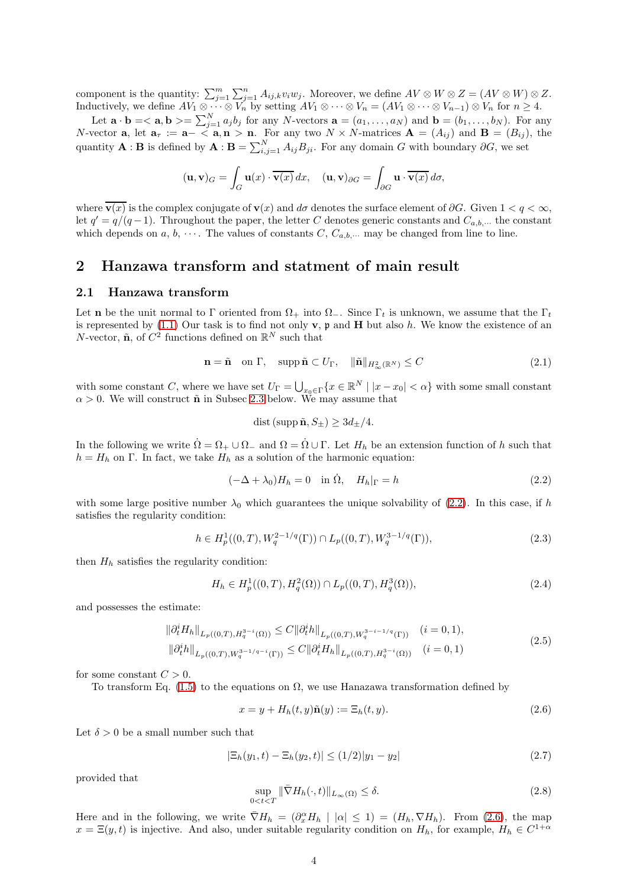component is the quantity: $\sum_{j=1}^m \sum_{j=1}^n A_{ij,k} v_i w_j$. Moreover, we define $AV \otimes W \otimes Z = (AV \otimes W) \otimes Z$. Inductively, we define $AV_1 \otimes \cdots \otimes V_n$ by setting $AV_1 \otimes \cdots \otimes V_n = (AV_1 \otimes \cdots \otimes V_{n-1}) \otimes V_n$ for $n \geq 4$.

Let $\mathbf{a} \cdot \mathbf{b} = <\mathbf{a}, \mathbf{b}> = \sum_{j=1}^N a_j b_j$ for any $N$-vectors $\mathbf{a} = (a_1, \ldots, a_N)$ and $\mathbf{b} = (b_1, \ldots, b_N)$. For any $N$-vector $\mathbf{a}$, let $\mathbf{a}_\tau := \mathbf{a} - <\mathbf{a}, \mathbf{n}> \mathbf{n}$. For any two $N \times N$-matrices $\mathbf{A} = (A_{ij})$ and $\mathbf{B} = (B_{ij})$, the quantity $\mathbf{A} : \mathbf{B}$ is defined by $\mathbf{A} : \mathbf{B} = \sum_{i,j=1}^N A_{ij} B_{ji}$. For any domain $G$ with boundary $\partial G$, we set

$$(\mathbf{u}, \mathbf{v})_G = \int_G \mathbf{u}(x) \cdot \overline{\mathbf{v}(x)}\, dx, \quad (\mathbf{u}, \mathbf{v})_{\partial G} = \int_{\partial G} \mathbf{u} \cdot \overline{\mathbf{v}(x)}\, d\sigma,$$

where $\overline{\mathbf{v}(x)}$ is the complex conjugate of $\mathbf{v}(x)$ and $d\sigma$ denotes the surface element of $\partial G$. Given $1 < q < \infty$, let $q' = q/(q-1)$. Throughout the paper, the letter $C$ denotes generic constants and $C_{a,b,\cdots}$ the constant which depends on $a$, $b$, $\cdots$. The values of constants $C$, $C_{a,b,\cdots}$ may be changed from line to line.

## 2 Hanzawa transform and statment of main result

### 2.1 Hanzawa transform

Let $\mathbf{n}$ be the unit normal to $\Gamma$ oriented from $\Omega_+$ into $\Omega_-$. Since $\Gamma_t$ is unknown, we assume that the $\Gamma_t$ is represented by (1.1) Our task is to find not only $\mathbf{v}$, $\mathfrak{p}$ and $\mathbf{H}$ but also $h$. We know the existence of an $N$-vector, $\tilde{\mathbf{n}}$, of $C^2$ functions defined on $\mathbb{R}^N$ such that

$$\mathbf{n} = \tilde{\mathbf{n}} \quad \text{on } \Gamma, \quad \text{supp}\,\tilde{\mathbf{n}} \subset U_\Gamma, \quad \|\tilde{\mathbf{n}}\|_{H^2_\infty(\mathbb{R}^N)} \leq C \tag{2.1}$$

with some constant $C$, where we have set $U_\Gamma = \bigcup_{x_0 \in \Gamma} \{x \in \mathbb{R}^N \mid |x - x_0| < \alpha\}$ with some small constant $\alpha > 0$. We will construct $\tilde{\mathbf{n}}$ in Subsec 2.3 below. We may assume that

$$\text{dist}\,(\text{supp}\,\tilde{\mathbf{n}}, S_\pm) \geq 3d_\pm/4.$$

In the following we write $\dot\Omega = \Omega_+ \cup \Omega_-$ and $\Omega = \dot\Omega \cup \Gamma$. Let $H_h$ be an extension function of $h$ such that $h = H_h$ on $\Gamma$. In fact, we take $H_h$ as a solution of the harmonic equation:

$$(-\Delta + \lambda_0) H_h = 0 \quad \text{in } \dot\Omega, \quad H_h|_\Gamma = h \tag{2.2}$$

with some large positive number $\lambda_0$ which guarantees the unique solvability of (2.2). In this case, if $h$ satisfies the regularity condition:

$$h \in H^1_p((0,T), W^{2-1/q}_q(\Gamma)) \cap L_p((0,T), W^{3-1/q}_q(\Gamma)), \tag{2.3}$$

then $H_h$ satisfies the regularity condition:

$$H_h \in H^1_p((0,T), H^2_q(\Omega)) \cap L_p((0,T), H^3_q(\Omega)), \tag{2.4}$$

and possesses the estimate:

$$\begin{aligned}
&\|\partial_t^i H_h\|_{L_p((0,T), H^{3-i}_q(\Omega))} \leq C\|\partial_t^i h\|_{L_p((0,T), W^{3-i-1/q}_q(\Gamma))} \quad (i = 0, 1), \\
&\|\partial_t^i h\|_{L_p((0,T), W^{3-1/q-i}_q(\Gamma))} \leq C\|\partial_t^i H_h\|_{L_p((0,T), H^{3-i}_q(\Omega))} \quad (i = 0, 1)
\end{aligned} \tag{2.5}$$

for some constant $C > 0$.

To transform Eq. (1.5) to the equations on $\Omega$, we use Hanazawa transformation defined by

$$x = y + H_h(t,y)\tilde{\mathbf{n}}(y) := \Xi_h(t,y). \tag{2.6}$$

Let $\delta > 0$ be a small number such that

$$|\Xi_h(y_1, t) - \Xi_h(y_2, t)| \leq (1/2)|y_1 - y_2| \tag{2.7}$$

provided that

$$\sup_{0<t<T} \|\bar\nabla H_h(\cdot, t)\|_{L_\infty(\Omega)} \leq \delta. \tag{2.8}$$

Here and in the following, we write $\bar\nabla H_h = (\partial_x^\alpha H_h \mid |\alpha| \leq 1) = (H_h, \nabla H_h)$. From (2.6), the map $x = \Xi(y,t)$ is injective. And also, under suitable regularity condition on $H_h$, for example, $H_h \in C^{1+\alpha}$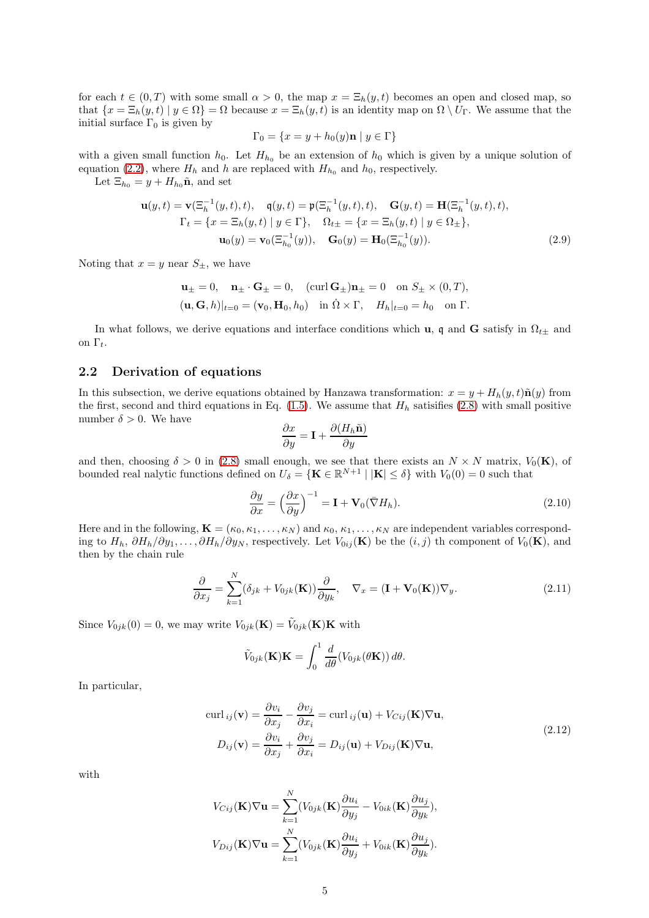for each $t \in (0,T)$ with some small $\alpha > 0$, the map $x = \Xi_h(y,t)$ becomes an open and closed map, so that $\{x = \Xi_h(y,t) \mid y \in \Omega\} = \Omega$ because $x = \Xi_h(y,t)$ is an identity map on $\Omega \setminus U_\Gamma$. We assume that the initial surface $\Gamma_0$ is given by

$$\Gamma_0 = \{x = y + h_0(y)\mathbf{n} \mid y \in \Gamma\}$$

with a given small function $h_0$. Let $H_{h_0}$ be an extension of $h_0$ which is given by a unique solution of equation (2.2), where $H_h$ and $h$ are replaced with $H_{h_0}$ and $h_0$, respectively.

Let $\Xi_{h_0} = y + H_{h_0}\tilde{\mathbf{n}}$, and set

$$\begin{gathered}
\mathbf{u}(y,t) = \mathbf{v}(\Xi_h^{-1}(y,t),t), \quad \mathfrak{q}(y,t) = \mathfrak{p}(\Xi_h^{-1}(y,t),t), \quad \mathbf{G}(y,t) = \mathbf{H}(\Xi_h^{-1}(y,t),t), \\
\Gamma_t = \{x = \Xi_h(y,t) \mid y \in \Gamma\}, \quad \Omega_{t\pm} = \{x = \Xi_h(y,t) \mid y \in \Omega_\pm\}, \\
\mathbf{u}_0(y) = \mathbf{v}_0(\Xi_{h_0}^{-1}(y)), \quad \mathbf{G}_0(y) = \mathbf{H}_0(\Xi_{h_0}^{-1}(y)).
\end{gathered} \tag{2.9}$$

Noting that $x = y$ near $S_\pm$, we have

$$\begin{aligned}
&\mathbf{u}_\pm = 0, \quad \mathbf{n}_\pm \cdot \mathbf{G}_\pm = 0, \quad (\operatorname{curl} \mathbf{G}_\pm)\mathbf{n}_\pm = 0 \quad \text{on } S_\pm \times (0,T), \\
&(\mathbf{u}, \mathbf{G}, h)|_{t=0} = (\mathbf{v}_0, \mathbf{H}_0, h_0) \quad \text{in } \dot{\Omega} \times \Gamma, \quad H_h|_{t=0} = h_0 \quad \text{on } \Gamma.
\end{aligned}$$

In what follows, we derive equations and interface conditions which $\mathbf{u}$, $\mathfrak{q}$ and $\mathbf{G}$ satisfy in $\Omega_{t\pm}$ and on $\Gamma_t$.

## 2.2 Derivation of equations

In this subsection, we derive equations obtained by Hanzawa transformation: $x = y + H_h(y,t)\tilde{\mathbf{n}}(y)$ from the first, second and third equations in Eq. (1.5). We assume that $H_h$ satisifies (2.8) with small positive number $\delta > 0$. We have

$$\frac{\partial x}{\partial y} = \mathbf{I} + \frac{\partial (H_h \tilde{\mathbf{n}})}{\partial y}$$

and then, choosing $\delta > 0$ in (2.8) small enough, we see that there exists an $N \times N$ matrix, $V_0(\mathbf{K})$, of bounded real nalytic functions defined on $U_\delta = \{\mathbf{K} \in \mathbb{R}^{N+1} \mid |\mathbf{K}| \le \delta\}$ with $V_0(0) = 0$ such that

$$\frac{\partial y}{\partial x} = \Big(\frac{\partial x}{\partial y}\Big)^{-1} = \mathbf{I} + \mathbf{V}_0(\bar{\nabla} H_h). \tag{2.10}$$

Here and in the following, $\mathbf{K} = (\kappa_0, \kappa_1, \ldots, \kappa_N)$ and $\kappa_0, \kappa_1, \ldots, \kappa_N$ are independent variables corresponding to $H_h$, $\partial H_h/\partial y_1, \ldots, \partial H_h/\partial y_N$, respectively. Let $V_{0ij}(\mathbf{K})$ be the $(i,j)$ th component of $V_0(\mathbf{K})$, and then by the chain rule

$$\frac{\partial}{\partial x_j} = \sum_{k=1}^N (\delta_{jk} + V_{0jk}(\mathbf{K}))\frac{\partial}{\partial y_k}, \quad \nabla_x = (\mathbf{I} + \mathbf{V}_0(\mathbf{K}))\nabla_y. \tag{2.11}$$

Since $V_{0jk}(0) = 0$, we may write $V_{0jk}(\mathbf{K}) = \tilde{V}_{0jk}(\mathbf{K})\mathbf{K}$ with

$$\tilde{V}_{0jk}(\mathbf{K})\mathbf{K} = \int_0^1 \frac{d}{d\theta}(V_{0jk}(\theta\mathbf{K}))\,d\theta.$$

In particular,

$$\begin{aligned}
\operatorname{curl}_{ij}(\mathbf{v}) &= \frac{\partial v_i}{\partial x_j} - \frac{\partial v_j}{\partial x_i} = \operatorname{curl}_{ij}(\mathbf{u}) + V_{Cij}(\mathbf{K})\nabla\mathbf{u}, \\
D_{ij}(\mathbf{v}) &= \frac{\partial v_i}{\partial x_j} + \frac{\partial v_j}{\partial x_i} = D_{ij}(\mathbf{u}) + V_{Dij}(\mathbf{K})\nabla\mathbf{u},
\end{aligned} \tag{2.12}$$

with

$$\begin{aligned}
V_{Cij}(\mathbf{K})\nabla\mathbf{u} &= \sum_{k=1}^N (V_{0jk}(\mathbf{K})\frac{\partial u_i}{\partial y_j} - V_{0ik}(\mathbf{K})\frac{\partial u_j}{\partial y_k}), \\
V_{Dij}(\mathbf{K})\nabla\mathbf{u} &= \sum_{k=1}^N (V_{0jk}(\mathbf{K})\frac{\partial u_i}{\partial y_j} + V_{0ik}(\mathbf{K})\frac{\partial u_j}{\partial y_k}).
\end{aligned}$$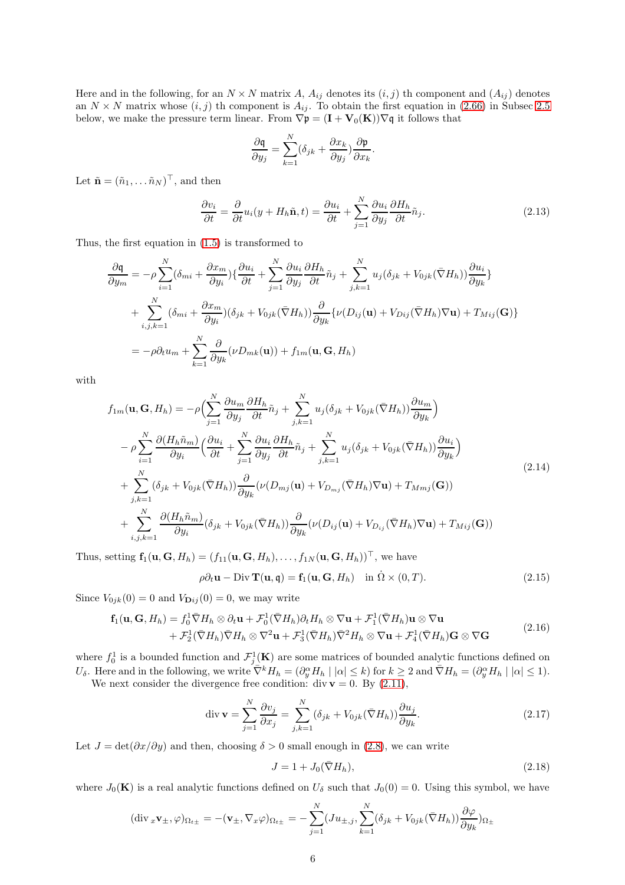Here and in the following, for an $N \times N$ matrix $A$, $A_{ij}$ denotes its $(i,j)$ th component and $(A_{ij})$ denotes an $N \times N$ matrix whose $(i,j)$ th component is $A_{ij}$. To obtain the first equation in (2.66) in Subsec 2.5 below, we make the pressure term linear. From $\nabla \mathfrak{p} = (\mathbf{I} + \mathbf{V}_0(\mathbf{K}))\nabla \mathfrak{q}$ it follows that

$$\frac{\partial \mathfrak{q}}{\partial y_j} = \sum_{k=1}^N (\delta_{jk} + \frac{\partial x_k}{\partial y_j})\frac{\partial \mathfrak{p}}{\partial x_k}.$$

Let $\tilde{\mathbf{n}} = (\tilde{n}_1, \ldots \tilde{n}_N)^\top$, and then

$$\frac{\partial v_i}{\partial t} = \frac{\partial}{\partial t} u_i(y + H_h \tilde{\mathbf{n}}, t) = \frac{\partial u_i}{\partial t} + \sum_{j=1}^N \frac{\partial u_i}{\partial y_j}\frac{\partial H_h}{\partial t}\tilde{n}_j. \tag{2.13}$$

Thus, the first equation in (1.5) is transformed to

$$\begin{aligned}
\frac{\partial \mathfrak{q}}{\partial y_m} &= -\rho \sum_{i=1}^N (\delta_{mi} + \frac{\partial x_m}{\partial y_i})\{\frac{\partial u_i}{\partial t} + \sum_{j=1}^N \frac{\partial u_i}{\partial y_j}\frac{\partial H_h}{\partial t}\tilde{n}_j + \sum_{j,k=1}^N u_j(\delta_{jk} + V_{0jk}(\bar{\nabla} H_h))\frac{\partial u_i}{\partial y_k}\} \\
&\quad + \sum_{i,j,k=1}^N (\delta_{mi} + \frac{\partial x_m}{\partial y_i})(\delta_{jk} + V_{0jk}(\bar{\nabla} H_h))\frac{\partial}{\partial y_k}\{\nu(D_{ij}(\mathbf{u}) + V_{Dij}(\bar{\nabla} H_h)\nabla \mathbf{u}) + T_{Mij}(\mathbf{G})\} \\
&= -\rho \partial_t u_m + \sum_{k=1}^N \frac{\partial}{\partial y_k}(\nu D_{mk}(\mathbf{u})) + f_{1m}(\mathbf{u}, \mathbf{G}, H_h)
\end{aligned}$$

with

$$\begin{aligned}
f_{1m}(\mathbf{u}, \mathbf{G}, H_h) &= -\rho\Big(\sum_{j=1}^N \frac{\partial u_m}{\partial y_j}\frac{\partial H_h}{\partial t}\tilde{n}_j + \sum_{j,k=1}^N u_j(\delta_{jk} + V_{0jk}(\bar{\nabla} H_h))\frac{\partial u_m}{\partial y_k}\Big) \\
&\quad - \rho \sum_{i=1}^N \frac{\partial (H_h \tilde{n}_m)}{\partial y_i}\Big(\frac{\partial u_i}{\partial t} + \sum_{j=1}^N \frac{\partial u_i}{\partial y_j}\frac{\partial H_h}{\partial t}\tilde{n}_j + \sum_{j,k=1}^N u_j(\delta_{jk} + V_{0jk}(\bar{\nabla} H_h))\frac{\partial u_i}{\partial y_k}\Big) \\
&\quad + \sum_{j,k=1}^N (\delta_{jk} + V_{0jk}(\bar{\nabla} H_h))\frac{\partial}{\partial y_k}(\nu(D_{mj}(\mathbf{u}) + V_{D_{mj}}(\bar{\nabla} H_h)\nabla \mathbf{u}) + T_{Mmj}(\mathbf{G})) \\
&\quad + \sum_{i,j,k=1}^N \frac{\partial (H_h \tilde{n}_m)}{\partial y_i}(\delta_{jk} + V_{0jk}(\bar{\nabla} H_h))\frac{\partial}{\partial y_k}(\nu(D_{ij}(\mathbf{u}) + V_{D_{ij}}(\bar{\nabla} H_h)\nabla \mathbf{u}) + T_{Mij}(\mathbf{G}))
\end{aligned} \tag{2.14}$$

Thus, setting $\mathbf{f}_1(\mathbf{u}, \mathbf{G}, H_h) = (f_{11}(\mathbf{u}, \mathbf{G}, H_h), \ldots, f_{1N}(\mathbf{u}, \mathbf{G}, H_h))^\top$, we have

$$\rho \partial_t \mathbf{u} - \operatorname{Div} \mathbf{T}(\mathbf{u}, \mathfrak{q}) = \mathbf{f}_1(\mathbf{u}, \mathbf{G}, H_h) \quad \text{in } \dot{\Omega} \times (0, T). \tag{2.15}$$

Since $V_{0jk}(0) = 0$ and $V_{\mathbf{D}ij}(0) = 0$, we may write

$$\begin{aligned}
\mathbf{f}_1(\mathbf{u}, \mathbf{G}, H_h) &= f_0^1 \bar{\nabla} H_h \otimes \partial_t \mathbf{u} + \mathcal{F}_0^1(\bar{\nabla} H_h)\partial_t H_h \otimes \nabla \mathbf{u} + \mathcal{F}_1^1(\bar{\nabla} H_h)\mathbf{u} \otimes \nabla \mathbf{u} \\
&\quad + \mathcal{F}_2^1(\bar{\nabla} H_h)\bar{\nabla} H_h \otimes \nabla^2 \mathbf{u} + \mathcal{F}_3^1(\bar{\nabla} H_h)\bar{\nabla}^2 H_h \otimes \nabla \mathbf{u} + \mathcal{F}_4^1(\bar{\nabla} H_h)\mathbf{G} \otimes \nabla \mathbf{G}
\end{aligned} \tag{2.16}$$

where $f_0^1$ is a bounded function and $\mathcal{F}_j^1(\mathbf{K})$ are some matrices of bounded analytic functions defined on $U_\delta$. Here and in the following, we write $\bar{\nabla}^k H_h = (\partial_y^\alpha H_h \mid |\alpha| \le k)$ for $k \ge 2$ and $\bar{\nabla} H_h = (\partial_y^\alpha H_h \mid |\alpha| \le 1)$.

We next consider the divergence free condition: $\operatorname{div} \mathbf{v} = 0$. By (2.11),

$$\operatorname{div} \mathbf{v} = \sum_{j=1}^N \frac{\partial v_j}{\partial x_j} = \sum_{j,k=1}^N (\delta_{jk} + V_{0jk}(\bar{\nabla} H_h))\frac{\partial u_j}{\partial y_k}. \tag{2.17}$$

Let $J = \det(\partial x/\partial y)$ and then, choosing $\delta > 0$ small enough in (2.8), we can write

$$J = 1 + J_0(\bar{\nabla} H_h), \tag{2.18}$$

where $J_0(\mathbf{K})$ is a real analytic functions defined on $U_\delta$ such that $J_0(0) = 0$. Using this symbol, we have

$$(\operatorname{div}_x \mathbf{v}_\pm, \varphi)_{\Omega_{t\pm}} = -(\mathbf{v}_\pm, \nabla_x \varphi)_{\Omega_{t\pm}} = -\sum_{j=1}^N (J u_{\pm,j}, \sum_{k=1}^N (\delta_{jk} + V_{0jk}(\bar{\nabla} H_h))\frac{\partial \varphi}{\partial y_k})_{\Omega_\pm}$$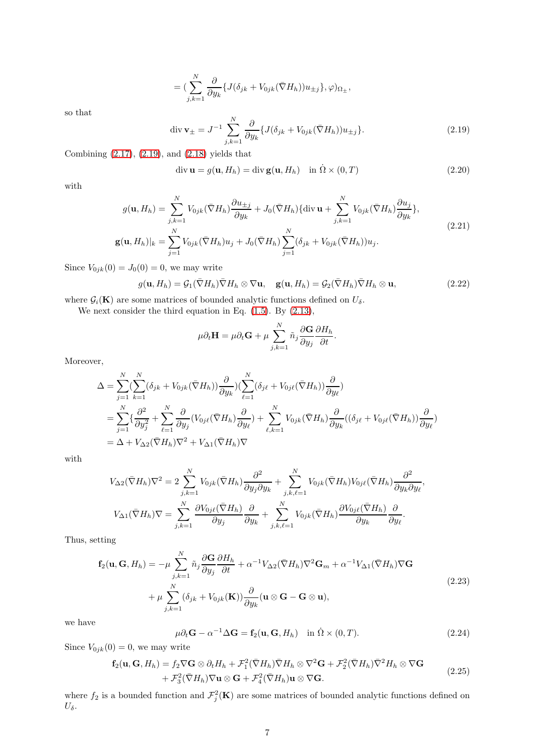$$= (\sum_{j,k=1}^N \frac{\partial}{\partial y_k}\{J(\delta_{jk} + V_{0jk}(\bar\nabla H_h))u_{\pm j}\}, \varphi)_{\Omega_\pm},$$

so that

$$\operatorname{div} \mathbf{v}_\pm = J^{-1} \sum_{j,k=1}^N \frac{\partial}{\partial y_k}\{J(\delta_{jk} + V_{0jk}(\bar\nabla H_h))u_{\pm j}\}. \tag{2.19}$$

Combining (2.17), (2.19), and (2.18) yields that

$$\operatorname{div} \mathbf{u} = g(\mathbf{u}, H_h) = \operatorname{div} \mathbf{g}(\mathbf{u}, H_h) \quad \text{in } \dot\Omega \times (0, T) \tag{2.20}$$

with

$$\begin{aligned}
g(\mathbf{u}, H_h) &= \sum_{j,k=1}^N V_{0jk}(\bar\nabla H_h)\frac{\partial u_{\pm j}}{\partial y_k} + J_0(\bar\nabla H_h)\{\operatorname{div} \mathbf{u} + \sum_{j,k=1}^N V_{0jk}(\bar\nabla H_h)\frac{\partial u_j}{\partial y_k}\}, \\
\mathbf{g}(\mathbf{u}, H_h)|_k &= \sum_{j=1}^N V_{0jk}(\bar\nabla H_h)u_j + J_0(\bar\nabla H_h)\sum_{j=1}^N (\delta_{jk} + V_{0jk}(\bar\nabla H_h))u_j.
\end{aligned} \tag{2.21}$$

Since $V_{0jk}(0) = J_0(0) = 0$, we may write

$$g(\mathbf{u}, H_h) = \mathcal{G}_1(\bar\nabla H_h)\bar\nabla H_h \otimes \nabla \mathbf{u}, \quad \mathbf{g}(\mathbf{u}, H_h) = \mathcal{G}_2(\bar\nabla H_h)\bar\nabla H_h \otimes \mathbf{u}, \tag{2.22}$$

where $\mathcal{G}_i(\mathbf{K})$ are some matrices of bounded analytic functions defined on $U_\delta$.

We next consider the third equation in Eq. (1.5). By (2.13),

$$\mu\partial_t \mathbf{H} = \mu\partial_t \mathbf{G} + \mu\sum_{j,k=1}^N \tilde n_j \frac{\partial \mathbf{G}}{\partial y_j}\frac{\partial H_h}{\partial t}.$$

Moreover,

$$\begin{aligned}
\Delta &= \sum_{j=1}^N (\sum_{k=1}^N (\delta_{jk} + V_{0jk}(\bar\nabla H_h))\frac{\partial}{\partial y_k})(\sum_{\ell=1}^N (\delta_{j\ell} + V_{0j\ell}(\bar\nabla H_h))\frac{\partial}{\partial y_\ell}) \\
&= \sum_{j=1}^N \{\frac{\partial^2}{\partial y_j^2} + \sum_{\ell=1}^N \frac{\partial}{\partial y_j}(V_{0j\ell}(\bar\nabla H_h)\frac{\partial}{\partial y_\ell}) + \sum_{\ell,k=1}^N V_{0jk}(\bar\nabla H_h)\frac{\partial}{\partial y_k}((\delta_{j\ell} + V_{0j\ell}(\bar\nabla H_h))\frac{\partial}{\partial y_\ell}) \\
&= \Delta + V_{\Delta 2}(\bar\nabla H_h)\nabla^2 + V_{\Delta 1}(\bar\nabla H_h)\nabla
\end{aligned}$$

with

$$\begin{aligned}
V_{\Delta 2}(\bar\nabla H_h)\nabla^2 &= 2\sum_{j,k=1}^N V_{0jk}(\bar\nabla H_h)\frac{\partial^2}{\partial y_j \partial y_k} + \sum_{j,k,\ell=1}^N V_{0jk}(\bar\nabla H_h)V_{0j\ell}(\bar\nabla H_h)\frac{\partial^2}{\partial y_k \partial y_\ell}, \\
V_{\Delta 1}(\bar\nabla H_h)\nabla &= \sum_{j,k=1}^N \frac{\partial V_{0j\ell}(\bar\nabla H_h)}{\partial y_j}\frac{\partial}{\partial y_k} + \sum_{j,k,\ell=1}^N V_{0jk}(\bar\nabla H_h)\frac{\partial V_{0j\ell}(\bar\nabla H_h)}{\partial y_k}\frac{\partial}{\partial y_\ell}.
\end{aligned}$$

Thus, setting

$$\begin{aligned}
\mathbf{f}_2(\mathbf{u}, \mathbf{G}, H_h) = &-\mu\sum_{j,k=1}^N \tilde n_j \frac{\partial \mathbf{G}}{\partial y_j}\frac{\partial H_h}{\partial t} + \alpha^{-1}V_{\Delta 2}(\bar\nabla H_h)\nabla^2 \mathbf{G}_m + \alpha^{-1}V_{\Delta 1}(\bar\nabla H_h)\nabla \mathbf{G} \\
&+ \mu\sum_{j,k=1}^N (\delta_{jk} + V_{0jk}(\mathbf{K}))\frac{\partial}{\partial y_k}(\mathbf{u} \otimes \mathbf{G} - \mathbf{G} \otimes \mathbf{u}),
\end{aligned} \tag{2.23}$$

we have

$$\mu\partial_t \mathbf{G} - \alpha^{-1}\Delta \mathbf{G} = \mathbf{f}_2(\mathbf{u}, \mathbf{G}, H_h) \quad \text{in } \dot\Omega \times (0, T). \tag{2.24}$$

Since $V_{0jk}(0) = 0$, we may write

$$\begin{aligned}
\mathbf{f}_2(\mathbf{u}, \mathbf{G}, H_h) = &f_2 \nabla \mathbf{G} \otimes \partial_t H_h + \mathcal{F}_1^2(\bar\nabla H_h)\bar\nabla H_h \otimes \nabla^2 \mathbf{G} + \mathcal{F}_2^2(\bar\nabla H_h)\bar\nabla^2 H_h \otimes \nabla \mathbf{G} \\
&+ \mathcal{F}_3^2(\bar\nabla H_h)\nabla \mathbf{u} \otimes \mathbf{G} + \mathcal{F}_4^2(\bar\nabla H_h)\mathbf{u} \otimes \nabla \mathbf{G}.
\end{aligned} \tag{2.25}$$

where $f_2$ is a bounded function and $\mathcal{F}_j^2(\mathbf{K})$ are some matrices of bounded analytic functions defined on $U_\delta$.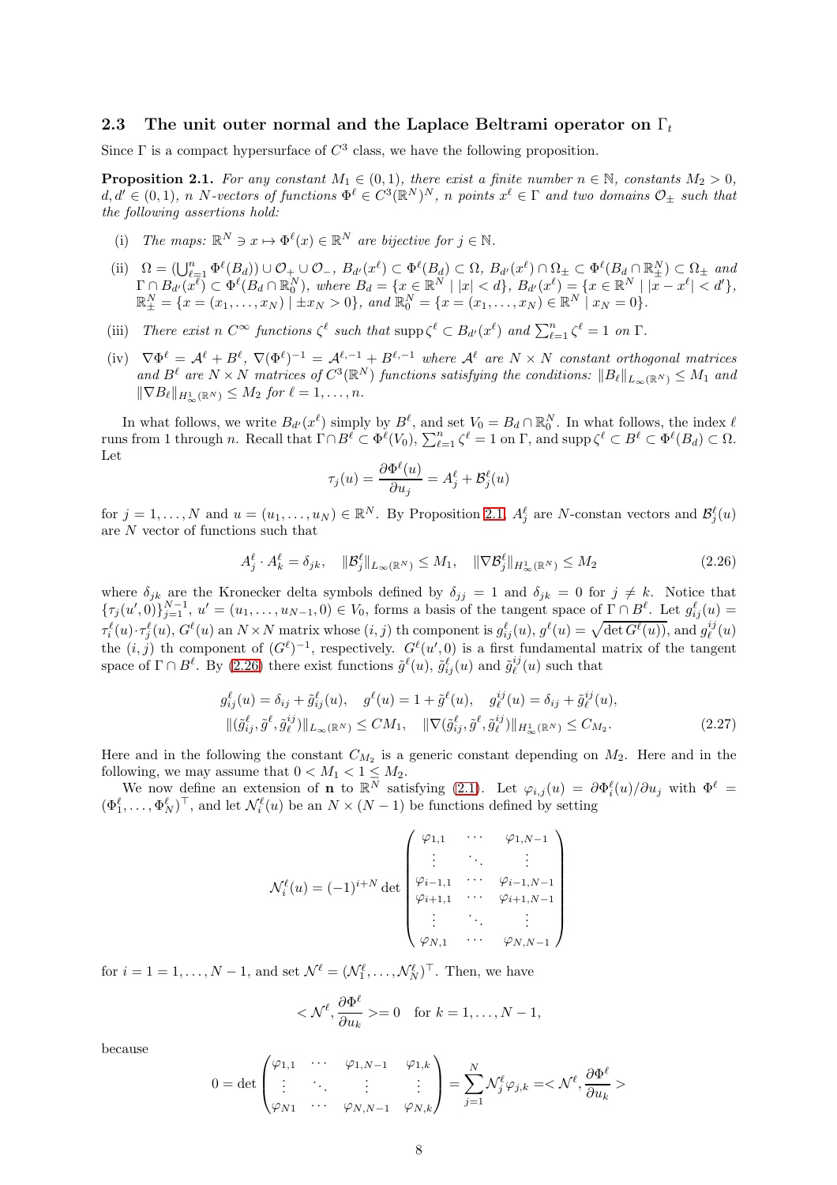### 2.3 The unit outer normal and the Laplace Beltrami operator on $\Gamma_t$

Since $\Gamma$ is a compact hypersurface of $C^3$ class, we have the following proposition.

**Proposition 2.1.** *For any constant $M_1 \in (0,1)$, there exist a finite number $n \in \mathbb{N}$, constants $M_2 > 0$, $d, d' \in (0,1)$, $n$ $N$-vectors of functions $\Phi^\ell \in C^3(\mathbb{R}^N)^N$, $n$ points $x^\ell \in \Gamma$ and two domains $\mathcal{O}_\pm$ such that the following assertions hold:*

(i) *The maps: $\mathbb{R}^N \ni x \mapsto \Phi^\ell(x) \in \mathbb{R}^N$ are bijective for $j \in \mathbb{N}$.*

(ii) *$\Omega = (\bigcup_{\ell=1}^n \Phi^\ell(B_d)) \cup \mathcal{O}_+ \cup \mathcal{O}_-$, $B_{d'}(x^\ell) \subset \Phi^\ell(B_d) \subset \Omega$, $B_{d'}(x^\ell) \cap \Omega_\pm \subset \Phi^\ell(B_d \cap \mathbb{R}^N_\pm) \subset \Omega_\pm$ and $\Gamma \cap B_{d'}(x^\ell) \subset \Phi^\ell(B_d \cap \mathbb{R}^N_0)$, where $B_d = \{x \in \mathbb{R}^N \mid |x| < d\}$, $B_{d'}(x^\ell) = \{x \in \mathbb{R}^N \mid |x - x^\ell| < d'\}$, $\mathbb{R}^N_\pm = \{x = (x_1, \ldots, x_N) \mid \pm x_N > 0\}$, and $\mathbb{R}^N_0 = \{x = (x_1, \ldots, x_N) \in \mathbb{R}^N \mid x_N = 0\}$.*

(iii) *There exist $n$ $C^\infty$ functions $\zeta^\ell$ such that $\operatorname{supp} \zeta^\ell \subset B_{d'}(x^\ell)$ and $\sum_{\ell=1}^n \zeta^\ell = 1$ on $\Gamma$.*

(iv) *$\nabla \Phi^\ell = \mathcal{A}^\ell + B^\ell$, $\nabla(\Phi^\ell)^{-1} = \mathcal{A}^{\ell,-1} + B^{\ell,-1}$ where $\mathcal{A}^\ell$ are $N \times N$ constant orthogonal matrices and $B^\ell$ are $N \times N$ matrices of $C^3(\mathbb{R}^N)$ functions satisfying the conditions: $\|B_\ell\|_{L_\infty(\mathbb{R}^N)} \leq M_1$ and $\|\nabla B_\ell\|_{H^1_\infty(\mathbb{R}^N)} \leq M_2$ for $\ell = 1, \ldots, n$.*

In what follows, we write $B_{d'}(x^\ell)$ simply by $B^\ell$, and set $V_0 = B_d \cap \mathbb{R}^N_0$. In what follows, the index $\ell$ runs from 1 through $n$. Recall that $\Gamma \cap B^\ell \subset \Phi^\ell(V_0)$, $\sum_{\ell=1}^n \zeta^\ell = 1$ on $\Gamma$, and $\operatorname{supp} \zeta^\ell \subset B^\ell \subset \Phi^\ell(B_d) \subset \Omega$. Let

$$\tau_j(u) = \frac{\partial \Phi^\ell(u)}{\partial u_j} = A^\ell_j + \mathcal{B}^\ell_j(u)$$

for $j = 1, \ldots, N$ and $u = (u_1, \ldots, u_N) \in \mathbb{R}^N$. By Proposition 2.1, $A^\ell_j$ are $N$-constan vectors and $\mathcal{B}^\ell_j(u)$ are $N$ vector of functions such that

$$A^\ell_j \cdot A^\ell_k = \delta_{jk}, \quad \|\mathcal{B}^\ell_j\|_{L_\infty(\mathbb{R}^N)} \leq M_1, \quad \|\nabla \mathcal{B}^\ell_j\|_{H^1_\infty(\mathbb{R}^N)} \leq M_2 \tag{2.26}$$

where $\delta_{jk}$ are the Kronecker delta symbols defined by $\delta_{jj} = 1$ and $\delta_{jk} = 0$ for $j \neq k$. Notice that $\{\tau_j(u', 0)\}_{j=1}^{N-1}$, $u' = (u_1, \ldots, u_{N-1}, 0) \in V_0$, forms a basis of the tangent space of $\Gamma \cap B^\ell$. Let $g^\ell_{ij}(u) = \tau^\ell_i(u) \cdot \tau^\ell_j(u)$, $G^\ell(u)$ an $N \times N$ matrix whose $(i,j)$ th component is $g^\ell_{ij}(u)$, $g^\ell(u) = \sqrt{\det G^\ell(u))}$, and $g^{ij}_\ell(u)$ the $(i,j)$ th component of $(G^\ell)^{-1}$, respectively. $G^\ell(u', 0)$ is a first fundamental matrix of the tangent space of $\Gamma \cap B^\ell$. By (2.26) there exist functions $\tilde g^\ell(u)$, $\tilde g^\ell_{ij}(u)$ and $\tilde g^{ij}_\ell(u)$ such that

$$\begin{aligned}
&g^\ell_{ij}(u) = \delta_{ij} + \tilde g^\ell_{ij}(u), \quad g^\ell(u) = 1 + \tilde g^\ell(u), \quad g^{ij}_\ell(u) = \delta_{ij} + \tilde g^{ij}_\ell(u), \\
&\|(\tilde g^\ell_{ij}, \tilde g^\ell, \tilde g^{ij}_\ell)\|_{L_\infty(\mathbb{R}^N)} \leq CM_1, \quad \|\nabla(\tilde g^\ell_{ij}, \tilde g^\ell, \tilde g^{ij}_\ell)\|_{H^1_\infty(\mathbb{R}^N)} \leq C_{M_2}.
\end{aligned} \tag{2.27}$$

Here and in the following the constant $C_{M_2}$ is a generic constant depending on $M_2$. Here and in the following, we may assume that $0 < M_1 < 1 \leq M_2$.

We now define an extension of $\mathbf{n}$ to $\mathbb{R}^N$ satisfying (2.1). Let $\varphi_{i,j}(u) = \partial \Phi^\ell_i(u)/\partial u_j$ with $\Phi^\ell = (\Phi^\ell_1, \ldots, \Phi^\ell_N)^\top$, and let $\mathcal{N}^\ell_i(u)$ be an $N \times (N-1)$ be functions defined by setting

$$\mathcal{N}^\ell_i(u) = (-1)^{i+N} \det \begin{pmatrix} \varphi_{1,1} & \cdots & \varphi_{1,N-1} \\ \vdots & \ddots & \vdots \\ \varphi_{i-1,1} & \cdots & \varphi_{i-1,N-1} \\ \varphi_{i+1,1} & \cdots & \varphi_{i+1,N-1} \\ \vdots & \ddots & \vdots \\ \varphi_{N,1} & \cdots & \varphi_{N,N-1} \end{pmatrix}$$

for $i = 1 = 1, \ldots, N-1$, and set $\mathcal{N}^\ell = (\mathcal{N}^\ell_1, \ldots, \mathcal{N}^\ell_N)^\top$. Then, we have

$$< \mathcal{N}^\ell, \frac{\partial \Phi^\ell}{\partial u_k} >= 0 \quad \text{for } k = 1, \ldots, N-1,$$

because

$$0 = \det \begin{pmatrix} \varphi_{1,1} & \cdots & \varphi_{1,N-1} & \varphi_{1,k} \\ \vdots & \ddots & \vdots & \vdots \\ \varphi_{N1} & \cdots & \varphi_{N,N-1} & \varphi_{N,k} \end{pmatrix} = \sum_{j=1}^N \mathcal{N}^\ell_j \varphi_{j,k} =< \mathcal{N}^\ell, \frac{\partial \Phi^\ell}{\partial u_k} >$$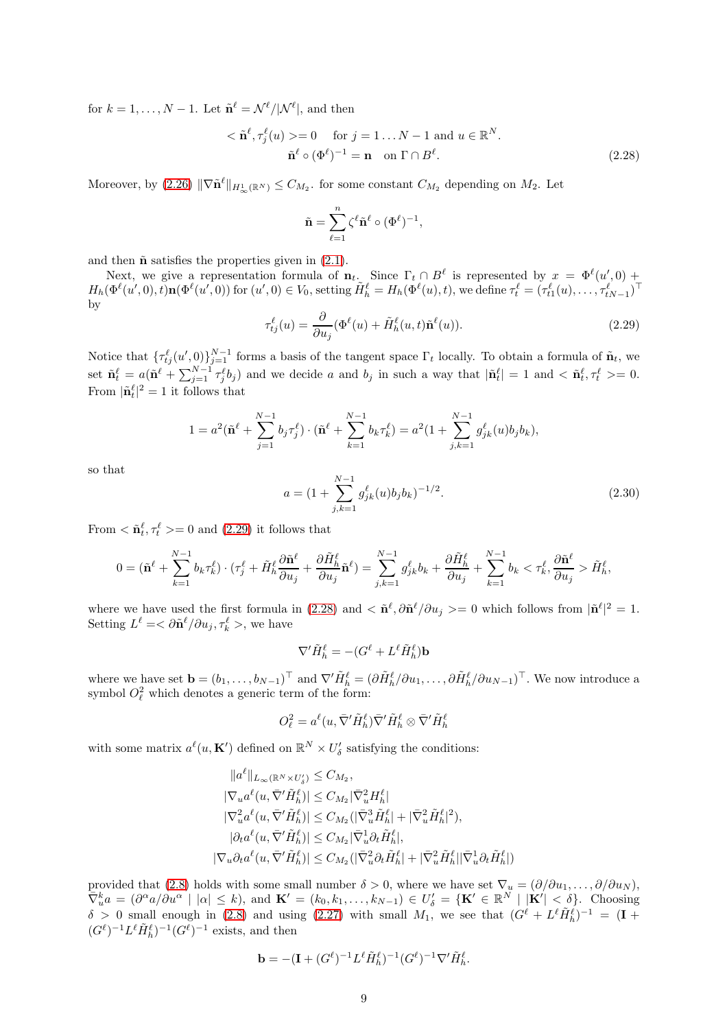for $k = 1, \ldots, N-1$. Let $\tilde{\mathbf{n}}^\ell = \mathcal{N}^\ell/|\mathcal{N}^\ell|$, and then

$$
\begin{aligned}
< \tilde{\mathbf{n}}^\ell, \tau_j^\ell(u) >= 0 \quad &\text{for } j = 1 \ldots N-1 \text{ and } u \in \mathbb{R}^N. \\
\tilde{\mathbf{n}}^\ell \circ (\Phi^\ell)^{-1} = \mathbf{n} \quad &\text{on } \Gamma \cap B^\ell.
\end{aligned} \tag{2.28}
$$

Moreover, by (2.26) $\|\nabla \tilde{\mathbf{n}}^\ell\|_{H^1_\infty(\mathbb{R}^N)} \leq C_{M_2}$. for some constant $C_{M_2}$ depending on $M_2$. Let

$$
\tilde{\mathbf{n}} = \sum_{\ell=1}^n \zeta^\ell \tilde{\mathbf{n}}^\ell \circ (\Phi^\ell)^{-1},
$$

and then $\tilde{\mathbf{n}}$ satisfies the properties given in (2.1).

Next, we give a representation formula of $\mathbf{n}_t$. Since $\Gamma_t \cap B^\ell$ is represented by $x = \Phi^\ell(u', 0) + H_h(\Phi^\ell(u', 0), t)\mathbf{n}(\Phi^\ell(u', 0))$ for $(u', 0) \in V_0$, setting $\tilde{H}_h^\ell = H_h(\Phi^\ell(u), t)$, we define $\tau_t^\ell = (\tau_{t1}^\ell(u), \ldots, \tau_{tN-1}^\ell)^\top$ by

$$
\tau_{tj}^\ell(u) = \frac{\partial}{\partial u_j}(\Phi^\ell(u) + \tilde{H}_h^\ell(u, t)\tilde{\mathbf{n}}^\ell(u)). \tag{2.29}
$$

Notice that $\{\tau_{tj}^\ell(u', 0)\}_{j=1}^{N-1}$ forms a basis of the tangent space $\Gamma_t$ locally. To obtain a formula of $\tilde{\mathbf{n}}_t$, we set $\tilde{\mathbf{n}}_t^\ell = a(\tilde{\mathbf{n}}^\ell + \sum_{j=1}^{N-1} \tau_j^\ell b_j)$ and we decide $a$ and $b_j$ in such a way that $|\tilde{\mathbf{n}}_t^\ell| = 1$ and $< \tilde{\mathbf{n}}_t^\ell, \tau_t^\ell >= 0$. From $|\tilde{\mathbf{n}}_t^\ell|^2 = 1$ it follows that

$$
1 = a^2(\tilde{\mathbf{n}}^\ell + \sum_{j=1}^{N-1} b_j \tau_j^\ell) \cdot (\tilde{\mathbf{n}}^\ell + \sum_{k=1}^{N-1} b_k \tau_k^\ell) = a^2(1 + \sum_{j,k=1}^{N-1} g_{jk}^\ell(u) b_j b_k),
$$

so that

$$
a = (1 + \sum_{j,k=1}^{N-1} g_{jk}^\ell(u) b_j b_k)^{-1/2}. \tag{2.30}
$$

From $< \tilde{\mathbf{n}}_t^\ell, \tau_t^\ell >= 0$ and (2.29) it follows that

$$
0 = (\tilde{\mathbf{n}}^\ell + \sum_{k=1}^{N-1} b_k \tau_k^\ell) \cdot (\tau_j^\ell + \tilde{H}_h^\ell \frac{\partial \tilde{\mathbf{n}}^\ell}{\partial u_j} + \frac{\partial \tilde{H}_h^\ell}{\partial u_j} \tilde{\mathbf{n}}^\ell) = \sum_{j,k=1}^{N-1} g_{jk}^\ell b_k + \frac{\partial \tilde{H}_h^\ell}{\partial u_j} + \sum_{k=1}^{N-1} b_k < \tau_k^\ell, \frac{\partial \tilde{\mathbf{n}}^\ell}{\partial u_j} > \tilde{H}_h^\ell,
$$

where we have used the first formula in (2.28) and $< \tilde{\mathbf{n}}^\ell, \partial \tilde{\mathbf{n}}^\ell/\partial u_j >= 0$ which follows from $|\tilde{\mathbf{n}}^\ell|^2 = 1$. Setting $L^\ell =< \partial \tilde{\mathbf{n}}^\ell/\partial u_j, \tau_k^\ell >$, we have

$$
\nabla' \tilde{H}_h^\ell = -(G^\ell + L^\ell \tilde{H}_h^\ell)\mathbf{b}
$$

where we have set $\mathbf{b} = (b_1, \ldots, b_{N-1})^\top$ and $\nabla' \tilde{H}_h^\ell = (\partial \tilde{H}_h^\ell/\partial u_1, \ldots, \partial \tilde{H}_h^\ell/\partial u_{N-1})^\top$. We now introduce a symbol $O_\ell^2$ which denotes a generic term of the form:

$$
O_\ell^2 = a^\ell(u, \bar{\nabla}' \tilde{H}_h^\ell) \bar{\nabla}' \tilde{H}_h^\ell \otimes \bar{\nabla}' \tilde{H}_h^\ell
$$

with some matrix $a^\ell(u, \mathbf{K}')$ defined on $\mathbb{R}^N \times U'_\delta$ satisfying the conditions:

$$
\begin{aligned}
\|a^\ell\|_{L_\infty(\mathbb{R}^N \times U'_\delta)} &\leq C_{M_2}, \\
|\nabla_u a^\ell(u, \bar{\nabla}' \tilde{H}_h^\ell)| &\leq C_{M_2} |\bar{\nabla}_u^2 H_h^\ell| \\
|\nabla_u^2 a^\ell(u, \bar{\nabla}' \tilde{H}_h^\ell)| &\leq C_{M_2}(|\bar{\nabla}_u^3 \tilde{H}_h^\ell| + |\bar{\nabla}_u^2 \tilde{H}_h^\ell|^2), \\
|\partial_t a^\ell(u, \bar{\nabla}' \tilde{H}_h^\ell)| &\leq C_{M_2} |\bar{\nabla}_u^1 \partial_t \tilde{H}_h^\ell|, \\
|\nabla_u \partial_t a^\ell(u, \bar{\nabla}' \tilde{H}_h^\ell)| &\leq C_{M_2}(|\bar{\nabla}_u^2 \partial_t \tilde{H}_h^\ell| + |\bar{\nabla}_u^2 \tilde{H}_h^\ell| |\bar{\nabla}_u^1 \partial_t \tilde{H}_h^\ell|)
\end{aligned}
$$

provided that (2.8) holds with some small number $\delta > 0$, where we have set $\nabla_u = (\partial/\partial u_1, \ldots, \partial/\partial u_N)$, $\bar{\nabla}_u^k a = (\partial^\alpha a/\partial u^\alpha \mid |\alpha| \leq k)$, and $\mathbf{K}' = (k_0, k_1, \ldots, k_{N-1}) \in U'_\delta = \{\mathbf{K}' \in \mathbb{R}^N \mid |\mathbf{K}'| < \delta\}$. Choosing $\delta > 0$ small enough in (2.8) and using (2.27) with small $M_1$, we see that $(G^\ell + L^\ell \tilde{H}_h^\ell)^{-1} = (\mathbf{I} + (G^\ell)^{-1} L^\ell \tilde{H}_h^\ell)^{-1}(G^\ell)^{-1}$ exists, and then

$$
\mathbf{b} = -(\mathbf{I} + (G^\ell)^{-1} L^\ell \tilde{H}_h^\ell)^{-1}(G^\ell)^{-1} \nabla' \tilde{H}_h^\ell.
$$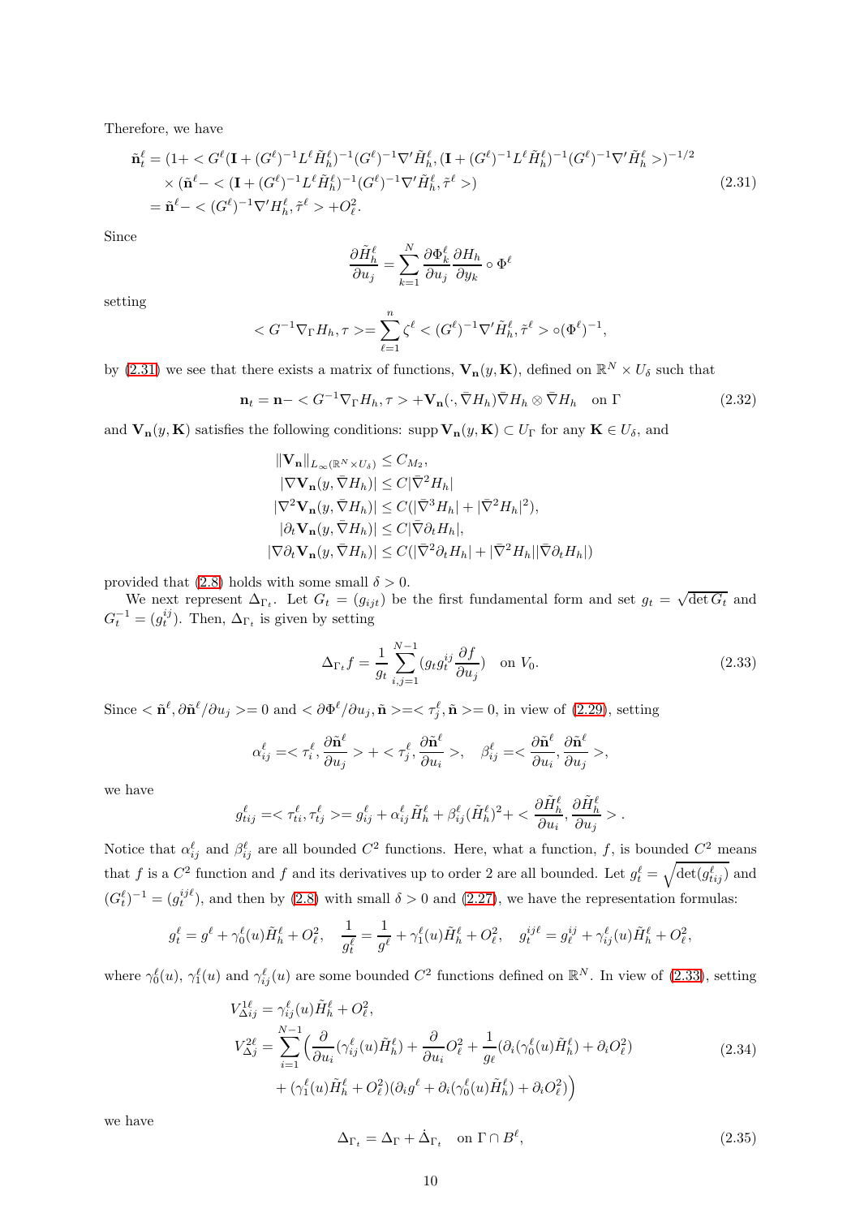Therefore, we have

$$
\begin{aligned}
\tilde{\mathbf{n}}_t^\ell &= (1 + < G^\ell(\mathbf{I} + (G^\ell)^{-1}L^\ell \tilde{H}_h^\ell)^{-1}(G^\ell)^{-1}\nabla' \tilde{H}_h^\ell, (\mathbf{I} + (G^\ell)^{-1}L^\ell \tilde{H}_h^\ell)^{-1}(G^\ell)^{-1}\nabla' \tilde{H}_h^\ell >)^{-1/2} \\
&\quad \times (\tilde{\mathbf{n}}^\ell - < (\mathbf{I} + (G^\ell)^{-1}L^\ell \tilde{H}_h^\ell)^{-1}(G^\ell)^{-1}\nabla' \tilde{H}_h^\ell, \tilde{\tau}^\ell >) \\
&= \tilde{\mathbf{n}}^\ell - < (G^\ell)^{-1}\nabla' H_h^\ell, \tilde{\tau}^\ell > + O_\ell^2.
\end{aligned} \tag{2.31}
$$

Since

$$
\frac{\partial \tilde{H}_h^\ell}{\partial u_j} = \sum_{k=1}^N \frac{\partial \Phi_k^\ell}{\partial u_j} \frac{\partial H_h}{\partial y_k} \circ \Phi^\ell
$$

setting

$$
< G^{-1}\nabla_\Gamma H_h, \tau > = \sum_{\ell=1}^n \zeta^\ell < (G^\ell)^{-1}\nabla' \tilde{H}_h^\ell, \tilde{\tau}^\ell > \circ (\Phi^\ell)^{-1},
$$

by (2.31) we see that there exists a matrix of functions, $\mathbf{V}_\mathbf{n}(y, \mathbf{K})$, defined on $\mathbb{R}^N \times U_\delta$ such that

$$
\mathbf{n}_t = \mathbf{n} - < G^{-1}\nabla_\Gamma H_h, \tau > + \mathbf{V}_\mathbf{n}(\cdot, \bar{\nabla} H_h)\bar{\nabla} H_h \otimes \bar{\nabla} H_h \quad \text{on } \Gamma \tag{2.32}
$$

and $\mathbf{V}_\mathbf{n}(y, \mathbf{K})$ satisfies the following conditions: supp $\mathbf{V}_\mathbf{n}(y, \mathbf{K}) \subset U_\Gamma$ for any $\mathbf{K} \in U_\delta$, and

$$
\begin{aligned}
&\|\mathbf{V}_\mathbf{n}\|_{L_\infty(\mathbb{R}^N \times U_\delta)} \le C_{M_2}, \\
&|\nabla \mathbf{V}_\mathbf{n}(y, \bar{\nabla} H_h)| \le C|\bar{\nabla}^2 H_h| \\
&|\nabla^2 \mathbf{V}_\mathbf{n}(y, \bar{\nabla} H_h)| \le C(|\bar{\nabla}^3 H_h| + |\bar{\nabla}^2 H_h|^2), \\
&|\partial_t \mathbf{V}_\mathbf{n}(y, \bar{\nabla} H_h)| \le C|\bar{\nabla}\partial_t H_h|, \\
&|\nabla \partial_t \mathbf{V}_\mathbf{n}(y, \bar{\nabla} H_h)| \le C(|\bar{\nabla}^2 \partial_t H_h| + |\bar{\nabla}^2 H_h||\bar{\nabla}\partial_t H_h|)
\end{aligned}
$$

provided that (2.8) holds with some small $\delta > 0$.

We next represent $\Delta_{\Gamma_t}$. Let $G_t = (g_{ijt})$ be the first fundamental form and set $g_t = \sqrt{\det G_t}$ and $G_t^{-1} = (g_t^{ij})$. Then, $\Delta_{\Gamma_t}$ is given by setting

$$
\Delta_{\Gamma_t} f = \frac{1}{g_t} \sum_{i,j=1}^{N-1} (g_t g_t^{ij} \frac{\partial f}{\partial u_j}) \quad \text{on } V_0. \tag{2.33}
$$

Since $< \tilde{\mathbf{n}}^\ell, \partial \tilde{\mathbf{n}}^\ell / \partial u_j > = 0$ and $< \partial \Phi^\ell / \partial u_j, \tilde{\mathbf{n}} > = < \tau_j^\ell, \tilde{\mathbf{n}} > = 0$, in view of (2.29), setting

$$
\alpha_{ij}^\ell = < \tau_i^\ell, \frac{\partial \tilde{\mathbf{n}}^\ell}{\partial u_j} > + < \tau_j^\ell, \frac{\partial \tilde{\mathbf{n}}^\ell}{\partial u_i} >, \quad \beta_{ij}^\ell = < \frac{\partial \tilde{\mathbf{n}}^\ell}{\partial u_i}, \frac{\partial \tilde{\mathbf{n}}^\ell}{\partial u_j} >,
$$

we have

$$
g_{tij}^\ell = < \tau_{ti}^\ell, \tau_{tj}^\ell > = g_{ij}^\ell + \alpha_{ij}^\ell \tilde{H}_h^\ell + \beta_{ij}^\ell (\tilde{H}_h^\ell)^2 + < \frac{\partial \tilde{H}_h^\ell}{\partial u_i}, \frac{\partial \tilde{H}_h^\ell}{\partial u_j} > .
$$

Notice that $\alpha_{ij}^\ell$ and $\beta_{ij}^\ell$ are all bounded $C^2$ functions. Here, what a function, $f$, is bounded $C^2$ means that $f$ is a $C^2$ function and $f$ and its derivatives up to order 2 are all bounded. Let $g_t^\ell = \sqrt{\det(g_{tij}^\ell)}$ and $(G_t^\ell)^{-1} = (g_t^{ij\ell})$, and then by (2.8) with small $\delta > 0$ and (2.27), we have the representation formulas:

$$
g_t^\ell = g^\ell + \gamma_0^\ell(u)\tilde{H}_h^\ell + O_\ell^2, \quad \frac{1}{g_t^\ell} = \frac{1}{g^\ell} + \gamma_1^\ell(u)\tilde{H}_h^\ell + O_\ell^2, \quad g_t^{ij\ell} = g_\ell^{ij} + \gamma_{ij}^\ell(u)\tilde{H}_h^\ell + O_\ell^2,
$$

where $\gamma_0^\ell(u)$, $\gamma_1^\ell(u)$ and $\gamma_{ij}^\ell(u)$ are some bounded $C^2$ functions defined on $\mathbb{R}^N$. In view of (2.33), setting

$$
\begin{aligned}
V_{\Delta ij}^{1\ell} &= \gamma_{ij}^\ell(u)\tilde{H}_h^\ell + O_\ell^2, \\
V_{\Delta j}^{2\ell} &= \sum_{i=1}^{N-1} \Big( \frac{\partial}{\partial u_i}(\gamma_{ij}^\ell(u)\tilde{H}_h^\ell) + \frac{\partial}{\partial u_i} O_\ell^2 + \frac{1}{g_\ell}(\partial_i(\gamma_0^\ell(u)\tilde{H}_h^\ell) + \partial_i O_\ell^2) \\
&\quad + (\gamma_1^\ell(u)\tilde{H}_h^\ell + O_\ell^2)(\partial_i g^\ell + \partial_i(\gamma_0^\ell(u)\tilde{H}_h^\ell) + \partial_i O_\ell^2) \Big)
\end{aligned} \tag{2.34}
$$

we have

$$
\Delta_{\Gamma_t} = \Delta_\Gamma + \dot{\Delta}_{\Gamma_t} \quad \text{on } \Gamma \cap B^\ell, \tag{2.35}
$$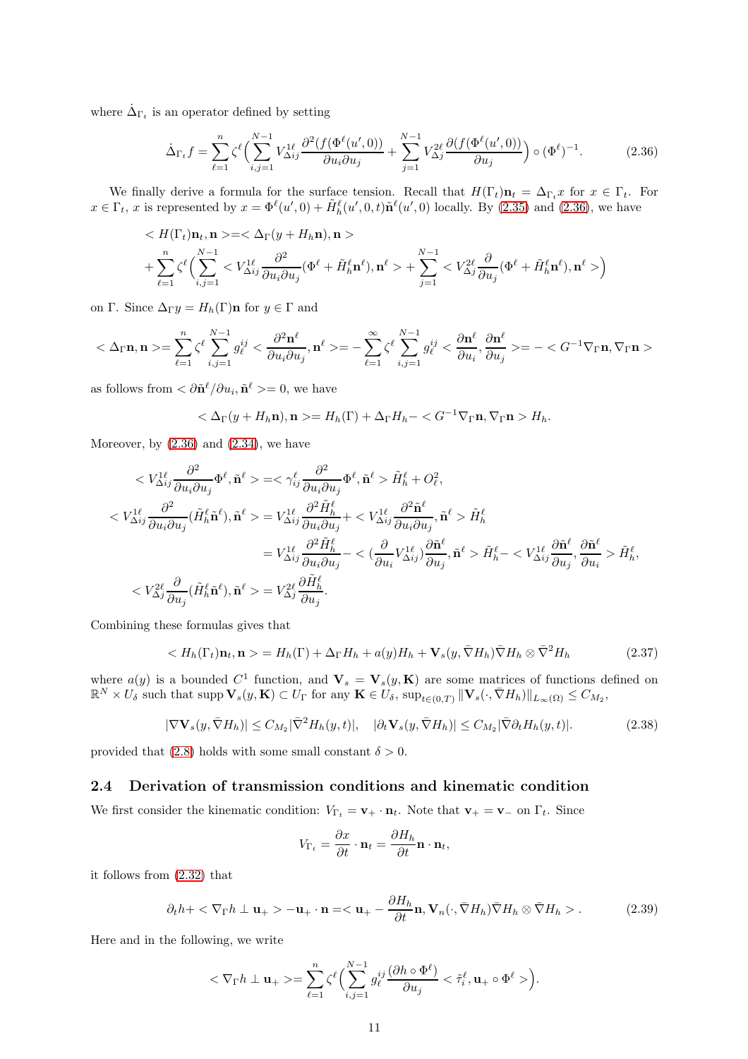where $\dot{\Delta}_{\Gamma_t}$ is an operator defined by setting

$$
\dot{\Delta}_{\Gamma_t} f = \sum_{\ell=1}^n \zeta^\ell \Big( \sum_{i,j=1}^{N-1} V^{1\ell}_{\Delta ij} \frac{\partial^2 (f(\Phi^\ell(u',0))}{\partial u_i \partial u_j} + \sum_{j=1}^{N-1} V^{2\ell}_{\Delta j} \frac{\partial (f(\Phi^\ell(u',0))}{\partial u_j} \Big) \circ (\Phi^\ell)^{-1}. \tag{2.36}
$$

We finally derive a formula for the surface tension. Recall that $H(\Gamma_t)\mathbf{n}_t = \Delta_{\Gamma_t} x$ for $x \in \Gamma_t$. For $x \in \Gamma_t$, $x$ is represented by $x = \Phi^\ell(u',0) + \tilde{H}^\ell_h(u',0,t)\tilde{\mathbf{n}}^\ell(u',0)$ locally. By (2.35) and (2.36), we have

$$
\begin{aligned}
&< H(\Gamma_t)\mathbf{n}_t, \mathbf{n} >=< \Delta_\Gamma (y + H_h \mathbf{n}), \mathbf{n} > \\
&+ \sum_{\ell=1}^n \zeta^\ell \Big( \sum_{i,j=1}^{N-1} < V^{1\ell}_{\Delta ij} \frac{\partial^2}{\partial u_i \partial u_j} (\Phi^\ell + \tilde{H}^\ell_h \mathbf{n}^\ell), \mathbf{n}^\ell > + \sum_{j=1}^{N-1} < V^{2\ell}_{\Delta j} \frac{\partial}{\partial u_j} (\Phi^\ell + \tilde{H}^\ell_h \mathbf{n}^\ell), \mathbf{n}^\ell > \Big)
\end{aligned}
$$

on $\Gamma$. Since $\Delta_\Gamma y = H_h(\Gamma)\mathbf{n}$ for $y \in \Gamma$ and

$$
< \Delta_\Gamma \mathbf{n}, \mathbf{n} >= \sum_{\ell=1}^n \zeta^\ell \sum_{i,j=1}^{N-1} g^{ij}_\ell < \frac{\partial^2 \mathbf{n}^\ell}{\partial u_i \partial u_j}, \mathbf{n}^\ell >= - \sum_{\ell=1}^\infty \zeta^\ell \sum_{i,j=1}^{N-1} g^{ij}_\ell < \frac{\partial \mathbf{n}^\ell}{\partial u_i}, \frac{\partial \mathbf{n}^\ell}{\partial u_j} >= - < G^{-1} \nabla_\Gamma \mathbf{n}, \nabla_\Gamma \mathbf{n} >
$$

as follows from $< \partial \tilde{\mathbf{n}}^\ell / \partial u_i, \tilde{\mathbf{n}}^\ell >= 0$, we have

$$
< \Delta_\Gamma (y + H_h \mathbf{n}), \mathbf{n} >= H_h(\Gamma) + \Delta_\Gamma H_h - < G^{-1} \nabla_\Gamma \mathbf{n}, \nabla_\Gamma \mathbf{n} > H_h.
$$

Moreover, by (2.36) and (2.34), we have

$$
\begin{aligned}
< V^{1\ell}_{\Delta ij} \frac{\partial^2}{\partial u_i \partial u_j} \Phi^\ell, \tilde{\mathbf{n}}^\ell > &=< \gamma^\ell_{ij} \frac{\partial^2}{\partial u_i \partial u_j} \Phi^\ell, \tilde{\mathbf{n}}^\ell > \tilde{H}^\ell_h + O^2_\ell, \\
< V^{1\ell}_{\Delta ij} \frac{\partial^2}{\partial u_i \partial u_j} (\tilde{H}^\ell_h \tilde{\mathbf{n}}^\ell), \tilde{\mathbf{n}}^\ell > &= V^{1\ell}_{\Delta ij} \frac{\partial^2 \tilde{H}^\ell_h}{\partial u_i \partial u_j} + < V^{1\ell}_{\Delta ij} \frac{\partial^2 \tilde{\mathbf{n}}^\ell}{\partial u_i \partial u_j}, \tilde{\mathbf{n}}^\ell > \tilde{H}^\ell_h \\
&= V^{1\ell}_{\Delta ij} \frac{\partial^2 \tilde{H}^\ell_h}{\partial u_i \partial u_j} - < (\frac{\partial}{\partial u_i} V^{1\ell}_{\Delta ij}) \frac{\partial \tilde{\mathbf{n}}^\ell}{\partial u_j}, \tilde{\mathbf{n}}^\ell > \tilde{H}^\ell_h - < V^{1\ell}_{\Delta ij} \frac{\partial \tilde{\mathbf{n}}^\ell}{\partial u_j}, \frac{\partial \tilde{\mathbf{n}}^\ell}{\partial u_i} > \tilde{H}^\ell_h, \\
< V^{2\ell}_{\Delta j} \frac{\partial}{\partial u_j} (\tilde{H}^\ell_h \tilde{\mathbf{n}}^\ell), \tilde{\mathbf{n}}^\ell > &= V^{2\ell}_{\Delta j} \frac{\partial \tilde{H}^\ell_h}{\partial u_j}.
\end{aligned}
$$

Combining these formulas gives that

$$
< H_h(\Gamma_t)\mathbf{n}_t, \mathbf{n} > = H_h(\Gamma) + \Delta_\Gamma H_h + a(y) H_h + \mathbf{V}_s(y, \bar{\nabla} H_h) \bar{\nabla} H_h \otimes \bar{\nabla}^2 H_h \tag{2.37}
$$

where $a(y)$ is a bounded $C^1$ function, and $\mathbf{V}_s = \mathbf{V}_s(y, \mathbf{K})$ are some matrices of functions defined on $\mathbb{R}^N \times U_\delta$ such that $\operatorname{supp} \mathbf{V}_s(y, \mathbf{K}) \subset U_\Gamma$ for any $\mathbf{K} \in U_\delta$, $\sup_{t \in (0,T)} \|\mathbf{V}_s(\cdot, \bar{\nabla} H_h)\|_{L_\infty(\Omega)} \leq C_{M_2}$,

$$
|\nabla \mathbf{V}_s(y, \bar{\nabla} H_h)| \leq C_{M_2} |\bar{\nabla}^2 H_h(y,t)|, \quad |\partial_t \mathbf{V}_s(y, \bar{\nabla} H_h)| \leq C_{M_2} |\bar{\nabla} \partial_t H_h(y,t)|. \tag{2.38}
$$

provided that (2.8) holds with some small constant $\delta > 0$.

## 2.4 Derivation of transmission conditions and kinematic condition

We first consider the kinematic condition: $V_{\Gamma_t} = \mathbf{v}_+ \cdot \mathbf{n}_t$. Note that $\mathbf{v}_+ = \mathbf{v}_-$ on $\Gamma_t$. Since

$$
V_{\Gamma_t} = \frac{\partial x}{\partial t} \cdot \mathbf{n}_t = \frac{\partial H_h}{\partial t} \mathbf{n} \cdot \mathbf{n}_t,
$$

it follows from (2.32) that

$$
\partial_t h + < \nabla_\Gamma h \perp \mathbf{u}_+ > - \mathbf{u}_+ \cdot \mathbf{n} =< \mathbf{u}_+ - \frac{\partial H_h}{\partial t} \mathbf{n}, \mathbf{V}_n(\cdot, \bar{\nabla} H_h) \bar{\nabla} H_h \otimes \bar{\nabla} H_h > . \tag{2.39}
$$

Here and in the following, we write

$$
< \nabla_\Gamma h \perp \mathbf{u}_+ >= \sum_{\ell=1}^n \zeta^\ell \Big( \sum_{i,j=1}^{N-1} g^{ij}_\ell \frac{(\partial h \circ \Phi^\ell)}{\partial u_j} < \tilde{\tau}^\ell_i, \mathbf{u}_+ \circ \Phi^\ell > \Big).
$$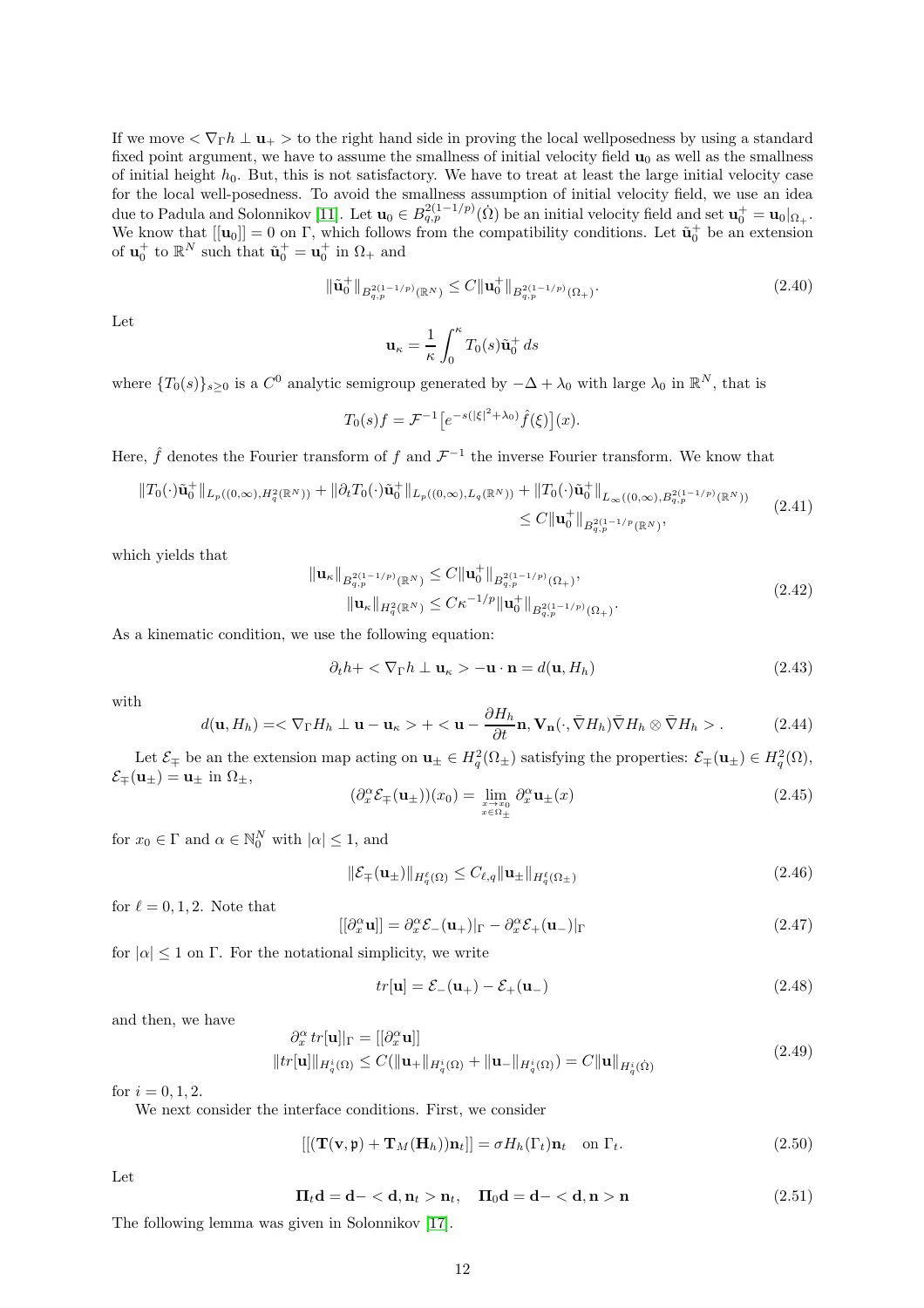If we move $< \nabla_\Gamma h \perp \mathbf{u}_+ >$ to the right hand side in proving the local wellposedness by using a standard fixed point argument, we have to assume the smallness of initial velocity field $\mathbf{u}_0$ as well as the smallness of initial height $h_0$. But, this is not satisfactory. We have to treat at least the large initial velocity case for the local well-posedness. To avoid the smallness assumption of initial velocity field, we use an idea due to Padula and Solonnikov [11]. Let $\mathbf{u}_0 \in B^{2(1-1/p)}_{q,p}(\dot\Omega)$ be an initial velocity field and set $\mathbf{u}_0^+ = \mathbf{u}_0|_{\Omega_+}$. We know that $[[\mathbf{u}_0]] = 0$ on $\Gamma$, which follows from the compatibility conditions. Let $\tilde{\mathbf{u}}_0^+$ be an extension of $\mathbf{u}_0^+$ to $\mathbb{R}^N$ such that $\tilde{\mathbf{u}}_0^+ = \mathbf{u}_0^+$ in $\Omega_+$ and

$$
\|\tilde{\mathbf{u}}_0^+\|_{B^{2(1-1/p)}_{q,p}(\mathbb{R}^N)} \leq C\|\mathbf{u}_0^+\|_{B^{2(1-1/p)}_{q,p}(\Omega_+)}. \tag{2.40}
$$

Let

$$
\mathbf{u}_\kappa = \frac{1}{\kappa}\int_0^\kappa T_0(s)\tilde{\mathbf{u}}_0^+\,ds
$$

where $\{T_0(s)\}_{s\geq 0}$ is a $C^0$ analytic semigroup generated by $-\Delta + \lambda_0$ with large $\lambda_0$ in $\mathbb{R}^N$, that is

$$
T_0(s)f = \mathcal{F}^{-1}\big[e^{-s(|\xi|^2+\lambda_0)}\hat f(\xi)\big](x).
$$

Here, $\hat f$ denotes the Fourier transform of $f$ and $\mathcal{F}^{-1}$ the inverse Fourier transform. We know that

$$
\begin{aligned}
\|T_0(\cdot)\tilde{\mathbf{u}}_0^+\|_{L_p((0,\infty),H^2_q(\mathbb{R}^N))} + \|\partial_t T_0(\cdot)\tilde{\mathbf{u}}_0^+\|_{L_p((0,\infty),L_q(\mathbb{R}^N))} + \|T_0(\cdot)\tilde{\mathbf{u}}_0^+\|_{L_\infty((0,\infty),B^{2(1-1/p)}_{q,p}(\mathbb{R}^N))}& \\
\leq C\|\mathbf{u}_0^+\|_{B^{2(1-1/p)}_{q,p}(\mathbb{R}^N)}&,
\end{aligned} \tag{2.41}
$$

which yields that

$$
\begin{aligned}
\|\mathbf{u}_\kappa\|_{B^{2(1-1/p)}_{q,p}(\mathbb{R}^N)} &\leq C\|\mathbf{u}_0^+\|_{B^{2(1-1/p)}_{q,p}(\Omega_+)}, \\
\|\mathbf{u}_\kappa\|_{H^2_q(\mathbb{R}^N)} &\leq C\kappa^{-1/p}\|\mathbf{u}_0^+\|_{B^{2(1-1/p)}_{q,p}(\Omega_+)}.
\end{aligned} \tag{2.42}
$$

As a kinematic condition, we use the following equation:

$$
\partial_t h + < \nabla_\Gamma h \perp \mathbf{u}_\kappa > - \mathbf{u}\cdot\mathbf{n} = d(\mathbf{u}, H_h) \tag{2.43}
$$

with

$$
d(\mathbf{u}, H_h) = < \nabla_\Gamma H_h \perp \mathbf{u} - \mathbf{u}_\kappa > + < \mathbf{u} - \frac{\partial H_h}{\partial t}\mathbf{n}, \mathbf{V}_\mathbf{n}(\cdot, \bar\nabla H_h)\bar\nabla H_h \otimes \bar\nabla H_h > . \tag{2.44}
$$

Let $\mathcal{E}_\mp$ be an the extension map acting on $\mathbf{u}_\pm \in H^2_q(\Omega_\pm)$ satisfying the properties: $\mathcal{E}_\mp(\mathbf{u}_\pm) \in H^2_q(\Omega)$, $\mathcal{E}_\mp(\mathbf{u}_\pm) = \mathbf{u}_\pm$ in $\Omega_\pm$,

$$
(\partial_x^\alpha \mathcal{E}_\mp(\mathbf{u}_\pm))(x_0) = \lim_{\substack{x\to x_0 \\ x\in\Omega_\pm}} \partial_x^\alpha \mathbf{u}_\pm(x) \tag{2.45}
$$

for $x_0 \in \Gamma$ and $\alpha \in \mathbb{N}_0^N$ with $|\alpha| \leq 1$, and

$$
\|\mathcal{E}_\mp(\mathbf{u}_\pm)\|_{H^\ell_q(\Omega)} \leq C_{\ell,q}\|\mathbf{u}_\pm\|_{H^\ell_q(\Omega_\pm)} \tag{2.46}
$$

for $\ell = 0, 1, 2$. Note that

$$
[[\partial_x^\alpha \mathbf{u}]] = \partial_x^\alpha \mathcal{E}_-(\mathbf{u}_+)|_\Gamma - \partial_x^\alpha \mathcal{E}_+(\mathbf{u}_-)|_\Gamma \tag{2.47}
$$

for $|\alpha| \leq 1$ on $\Gamma$. For the notational simplicity, we write

$$
tr[\mathbf{u}] = \mathcal{E}_-(\mathbf{u}_+) - \mathcal{E}_+(\mathbf{u}_-) \tag{2.48}
$$

and then, we have

$$
\begin{aligned}
\partial_x^\alpha\, tr[\mathbf{u}]|_\Gamma &= [[\partial_x^\alpha \mathbf{u}]] \\
\|tr[\mathbf{u}]\|_{H^i_q(\Omega)} &\leq C(\|\mathbf{u}_+\|_{H^i_q(\Omega)} + \|\mathbf{u}_-\|_{H^i_q(\Omega)}) = C\|\mathbf{u}\|_{H^i_q(\dot\Omega)}
\end{aligned} \tag{2.49}
$$

for $i = 0, 1, 2$.

We next consider the interface conditions. First, we consider

$$
[[(\mathbf{T}(\mathbf{v}, \mathfrak{p}) + \mathbf{T}_M(\mathbf{H}_h))\mathbf{n}_t]] = \sigma H_h(\Gamma_t)\mathbf{n}_t \quad \text{on } \Gamma_t. \tag{2.50}
$$

Let

$$
\mathbf{\Pi}_t\mathbf{d} = \mathbf{d} - < \mathbf{d}, \mathbf{n}_t > \mathbf{n}_t, \quad \mathbf{\Pi}_0\mathbf{d} = \mathbf{d} - < \mathbf{d}, \mathbf{n} > \mathbf{n} \tag{2.51}
$$

The following lemma was given in Solonnikov [17].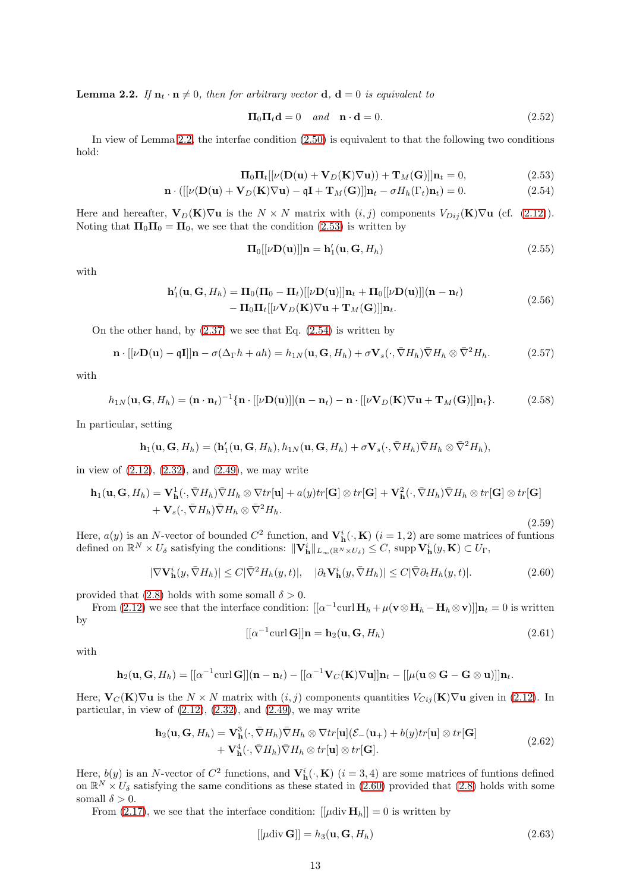**Lemma 2.2.** *If $\mathbf{n}_t\cdot\mathbf{n}\neq 0$, then for arbitrary vector $\mathbf{d}$, $\mathbf{d}=0$ is equivalent to*

$$\mathbf{\Pi}_0\mathbf{\Pi}_t\mathbf{d}=0 \quad \text{and} \quad \mathbf{n}\cdot\mathbf{d}=0. \tag{2.52}$$

In view of Lemma 2.2, the interfae condition (2.50) is equivalent to that the following two conditions hold:

$$\mathbf{\Pi}_0\mathbf{\Pi}_t[[\nu(\mathbf{D}(\mathbf{u})+\mathbf{V}_D(\mathbf{K})\nabla\mathbf{u}))+\mathbf{T}_M(\mathbf{G})]]\mathbf{n}_t=0, \tag{2.53}$$

$$\mathbf{n}\cdot([[\nu(\mathbf{D}(\mathbf{u})+\mathbf{V}_D(\mathbf{K})\nabla\mathbf{u})-\mathfrak{q}\mathbf{I}+\mathbf{T}_M(\mathbf{G})]]\mathbf{n}_t-\sigma H_h(\Gamma_t)\mathbf{n}_t)=0. \tag{2.54}$$

Here and hereafter, $\mathbf{V}_D(\mathbf{K})\nabla\mathbf{u}$ is the $N\times N$ matrix with $(i,j)$ components $V_{Dij}(\mathbf{K})\nabla\mathbf{u}$ (cf. (2.12)). Noting that $\mathbf{\Pi}_0\mathbf{\Pi}_0=\mathbf{\Pi}_0$, we see that the condition (2.53) is written by

$$\mathbf{\Pi}_0[[\nu\mathbf{D}(\mathbf{u})]]\mathbf{n}=\mathbf{h}_1'(\mathbf{u},\mathbf{G},H_h) \tag{2.55}$$

with

$$\begin{aligned}\mathbf{h}_1'(\mathbf{u},\mathbf{G},H_h)&=\mathbf{\Pi}_0(\mathbf{\Pi}_0-\mathbf{\Pi}_t)[[\nu\mathbf{D}(\mathbf{u})]]\mathbf{n}_t+\mathbf{\Pi}_0[[\nu\mathbf{D}(\mathbf{u})]](\mathbf{n}-\mathbf{n}_t)\\&\quad-\mathbf{\Pi}_0\mathbf{\Pi}_t[[\nu\mathbf{V}_D(\mathbf{K})\nabla\mathbf{u}+\mathbf{T}_M(\mathbf{G})]]\mathbf{n}_t.\end{aligned} \tag{2.56}$$

On the other hand, by (2.37) we see that Eq. (2.54) is written by

$$\mathbf{n}\cdot[[\nu\mathbf{D}(\mathbf{u})-\mathfrak{q}\mathbf{I}]]\mathbf{n}-\sigma(\Delta_\Gamma h+ah)=h_{1N}(\mathbf{u},\mathbf{G},H_h)+\sigma\mathbf{V}_s(\cdot,\bar\nabla H_h)\bar\nabla H_h\otimes\bar\nabla^2H_h. \tag{2.57}$$

with

$$h_{1N}(\mathbf{u},\mathbf{G},H_h)=(\mathbf{n}\cdot\mathbf{n}_t)^{-1}\{\mathbf{n}\cdot[[\nu\mathbf{D}(\mathbf{u})]](\mathbf{n}-\mathbf{n}_t)-\mathbf{n}\cdot[[\nu\mathbf{V}_D(\mathbf{K})\nabla\mathbf{u}+\mathbf{T}_M(\mathbf{G})]]\mathbf{n}_t\}. \tag{2.58}$$

In particular, setting

$$\mathbf{h}_1(\mathbf{u},\mathbf{G},H_h)=(\mathbf{h}_1'(\mathbf{u},\mathbf{G},H_h),h_{1N}(\mathbf{u},\mathbf{G},H_h)+\sigma\mathbf{V}_s(\cdot,\bar\nabla H_h)\bar\nabla H_h\otimes\bar\nabla^2H_h),$$

in view of (2.12), (2.32), and (2.49), we may write

$$\begin{aligned}\mathbf{h}_1(\mathbf{u},\mathbf{G},H_h)&=\mathbf{V}^1_{\mathbf{h}}(\cdot,\bar\nabla H_h)\bar\nabla H_h\otimes\nabla tr[\mathbf{u}]+a(y)tr[\mathbf{G}]\otimes tr[\mathbf{G}]+\mathbf{V}^2_{\mathbf{h}}(\cdot,\bar\nabla H_h)\bar\nabla H_h\otimes tr[\mathbf{G}]\otimes tr[\mathbf{G}]\\&\quad+\mathbf{V}_s(\cdot,\bar\nabla H_h)\bar\nabla H_h\otimes\bar\nabla^2H_h.\end{aligned} \tag{2.59}$$

Here, $a(y)$ is an $N$-vector of bounded $C^2$ function, and $\mathbf{V}^i_{\mathbf{h}}(\cdot,\mathbf{K})$ $(i=1,2)$ are some matrices of funtions defined on $\mathbb{R}^N\times U_\delta$ satisfying the conditions: $\|\mathbf{V}^i_{\mathbf{h}}\|_{L_\infty(\mathbb{R}^N\times U_\delta)}\leq C$, $\operatorname{supp}\mathbf{V}^i_{\mathbf{h}}(y,\mathbf{K})\subset U_\Gamma$,

$$|\nabla\mathbf{V}^i_{\mathbf{h}}(y,\bar\nabla H_h)|\leq C|\bar\nabla^2H_h(y,t)|,\quad |\partial_t\mathbf{V}^i_{\mathbf{h}}(y,\bar\nabla H_h)|\leq C|\bar\nabla\partial_tH_h(y,t)|. \tag{2.60}$$

provided that (2.8) holds with some somall $\delta>0$.

From (2.12) we see that the interface condition: $[[\alpha^{-1}\operatorname{curl}\mathbf{H}_h+\mu(\mathbf{v}\otimes\mathbf{H}_h-\mathbf{H}_h\otimes\mathbf{v})]]\mathbf{n}_t=0$ is written by

$$[[\alpha^{-1}\operatorname{curl}\mathbf{G}]]\mathbf{n}=\mathbf{h}_2(\mathbf{u},\mathbf{G},H_h) \tag{2.61}$$

with

$$\mathbf{h}_2(\mathbf{u},\mathbf{G},H_h)=[[\alpha^{-1}\operatorname{curl}\mathbf{G}]](\mathbf{n}-\mathbf{n}_t)-[[\alpha^{-1}\mathbf{V}_C(\mathbf{K})\nabla\mathbf{u}]]\mathbf{n}_t-[[\mu(\mathbf{u}\otimes\mathbf{G}-\mathbf{G}\otimes\mathbf{u})]]\mathbf{n}_t.$$

Here, $\mathbf{V}_C(\mathbf{K})\nabla\mathbf{u}$ is the $N\times N$ matrix with $(i,j)$ components quantities $V_{Cij}(\mathbf{K})\nabla\mathbf{u}$ given in (2.12). In particular, in view of (2.12), (2.32), and (2.49), we may write

$$\begin{aligned}\mathbf{h}_2(\mathbf{u},\mathbf{G},H_h)&=\mathbf{V}^3_{\mathbf{h}}(\cdot,\bar\nabla H_h)\bar\nabla H_h\otimes\nabla tr[\mathbf{u}](\mathcal{E}_-(\mathbf{u}_+)+b(y)tr[\mathbf{u}]\otimes tr[\mathbf{G}]\\&\quad+\mathbf{V}^4_{\mathbf{h}}(\cdot,\bar\nabla H_h)\bar\nabla H_h\otimes tr[\mathbf{u}]\otimes tr[\mathbf{G}].\end{aligned} \tag{2.62}$$

Here, $b(y)$ is an $N$-vector of $C^2$ functions, and $\mathbf{V}^i_{\mathbf{h}}(\cdot,\mathbf{K})$ $(i=3,4)$ are some matrices of funtions defined on $\mathbb{R}^N\times U_\delta$ satisfying the same conditions as these stated in (2.60) provided that (2.8) holds with some somall $\delta>0$.

From (2.17), we see that the interface condition: $[[\mu\operatorname{div}\mathbf{H}_h]]=0$ is written by

$$[[\mu\operatorname{div}\mathbf{G}]]=h_3(\mathbf{u},\mathbf{G},H_h) \tag{2.63}$$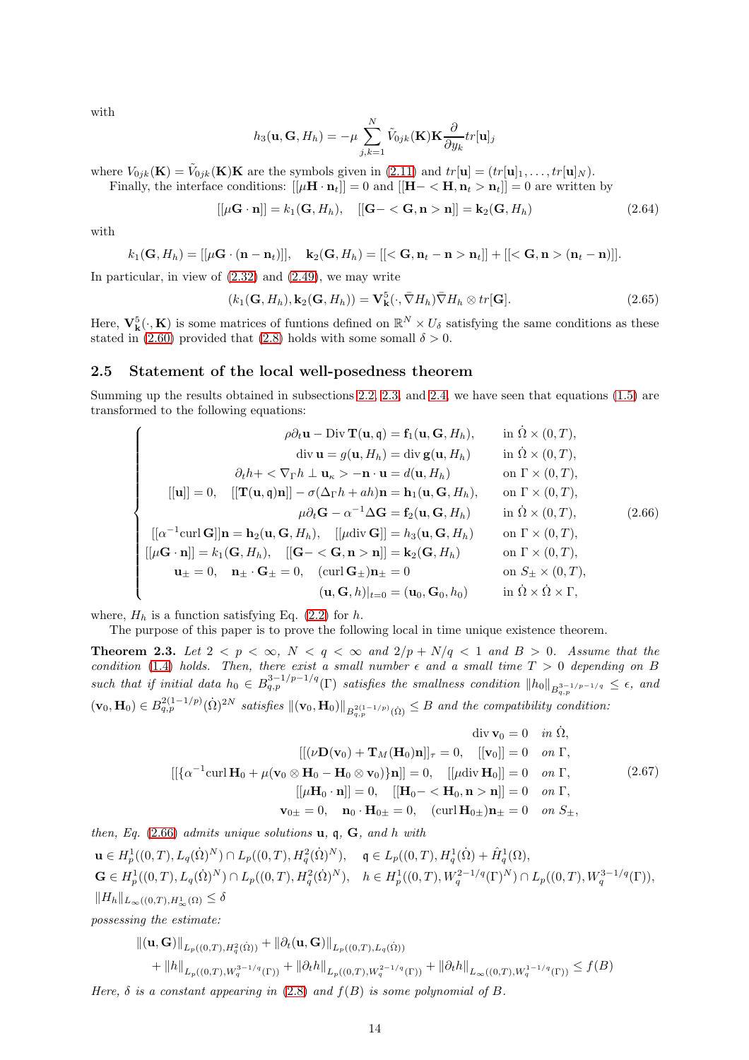with

$$h_3(\mathbf{u}, \mathbf{G}, H_h) = -\mu \sum_{j,k=1}^N \tilde V_{0jk}(\mathbf{K})\mathbf{K}\frac{\partial}{\partial y_k} tr[\mathbf{u}]_j$$

where $V_{0jk}(\mathbf{K}) = \tilde V_{0jk}(\mathbf{K})\mathbf{K}$ are the symbols given in (2.11) and $tr[\mathbf{u}] = (tr[\mathbf{u}]_1, \ldots, tr[\mathbf{u}]_N)$.

Finally, the interface conditions: $[[\mu\mathbf{H}\cdot\mathbf{n}_t]] = 0$ and $[[\mathbf{H} - <\mathbf{H}, \mathbf{n}_t> \mathbf{n}_t]] = 0$ are written by

$$[[\mu\mathbf{G}\cdot\mathbf{n}]] = k_1(\mathbf{G}, H_h), \quad [[\mathbf{G} - <\mathbf{G}, \mathbf{n}>\mathbf{n}]] = \mathbf{k}_2(\mathbf{G}, H_h) \tag{2.64}$$

with

$$k_1(\mathbf{G}, H_h) = [[\mu\mathbf{G}\cdot(\mathbf{n}-\mathbf{n}_t)]], \quad \mathbf{k}_2(\mathbf{G}, H_h) = [[<\mathbf{G}, \mathbf{n}_t - \mathbf{n}>\mathbf{n}_t]] + [[<\mathbf{G}, \mathbf{n}>(\mathbf{n}_t - \mathbf{n})]].$$

In particular, in view of (2.32) and (2.49), we may write

$$(k_1(\mathbf{G}, H_h), \mathbf{k}_2(\mathbf{G}, H_h)) = \mathbf{V}^5_{\mathbf{k}}(\cdot, \bar\nabla H_h)\bar\nabla H_h \otimes tr[\mathbf{G}]. \tag{2.65}$$

Here, $\mathbf{V}^5_{\mathbf{k}}(\cdot, \mathbf{K})$ is some matrices of funtions defined on $\mathbb{R}^N \times U_\delta$ satisfying the same conditions as these stated in (2.60) provided that (2.8) holds with some somall $\delta > 0$.

## 2.5 Statement of the local well-posedness theorem

Summing up the results obtained in subsections 2.2, 2.3, and 2.4, we have seen that equations (1.5) are transformed to the following equations:

$$\begin{cases}
\rho\partial_t\mathbf{u} - \mathrm{Div}\,\mathbf{T}(\mathbf{u}, \mathfrak{q}) = \mathbf{f}_1(\mathbf{u}, \mathbf{G}, H_h), & \text{in } \dot\Omega\times(0,T),\\
\mathrm{div}\,\mathbf{u} = g(\mathbf{u}, H_h) = \mathrm{div}\,\mathbf{g}(\mathbf{u}, H_h) & \text{in } \dot\Omega\times(0,T),\\
\partial_t h + <\nabla_\Gamma h \perp \mathbf{u}_\kappa> - \mathbf{n}\cdot\mathbf{u} = d(\mathbf{u}, H_h) & \text{on } \Gamma\times(0,T),\\
[[\mathbf{u}]] = 0, \quad [[\mathbf{T}(\mathbf{u}, \mathfrak{q})\mathbf{n}]] - \sigma(\Delta_\Gamma h + ah)\mathbf{n} = \mathbf{h}_1(\mathbf{u}, \mathbf{G}, H_h), & \text{on } \Gamma\times(0,T),\\
\mu\partial_t\mathbf{G} - \alpha^{-1}\Delta\mathbf{G} = \mathbf{f}_2(\mathbf{u}, \mathbf{G}, H_h) & \text{in } \dot\Omega\times(0,T),\\
[[\alpha^{-1}\mathrm{curl}\,\mathbf{G}]]\mathbf{n} = \mathbf{h}_2(\mathbf{u}, \mathbf{G}, H_h), \quad [[\mu\mathrm{div}\,\mathbf{G}]] = h_3(\mathbf{u}, \mathbf{G}, H_h) & \text{on } \Gamma\times(0,T),\\
[[\mu\mathbf{G}\cdot\mathbf{n}]] = k_1(\mathbf{G}, H_h), \quad [[\mathbf{G} - <\mathbf{G}, \mathbf{n}>\mathbf{n}]] = \mathbf{k}_2(\mathbf{G}, H_h) & \text{on } \Gamma\times(0,T),\\
\mathbf{u}_\pm = 0, \quad \mathbf{n}_\pm\cdot\mathbf{G}_\pm = 0, \quad (\mathrm{curl}\,\mathbf{G}_\pm)\mathbf{n}_\pm = 0 & \text{on } S_\pm\times(0,T),\\
(\mathbf{u}, \mathbf{G}, h)|_{t=0} = (\mathbf{u}_0, \mathbf{G}_0, h_0) & \text{in } \dot\Omega\times\dot\Omega\times\Gamma,
\end{cases} \tag{2.66}$$

where, $H_h$ is a function satisfying Eq. (2.2) for $h$.

The purpose of this paper is to prove the following local in time unique existence theorem.

**Theorem 2.3.** *Let $2 < p < \infty$, $N < q < \infty$ and $2/p + N/q < 1$ and $B > 0$. Assume that the condition (1.4) holds. Then, there exist a small number $\epsilon$ and a small time $T > 0$ depending on $B$ such that if initial data $h_0 \in B^{3-1/p-1/q}_{q,p}(\Gamma)$ satisfies the smallness condition $\|h_0\|_{B^{3-1/p-1/q}_{q,p}} \le \epsilon$, and $(\mathbf{v}_0, \mathbf{H}_0) \in B^{2(1-1/p)}_{q,p}(\dot\Omega)^{2N}$ satisfies $\|(\mathbf{v}_0, \mathbf{H}_0)\|_{B^{2(1-1/p)}_{q,p}(\dot\Omega)} \le B$ and the compatibility condition:*

$$\begin{aligned}
\mathrm{div}\,\mathbf{v}_0 = 0 \quad &\text{in } \dot\Omega,\\
[[(\nu\mathbf{D}(\mathbf{v}_0) + \mathbf{T}_M(\mathbf{H}_0)\mathbf{n}]]_\tau = 0, \quad [[\mathbf{v}_0]] = 0 \quad &\text{on } \Gamma,\\
[[\{\alpha^{-1}\mathrm{curl}\,\mathbf{H}_0 + \mu(\mathbf{v}_0\otimes\mathbf{H}_0 - \mathbf{H}_0\otimes\mathbf{v}_0)\}\mathbf{n}]] = 0, \quad [[\mu\mathrm{div}\,\mathbf{H}_0]] = 0 \quad &\text{on } \Gamma,\\
[[\mu\mathbf{H}_0\cdot\mathbf{n}]] = 0, \quad [[\mathbf{H}_0 - <\mathbf{H}_0, \mathbf{n}>\mathbf{n}]] = 0 \quad &\text{on } \Gamma,\\
\mathbf{v}_{0\pm} = 0, \quad \mathbf{n}_0\cdot\mathbf{H}_{0\pm} = 0, \quad (\mathrm{curl}\,\mathbf{H}_{0\pm})\mathbf{n}_\pm = 0 \quad &\text{on } S_\pm,
\end{aligned} \tag{2.67}$$

*then, Eq. (2.66) admits unique solutions $\mathbf{u}$, $\mathfrak{q}$, $\mathbf{G}$, and $h$ with*

$\mathbf{u} \in H^1_p((0,T), L_q(\dot\Omega)^N) \cap L_p((0,T), H^2_q(\dot\Omega)^N)$, $\quad \mathfrak{q} \in L_p((0,T), H^1_q(\dot\Omega) + \hat H^1_q(\Omega)$,
$\mathbf{G} \in H^1_p((0,T), L_q(\dot\Omega)^N) \cap L_p((0,T), H^2_q(\dot\Omega)^N)$, $\quad h \in H^1_p((0,T), W^{2-1/q}_q(\Gamma)^N) \cap L_p((0,T), W^{3-1/q}_q(\Gamma))$,
$\|H_h\|_{L_\infty((0,T), H^1_\infty(\Omega)} \le \delta$

*possessing the estimate:*

$$\begin{aligned}
&\|(\mathbf{u}, \mathbf{G})\|_{L_p((0,T), H^2_q(\dot\Omega))} + \|\partial_t(\mathbf{u}, \mathbf{G})\|_{L_p((0,T), L_q(\dot\Omega))}\\
&\quad + \|h\|_{L_p((0,T), W^{3-1/q}_q(\Gamma))} + \|\partial_t h\|_{L_p((0,T), W^{2-1/q}_q(\Gamma))} + \|\partial_t h\|_{L_\infty((0,T), W^{1-1/q}_q(\Gamma))} \le f(B)
\end{aligned}$$

*Here, $\delta$ is a constant appearing in (2.8) and $f(B)$ is some polynomial of $B$.*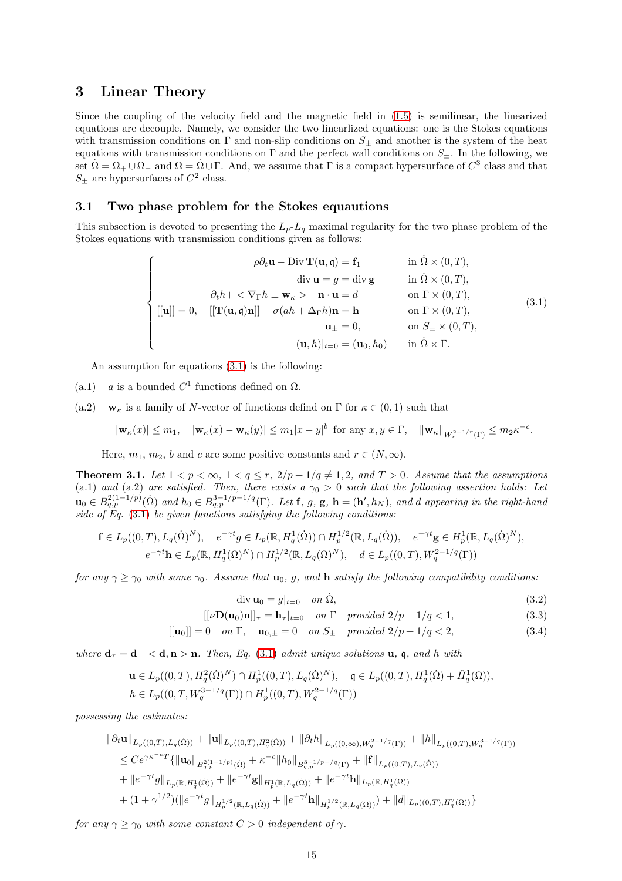# 3 Linear Theory

Since the coupling of the velocity field and the magnetic field in (1.5) is semilinear, the linearized equations are decouple. Namely, we consider the two linearlized equations: one is the Stokes equations with transmission conditions on $\Gamma$ and non-slip conditions on $S_\pm$ and another is the system of the heat equations with transmission conditions on $\Gamma$ and the perfect wall conditions on $S_\pm$. In the following, we set $\dot\Omega = \Omega_+ \cup \Omega_-$ and $\Omega = \dot\Omega \cup \Gamma$. And, we assume that $\Gamma$ is a compact hypersurface of $C^3$ class and that $S_\pm$ are hypersurfaces of $C^2$ class.

## 3.1 Two phase problem for the Stokes equautions

This subsection is devoted to presenting the $L_p$-$L_q$ maximal regularity for the two phase problem of the Stokes equations with transmission conditions given as follows:

$$
\begin{cases}
\rho\partial_t \mathbf{u} - \mathrm{Div}\,\mathbf{T}(\mathbf{u}, \mathfrak{q}) = \mathbf{f}_1 & \text{in } \dot\Omega\times(0,T),\\
\mathrm{div}\,\mathbf{u} = g = \mathrm{div}\,\mathbf{g} & \text{in } \dot\Omega\times(0,T),\\
\partial_t h + < \nabla_\Gamma h \perp \mathbf{w}_\kappa > - \mathbf{n}\cdot\mathbf{u} = d & \text{on } \Gamma\times(0,T),\\
[[\mathbf{u}]] = 0, \quad [[\mathbf{T}(\mathbf{u},\mathfrak{q})\mathbf{n}]] - \sigma(ah + \Delta_\Gamma h)\mathbf{n} = \mathbf{h} & \text{on } \Gamma\times(0,T),\\
\mathbf{u}_\pm = 0, & \text{on } S_\pm\times(0,T),\\
(\mathbf{u}, h)|_{t=0} = (\mathbf{u}_0, h_0) & \text{in } \dot\Omega\times\Gamma.
\end{cases}
\tag{3.1}
$$

An assumption for equations (3.1) is the following:

(a.1) $a$ is a bounded $C^1$ functions defined on $\Omega$.

(a.2) $\mathbf{w}_\kappa$ is a family of $N$-vector of functions defind on $\Gamma$ for $\kappa\in(0,1)$ such that

$$
|\mathbf{w}_\kappa(x)| \le m_1, \quad |\mathbf{w}_\kappa(x) - \mathbf{w}_\kappa(y)| \le m_1|x-y|^b \text{ for any } x, y\in\Gamma, \quad \|\mathbf{w}_\kappa\|_{W^{2-1/r}_r(\Gamma)} \le m_2\kappa^{-c}.
$$

Here, $m_1$, $m_2$, $b$ and $c$ are some positive constants and $r\in(N,\infty)$.

**Theorem 3.1.** *Let $1<p<\infty$, $1<q\le r$, $2/p+1/q\ne 1,2$, and $T>0$. Assume that the assumptions (a.1) and (a.2) are satisfied. Then, there exists a $\gamma_0>0$ such that the following assertion holds: Let $\mathbf{u}_0\in B^{2(1-1/p)}_{q,p}(\dot\Omega)$ and $h_0\in B^{3-1/p-1/q}_{q,p}(\Gamma)$. Let $\mathbf{f}$, $g$, $\mathbf{g}$, $\mathbf{h}=(\mathbf{h}', h_N)$, and $d$ appearing in the right-hand side of Eq. (3.1) be given functions satisfying the following conditions:*

$$
\mathbf{f}\in L_p((0,T), L_q(\dot\Omega)^N), \quad e^{-\gamma t}g\in L_p(\mathbb{R}, H^1_q(\dot\Omega))\cap H^{1/2}_p(\mathbb{R}, L_q(\dot\Omega)), \quad e^{-\gamma t}\mathbf{g}\in H^1_p(\mathbb{R}, L_q(\dot\Omega)^N),
$$
$$
e^{-\gamma t}\mathbf{h}\in L_p(\mathbb{R}, H^1_q(\Omega)^N)\cap H^{1/2}_p(\mathbb{R}, L_q(\Omega)^N), \quad d\in L_p((0,T), W^{2-1/q}_q(\Gamma))
$$

*for any $\gamma\ge\gamma_0$ with some $\gamma_0$. Assume that $\mathbf{u}_0$, $g$, and $\mathbf{h}$ satisfy the following compatibility conditions:*

$$
\mathrm{div}\,\mathbf{u}_0 = g|_{t=0} \quad \text{on } \dot\Omega, \tag{3.2}
$$
$$
[[\nu\mathbf{D}(\mathbf{u}_0)\mathbf{n}]]_\tau = \mathbf{h}_\tau|_{t=0} \quad \text{on } \Gamma \quad \text{provided } 2/p+1/q<1, \tag{3.3}
$$
$$
[[\mathbf{u}_0]] = 0 \quad \text{on } \Gamma, \quad \mathbf{u}_{0,\pm}=0 \quad \text{on } S_\pm \quad \text{provided } 2/p+1/q<2, \tag{3.4}
$$

*where $\mathbf{d}_\tau = \mathbf{d} - <\mathbf{d},\mathbf{n}>\mathbf{n}$. Then, Eq. (3.1) admit unique solutions $\mathbf{u}$, $\mathfrak{q}$, and $h$ with*

$$
\mathbf{u}\in L_p((0,T), H^2_q(\dot\Omega)^N)\cap H^1_p((0,T), L_q(\dot\Omega)^N), \quad \mathfrak{q}\in L_p((0,T), H^1_q(\dot\Omega)+\hat H^1_q(\Omega)),
$$
$$
h\in L_p((0,T, W^{3-1/q}_q(\Gamma))\cap H^1_p((0,T), W^{2-1/q}_q(\Gamma))
$$

*possessing the estimates:*

$$
\begin{aligned}
&\|\partial_t\mathbf{u}\|_{L_p((0,T),L_q(\dot\Omega))} + \|\mathbf{u}\|_{L_p((0,T),H^2_q(\dot\Omega))} + \|\partial_t h\|_{L_p((0,\infty),W^{2-1/q}_q(\Gamma))} + \|h\|_{L_p((0,T),W^{3-1/q}_q(\Gamma))}\\
&\le Ce^{\gamma\kappa^{-c}T}\{\|\mathbf{u}_0\|_{B^{2(1-1/p)}_{q,p}(\dot\Omega)} + \kappa^{-c}\|h_0\|_{B^{3-1/p-/q}_{q,p}(\Gamma)} + \|\mathbf{f}\|_{L_p((0,T),L_q(\dot\Omega))}\\
&\quad + \|e^{-\gamma t}g\|_{L_p(\mathbb{R},H^1_q(\dot\Omega))} + \|e^{-\gamma t}\mathbf{g}\|_{H^1_p(\mathbb{R},L_q(\dot\Omega))} + \|e^{-\gamma t}\mathbf{h}\|_{L_p(\mathbb{R},H^1_q(\Omega))}\\
&\quad + (1+\gamma^{1/2})(\|e^{-\gamma t}g\|_{H^{1/2}_p(\mathbb{R},L_q(\dot\Omega))} + \|e^{-\gamma t}\mathbf{h}\|_{H^{1/2}_p(\mathbb{R},L_q(\Omega))}) + \|d\|_{L_p((0,T),H^2_q(\Omega))}\}
\end{aligned}
$$

*for any $\gamma\ge\gamma_0$ with some constant $C>0$ independent of $\gamma$.*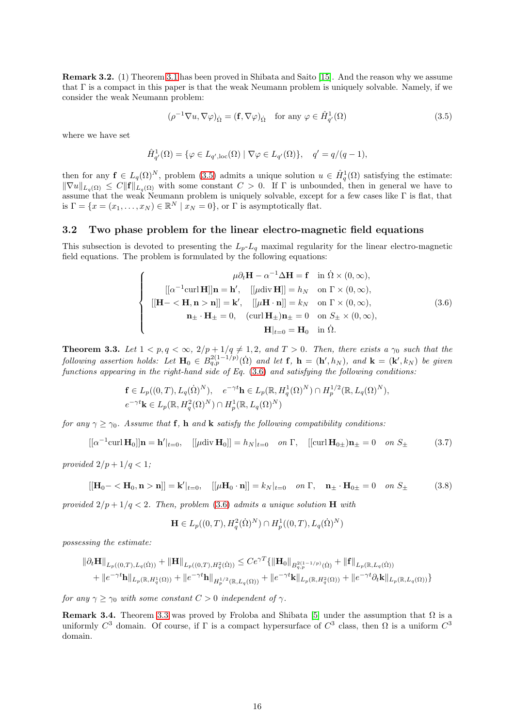**Remark 3.2.** (1) Theorem 3.1 has been proved in Shibata and Saito [15]. And the reason why we assume that $\Gamma$ is a compact in this paper is that the weak Neumann problem is uniquely solvable. Namely, if we consider the weak Neumann problem:

$$(\rho^{-1}\nabla u, \nabla\varphi)_{\dot\Omega} = (\mathbf{f}, \nabla\varphi)_{\dot\Omega} \quad \text{for any } \varphi \in \hat H^1_{q'}(\Omega) \tag{3.5}$$

where we have set

$$\hat H^1_{q'}(\Omega) = \{\varphi \in L_{q',\mathrm{loc}}(\Omega) \mid \nabla\varphi \in L_{q'}(\Omega)\}, \quad q' = q/(q-1),$$

then for any $\mathbf{f} \in L_q(\Omega)^N$, problem (3.5) admits a unique solution $u \in \hat H^1_q(\Omega)$ satisfying the estimate: $\|\nabla u\|_{L_q(\Omega)} \leq C\|\mathbf{f}\|_{L_q(\Omega)}$ with some constant $C > 0$. If $\Gamma$ is unbounded, then in general we have to assume that the weak Neumann problem is uniquely solvable, except for a few cases like $\Gamma$ is flat, that is $\Gamma = \{x = (x_1, \ldots, x_N) \in \mathbb{R}^N \mid x_N = 0\}$, or $\Gamma$ is asymptotically flat.

### 3.2 Two phase problem for the linear electro-magnetic field equations

This subsection is devoted to presenting the $L_p$-$L_q$ maximal regularity for the linear electro-magnetic field equations. The problem is formulated by the following equations:

$$\begin{cases} \mu\partial_t\mathbf{H} - \alpha^{-1}\Delta\mathbf{H} = \mathbf{f} & \text{in } \dot\Omega \times (0,\infty), \\ [[\alpha^{-1}\mathrm{curl}\,\mathbf{H}]]\mathbf{n} = \mathbf{h}', \quad [[\mu\mathrm{div}\,\mathbf{H}]] = h_N & \text{on } \Gamma \times (0,\infty), \\ [[\mathbf{H} - <\mathbf{H}, \mathbf{n}> \mathbf{n}]] = \mathbf{k}', \quad [[\mu\mathbf{H}\cdot\mathbf{n}]] = k_N & \text{on } \Gamma \times (0,\infty), \\ \mathbf{n}_\pm \cdot \mathbf{H}_\pm = 0, \quad (\mathrm{curl}\,\mathbf{H}_\pm)\mathbf{n}_\pm = 0 & \text{on } S_\pm \times (0,\infty), \\ \mathbf{H}|_{t=0} = \mathbf{H}_0 & \text{in } \dot\Omega. \end{cases} \tag{3.6}$$

**Theorem 3.3.** *Let $1 < p, q < \infty$, $2/p + 1/q \neq 1, 2$, and $T > 0$. Then, there exists a $\gamma_0$ such that the following assertion holds: Let $\mathbf{H}_0 \in B^{2(1-1/p)}_{q,p}(\dot\Omega)$ and let $\mathbf{f}$, $\mathbf{h} = (\mathbf{h}', h_N)$, and $\mathbf{k} = (\mathbf{k}', k_N)$ be given functions appearing in the right-hand side of Eq. (3.6) and satisfying the following conditions:*

$$\mathbf{f} \in L_p((0,T), L_q(\dot\Omega)^N), \quad e^{-\gamma t}\mathbf{h} \in L_p(\mathbb{R}, H^1_q(\Omega)^N) \cap H^{1/2}_p(\mathbb{R}, L_q(\Omega)^N),$$
$$e^{-\gamma t}\mathbf{k} \in L_p(\mathbb{R}, H^2_q(\Omega)^N) \cap H^1_p(\mathbb{R}, L_q(\Omega)^N)$$

*for any $\gamma \geq \gamma_0$. Assume that $\mathbf{f}$, $\mathbf{h}$ and $\mathbf{k}$ satisfy the following compatibility conditions:*

$$[[\alpha^{-1}\mathrm{curl}\,\mathbf{H}_0]]\mathbf{n} = \mathbf{h}'|_{t=0}, \quad [[\mu\mathrm{div}\,\mathbf{H}_0]] = h_N|_{t=0} \quad \text{on } \Gamma, \quad [[\mathrm{curl}\,\mathbf{H}_{0\pm})\mathbf{n}_\pm = 0 \quad \text{on } S_\pm \tag{3.7}$$

*provided $2/p + 1/q < 1$;*

$$[[\mathbf{H}_0 - <\mathbf{H}_0, \mathbf{n}> \mathbf{n}]] = \mathbf{k}'|_{t=0}, \quad [[\mu\mathbf{H}_0\cdot\mathbf{n}]] = k_N|_{t=0} \quad \text{on } \Gamma, \quad \mathbf{n}_\pm \cdot \mathbf{H}_{0\pm} = 0 \quad \text{on } S_\pm \tag{3.8}$$

*provided $2/p + 1/q < 2$. Then, problem (3.6) admits a unique solution $\mathbf{H}$ with*

$$\mathbf{H} \in L_p((0,T), H^2_q(\dot\Omega)^N) \cap H^1_p((0,T), L_q(\dot\Omega)^N)$$

*possessing the estimate:*

$$\begin{aligned} \|\partial_t\mathbf{H}\|_{L_p((0,T),L_q(\dot\Omega))} + \|\mathbf{H}\|_{L_p((0,T),H^2_q(\dot\Omega))} &\leq Ce^{\gamma T}\{\|\mathbf{H}_0\|_{B^{2(1-1/p)}_{q,p}(\dot\Omega)} + \|\mathbf{f}\|_{L_p(\mathbb{R},L_q(\dot\Omega))} \\ &+ \|e^{-\gamma t}\mathbf{h}\|_{L_p(\mathbb{R},H^1_q(\Omega))} + \|e^{-\gamma t}\mathbf{h}\|_{H^{1/2}_p(\mathbb{R},L_q(\Omega))} + \|e^{-\gamma t}\mathbf{k}\|_{L_p(\mathbb{R},H^2_q(\Omega))} + \|e^{-\gamma t}\partial_t\mathbf{k}\|_{L_p(\mathbb{R},L_q(\Omega))}\} \end{aligned}$$

*for any $\gamma \geq \gamma_0$ with some constant $C > 0$ independent of $\gamma$.*

**Remark 3.4.** Theorem 3.3 was proved by Froloba and Shibata [5] under the assumption that $\Omega$ is a uniformly $C^3$ domain. Of course, if $\Gamma$ is a compact hypersurface of $C^3$ class, then $\Omega$ is a uniform $C^3$ domain.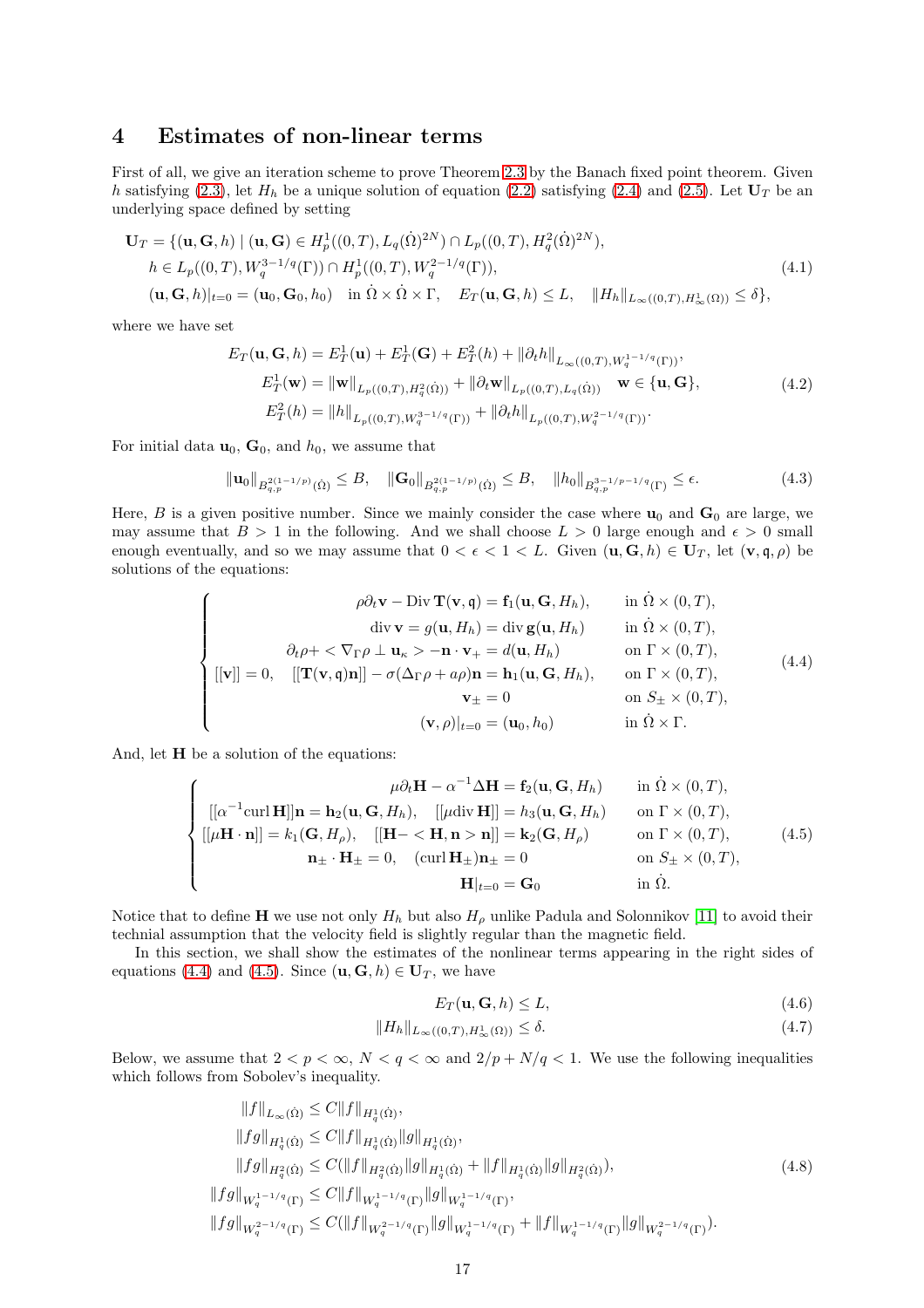## 4 Estimates of non-linear terms

First of all, we give an iteration scheme to prove Theorem 2.3 by the Banach fixed point theorem. Given $h$ satisfying (2.3), let $H_h$ be a unique solution of equation (2.2) satisfying (2.4) and (2.5). Let $\mathbf{U}_T$ be an underlying space defined by setting

$$
\begin{aligned}
\mathbf{U}_T = \{(\mathbf{u}, \mathbf{G}, h) \mid\ & (\mathbf{u}, \mathbf{G}) \in H^1_p((0,T), L_q(\dot\Omega)^{2N}) \cap L_p((0,T), H^2_q(\dot\Omega)^{2N}), \\
& h \in L_p((0,T), W^{3-1/q}_q(\Gamma)) \cap H^1_p((0,T), W^{2-1/q}_q(\Gamma)), \\
& (\mathbf{u}, \mathbf{G}, h)|_{t=0} = (\mathbf{u}_0, \mathbf{G}_0, h_0) \quad \text{in } \dot\Omega \times \dot\Omega \times \Gamma, \quad E_T(\mathbf{u}, \mathbf{G}, h) \leq L, \quad \|H_h\|_{L_\infty((0,T), H^1_\infty(\Omega))} \leq \delta\},
\end{aligned}
\tag{4.1}
$$

where we have set

$$
\begin{aligned}
E_T(\mathbf{u}, \mathbf{G}, h) &= E^1_T(\mathbf{u}) + E^1_T(\mathbf{G}) + E^2_T(h) + \|\partial_t h\|_{L_\infty((0,T), W^{1-1/q}_q(\Gamma))}, \\
E^1_T(\mathbf{w}) &= \|\mathbf{w}\|_{L_p((0,T), H^2_q(\dot\Omega))} + \|\partial_t \mathbf{w}\|_{L_p((0,T), L_q(\dot\Omega))} \quad \mathbf{w} \in \{\mathbf{u}, \mathbf{G}\}, \\
E^2_T(h) &= \|h\|_{L_p((0,T), W^{3-1/q}_q(\Gamma))} + \|\partial_t h\|_{L_p((0,T), W^{2-1/q}_q(\Gamma))}.
\end{aligned}
\tag{4.2}
$$

For initial data $\mathbf{u}_0$, $\mathbf{G}_0$, and $h_0$, we assume that

$$
\|\mathbf{u}_0\|_{B^{2(1-1/p)}_{q,p}(\dot\Omega)} \leq B, \quad \|\mathbf{G}_0\|_{B^{2(1-1/p)}_{q,p}(\dot\Omega)} \leq B, \quad \|h_0\|_{B^{3-1/p-1/q}_{q,p}(\Gamma)} \leq \epsilon. \tag{4.3}
$$

Here, $B$ is a given positive number. Since we mainly consider the case where $\mathbf{u}_0$ and $\mathbf{G}_0$ are large, we may assume that $B > 1$ in the following. And we shall choose $L > 0$ large enough and $\epsilon > 0$ small enough eventually, and so we may assume that $0 < \epsilon < 1 < L$. Given $(\mathbf{u}, \mathbf{G}, h) \in \mathbf{U}_T$, let $(\mathbf{v}, \mathfrak{q}, \rho)$ be solutions of the equations:

$$
\begin{cases}
\rho\partial_t \mathbf{v} - \mathrm{Div}\, \mathbf{T}(\mathbf{v}, \mathfrak{q}) = \mathbf{f}_1(\mathbf{u}, \mathbf{G}, H_h), & \text{in } \dot\Omega \times (0,T), \\
\mathrm{div}\, \mathbf{v} = g(\mathbf{u}, H_h) = \mathrm{div}\, \mathbf{g}(\mathbf{u}, H_h) & \text{in } \dot\Omega \times (0,T), \\
\partial_t \rho + < \nabla_\Gamma \rho \perp \mathbf{u}_\kappa > - \mathbf{n} \cdot \mathbf{v}_+ = d(\mathbf{u}, H_h) & \text{on } \Gamma \times (0,T), \\
[[\mathbf{v}]] = 0, \quad [[\mathbf{T}(\mathbf{v}, \mathfrak{q})\mathbf{n}]] - \sigma(\Delta_\Gamma \rho + a\rho)\mathbf{n} = \mathbf{h}_1(\mathbf{u}, \mathbf{G}, H_h), & \text{on } \Gamma \times (0,T), \\
\mathbf{v}_\pm = 0 & \text{on } S_\pm \times (0,T), \\
(\mathbf{v}, \rho)|_{t=0} = (\mathbf{u}_0, h_0) & \text{in } \dot\Omega \times \Gamma.
\end{cases}
\tag{4.4}
$$

And, let $\mathbf{H}$ be a solution of the equations:

$$
\begin{cases}
\mu\partial_t \mathbf{H} - \alpha^{-1}\Delta \mathbf{H} = \mathbf{f}_2(\mathbf{u}, \mathbf{G}, H_h) & \text{in } \dot\Omega \times (0,T), \\
[[\alpha^{-1}\mathrm{curl}\, \mathbf{H}]]\mathbf{n} = \mathbf{h}_2(\mathbf{u}, \mathbf{G}, H_h), \quad [[\mu \mathrm{div}\, \mathbf{H}]] = h_3(\mathbf{u}, \mathbf{G}, H_h) & \text{on } \Gamma \times (0,T), \\
[[\mu \mathbf{H} \cdot \mathbf{n}]] = k_1(\mathbf{G}, H_\rho), \quad [[\mathbf{H} - < \mathbf{H}, \mathbf{n} > \mathbf{n}]] = \mathbf{k}_2(\mathbf{G}, H_\rho) & \text{on } \Gamma \times (0,T), \\
\mathbf{n}_\pm \cdot \mathbf{H}_\pm = 0, \quad (\mathrm{curl}\, \mathbf{H}_\pm)\mathbf{n}_\pm = 0 & \text{on } S_\pm \times (0,T), \\
\mathbf{H}|_{t=0} = \mathbf{G}_0 & \text{in } \dot\Omega.
\end{cases}
\tag{4.5}
$$

Notice that to define $\mathbf{H}$ we use not only $H_h$ but also $H_\rho$ unlike Padula and Solonnikov [11] to avoid their technical assumption that the velocity field is slightly regular than the magnetic field.

In this section, we shall show the estimates of the nonlinear terms appearing in the right sides of equations (4.4) and (4.5). Since $(\mathbf{u}, \mathbf{G}, h) \in \mathbf{U}_T$, we have

$$
E_T(\mathbf{u}, \mathbf{G}, h) \leq L, \tag{4.6}
$$

$$
\|H_h\|_{L_\infty((0,T), H^1_\infty(\Omega))} \leq \delta. \tag{4.7}
$$

Below, we assume that $2 < p < \infty$, $N < q < \infty$ and $2/p + N/q < 1$. We use the following inequalities which follows from Sobolev's inequality.

$$
\begin{aligned}
\|f\|_{L_\infty(\dot\Omega)} &\leq C\|f\|_{H^1_q(\dot\Omega)}, \\
\|fg\|_{H^1_q(\dot\Omega)} &\leq C\|f\|_{H^1_q(\dot\Omega)}\|g\|_{H^1_q(\dot\Omega)}, \\
\|fg\|_{H^2_q(\dot\Omega)} &\leq C(\|f\|_{H^2_q(\dot\Omega)}\|g\|_{H^1_q(\dot\Omega)} + \|f\|_{H^1_q(\dot\Omega)}\|g\|_{H^2_q(\dot\Omega)}), \\
\|fg\|_{W^{1-1/q}_q(\Gamma)} &\leq C\|f\|_{W^{1-1/q}_q(\Gamma)}\|g\|_{W^{1-1/q}_q(\Gamma)}, \\
\|fg\|_{W^{2-1/q}_q(\Gamma)} &\leq C(\|f\|_{W^{2-1/q}_q(\Gamma)}\|g\|_{W^{1-1/q}_q(\Gamma)} + \|f\|_{W^{1-1/q}_q(\Gamma)}\|g\|_{W^{2-1/q}_q(\Gamma)}).
\end{aligned}
\tag{4.8}
$$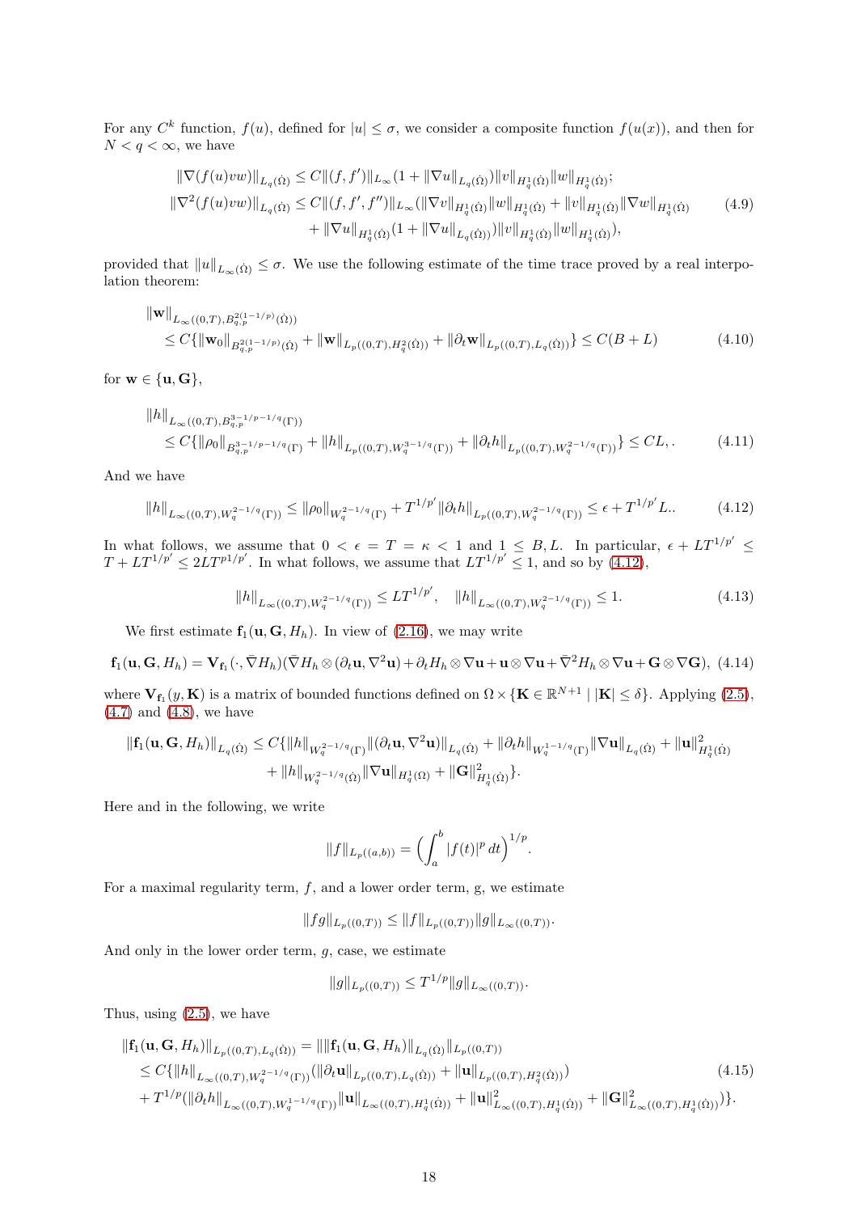For any $C^k$ function, $f(u)$, defined for $|u| \leq \sigma$, we consider a composite function $f(u(x))$, and then for $N < q < \infty$, we have

$$
\begin{aligned}
\|\nabla(f(u)vw)\|_{L_q(\dot\Omega)} &\leq C\|(f,f')\|_{L_\infty}(1+\|\nabla u\|_{L_q(\dot\Omega)})\|v\|_{H^1_q(\dot\Omega)}\|w\|_{H^1_q(\dot\Omega)}; \\
\|\nabla^2(f(u)vw)\|_{L_q(\dot\Omega)} &\leq C\|(f,f',f'')\|_{L_\infty}(\|\nabla v\|_{H^1_q(\dot\Omega)}\|w\|_{H^1_q(\dot\Omega)} + \|v\|_{H^1_q(\dot\Omega)}\|\nabla w\|_{H^1_q(\dot\Omega)} \\
&\quad + \|\nabla u\|_{H^1_q(\dot\Omega)}(1+\|\nabla u\|_{L_q(\dot\Omega)}))\|v\|_{H^1_q(\dot\Omega)}\|w\|_{H^1_q(\dot\Omega)}),
\end{aligned} \tag{4.9}
$$

provided that $\|u\|_{L_\infty(\dot\Omega)} \leq \sigma$. We use the following estimate of the time trace proved by a real interpolation theorem:

$$
\begin{aligned}
&\|\mathbf{w}\|_{L_\infty((0,T),B^{2(1-1/p)}_{q,p}(\dot\Omega))} \\
&\quad \leq C\{\|\mathbf{w}_0\|_{B^{2(1-1/p)}_{q,p}(\dot\Omega)} + \|\mathbf{w}\|_{L_p((0,T),H^2_q(\dot\Omega))} + \|\partial_t\mathbf{w}\|_{L_p((0,T),L_q(\dot\Omega))}\} \leq C(B+L)
\end{aligned} \tag{4.10}
$$

for $\mathbf{w} \in \{\mathbf{u}, \mathbf{G}\}$,

$$
\begin{aligned}
&\|h\|_{L_\infty((0,T),B^{3-1/p-1/q}_{q,p}(\Gamma))} \\
&\quad \leq C\{\|\rho_0\|_{B^{3-1/p-1/q}_{q,p}(\Gamma)} + \|h\|_{L_p((0,T),W^{3-1/q}_q(\Gamma))} + \|\partial_t h\|_{L_p((0,T),W^{2-1/q}_q(\Gamma))}\} \leq CL,.
\end{aligned} \tag{4.11}
$$

And we have

$$
\|h\|_{L_\infty((0,T),W^{2-1/q}_q(\Gamma))} \leq \|\rho_0\|_{W^{2-1/q}_q(\Gamma)} + T^{1/p'}\|\partial_t h\|_{L_p((0,T),W^{2-1/q}_q(\Gamma))} \leq \epsilon + T^{1/p'}L.. \tag{4.12}
$$

In what follows, we assume that $0 < \epsilon = T = \kappa < 1$ and $1 \leq B, L$. In particular, $\epsilon + LT^{1/p'} \leq T + LT^{1/p'} \leq 2LT^{p1/p'}$. In what follows, we assume that $LT^{1/p'} \leq 1$, and so by (4.12),

$$
\|h\|_{L_\infty((0,T),W^{2-1/q}_q(\Gamma))} \leq LT^{1/p'}, \quad \|h\|_{L_\infty((0,T),W^{2-1/q}_q(\Gamma))} \leq 1. \tag{4.13}
$$

We first estimate $\mathbf{f}_1(\mathbf{u},\mathbf{G},H_h)$. In view of (2.16), we may write

$$
\mathbf{f}_1(\mathbf{u},\mathbf{G},H_h) = \mathbf{V}_{\mathbf{f}_1}(\cdot,\bar\nabla H_h)(\bar\nabla H_h \otimes (\partial_t\mathbf{u},\nabla^2\mathbf{u}) + \partial_t H_h \otimes \nabla\mathbf{u} + \mathbf{u}\otimes\nabla\mathbf{u} + \bar\nabla^2 H_h \otimes \nabla\mathbf{u} + \mathbf{G}\otimes\nabla\mathbf{G}), \tag{4.14}
$$

where $\mathbf{V}_{\mathbf{f}_1}(y,\mathbf{K})$ is a matrix of bounded functions defined on $\Omega \times \{\mathbf{K} \in \mathbb{R}^{N+1} \mid |\mathbf{K}| \leq \delta\}$. Applying (2.5), (4.7) and (4.8), we have

$$
\begin{aligned}
\|\mathbf{f}_1(\mathbf{u},\mathbf{G},H_h)\|_{L_q(\dot\Omega)} \leq C\{&\|h\|_{W^{2-1/q}_q(\Gamma)}\|(\partial_t\mathbf{u},\nabla^2\mathbf{u})\|_{L_q(\dot\Omega)} + \|\partial_t h\|_{W^{1-1/q}_q(\Gamma)}\|\nabla\mathbf{u}\|_{L_q(\dot\Omega)} + \|\mathbf{u}\|^2_{H^1_q(\dot\Omega)} \\
&+ \|h\|_{W^{2-1/q}_q(\dot\Omega)}\|\nabla\mathbf{u}\|_{H^1_q(\Omega)} + \|\mathbf{G}\|^2_{H^1_q(\dot\Omega)}\}.
\end{aligned}
$$

Here and in the following, we write

$$
\|f\|_{L_p((a,b))} = \Big(\int_a^b |f(t)|^p\,dt\Big)^{1/p}.
$$

For a maximal regularity term, $f$, and a lower order term, g, we estimate

$$
\|fg\|_{L_p((0,T))} \leq \|f\|_{L_p((0,T))}\|g\|_{L_\infty((0,T))}.
$$

And only in the lower order term, $g$, case, we estimate

$$
\|g\|_{L_p((0,T))} \leq T^{1/p}\|g\|_{L_\infty((0,T))}.
$$

Thus, using (2.5), we have

$$
\begin{aligned}
&\|\mathbf{f}_1(\mathbf{u},\mathbf{G},H_h)\|_{L_p((0,T),L_q(\dot\Omega))} = \|\|\mathbf{f}_1(\mathbf{u},\mathbf{G},H_h)\|_{L_q(\dot\Omega)}\|_{L_p((0,T))} \\
&\quad \leq C\{\|h\|_{L_\infty((0,T),W^{2-1/q}_q(\Gamma))}(\|\partial_t\mathbf{u}\|_{L_p((0,T),L_q(\dot\Omega))} + \|\mathbf{u}\|_{L_p((0,T),H^2_q(\dot\Omega))}) \\
&\quad + T^{1/p}(\|\partial_t h\|_{L_\infty((0,T),W^{1-1/q}_q(\Gamma))}\|\mathbf{u}\|_{L_\infty((0,T),H^1_q(\dot\Omega))} + \|\mathbf{u}\|^2_{L_\infty((0,T),H^1_q(\dot\Omega))} + \|\mathbf{G}\|^2_{L_\infty((0,T),H^1_q(\dot\Omega))})\}.
\end{aligned} \tag{4.15}
$$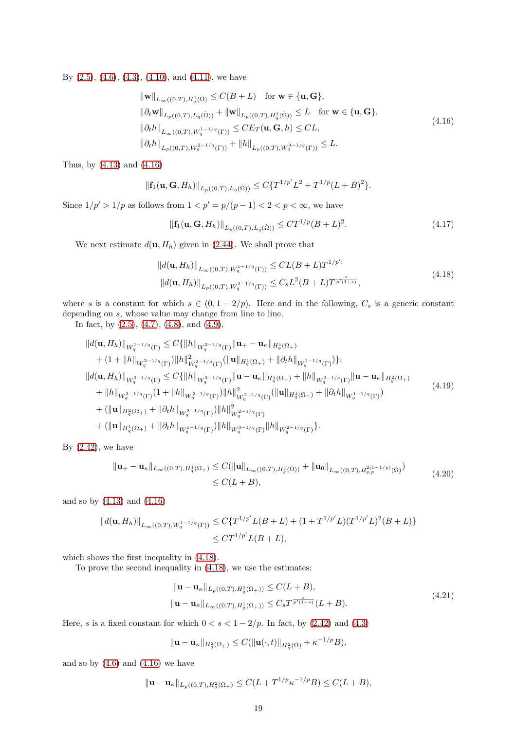By (2.5), (4.6), (4.3), (4.10), and (4.11), we have

$$
\begin{aligned}
&\|\mathbf{w}\|_{L_\infty((0,T),H^1_q(\dot\Omega)} \leq C(B+L) \quad \text{for } \mathbf{w} \in \{\mathbf{u}, \mathbf{G}\}, \\
&\|\partial_t\mathbf{w}\|_{L_p((0,T),L_q(\dot\Omega))} + \|\mathbf{w}\|_{L_p((0,T),H^2_q(\dot\Omega))} \leq L \quad \text{for } \mathbf{w} \in \{\mathbf{u}, \mathbf{G}\}, \\
&\|\partial_t h\|_{L_\infty((0,T),W^{1-1/q}_q(\Gamma))} \leq CE_T(\mathbf{u}, \mathbf{G}, h) \leq CL, \\
&\|\partial_t h\|_{L_p((0,T),W^{2-1/q}_q(\Gamma))} + \|h\|_{L_p((0,T),W^{3-1/q}_q(\Gamma))} \leq L.
\end{aligned}
\tag{4.16}
$$

Thus, by (4.13) and (4.16)

$$
\|\mathbf{f}_1(\mathbf{u}, \mathbf{G}, H_h)\|_{L_p((0,T),L_q(\dot\Omega))} \leq C\{T^{1/p'}L^2 + T^{1/p}(L+B)^2\}.
$$

Since $1/p' > 1/p$ as follows from $1 < p' = p/(p-1) < 2 < p < \infty$, we have

$$
\|\mathbf{f}_1(\mathbf{u}, \mathbf{G}, H_h)\|_{L_p((0,T),L_q(\dot\Omega))} \leq CT^{1/p}(B+L)^2. \tag{4.17}
$$

We next estimate $d(\mathbf{u}, H_h)$ given in (2.44). We shall prove that

$$
\begin{aligned}
\|d(\mathbf{u}, H_h)\|_{L_\infty((0,T),W^{1-1/q}_q(\Gamma))} &\leq CL(B+L)T^{1/p'}; \\
\|d(\mathbf{u}, H_h)\|_{L_p((0,T),W^{2-1/q}_q(\Gamma))} &\leq C_s L^2(B+L)T^{\frac{s}{p'(1+s)}},
\end{aligned}
\tag{4.18}
$$

where $s$ is a constant for which $s \in (0, 1-2/p)$. Here and in the following, $C_s$ is a generic constant depending on $s$, whose value may change from line to line.

In fact, by (2.5), (4.7), (4.8), and (4.9),

$$
\begin{aligned}
\|d(\mathbf{u}, H_h)\|_{W^{1-1/q}_q(\Gamma)} &\leq C\{\|h\|_{W^{2-1/q}_q(\Gamma)}\|\mathbf{u}_+ - \mathbf{u}_\kappa\|_{H^1_q(\Omega_+)} \\
&\quad + (1 + \|h\|_{W^{2-1/q}_q(\Gamma)})\|h\|^2_{W^{2-1/q}_q(\Gamma)}(\|\mathbf{u}\|_{H^1_q(\Omega_+)} + \|\partial_t h\|_{W^{1-1/q}_q(\Gamma)})\}; \\
\|d(\mathbf{u}, H_h)\|_{W^{2-1/q}_q(\Gamma)} &\leq C\{\|h\|_{W^{3-1/q}_q(\Gamma)}\|\mathbf{u} - \mathbf{u}_\kappa\|_{H^1_q(\Omega_+)} + \|h\|_{W^{2-1/q}_q(\Gamma)}\|\mathbf{u} - \mathbf{u}_\kappa\|_{H^2_q(\Omega_+)} \\
&\quad + \|h\|_{W^{3-1/q}_q(\Gamma)}(1 + \|h\|_{W^{2-1/q}_q(\Gamma)})\|h\|^2_{W^{2-1/q}_q(\Gamma)}(\|\mathbf{u}\|_{H^1_q(\Omega_+)} + \|\partial_t h\|_{W^{1-1/q}_q(\Gamma)}) \\
&\quad + (\|\mathbf{u}\|_{H^2_q(\Omega_+)} + \|\partial_t h\|_{W^{2-1/q}_q(\Gamma)})\|h\|^2_{W^{2-1/q}_q(\Gamma)} \\
&\quad + (\|\mathbf{u}\|_{H^1_q(\Omega_+)} + \|\partial_t h\|_{W^{1-1/q}_q(\Gamma)})\|h\|_{W^{3-1/q}_q(\Gamma)}\|h\|_{W^{2-1/q}_q(\Gamma)}\}.
\end{aligned}
\tag{4.19}
$$

By (2.42), we have

$$
\begin{aligned}
\|\mathbf{u}_+ - \mathbf{u}_\kappa\|_{L_\infty((0,T),H^1_q(\Omega_+)} &\leq C(\|\mathbf{u}\|_{L_\infty((0,T),H^1_q(\dot\Omega))} + \|\mathbf{u}_0\|_{L_\infty((0,T),B^{2(1-1/p)}_{q,p}(\dot\Omega)}) \\
&\leq C(L+B),
\end{aligned}
\tag{4.20}
$$

and so by (4.13) and (4.16)

$$
\begin{aligned}
\|d(\mathbf{u}, H_h)\|_{L_\infty((0,T),W^{1-1/q}_q(\Gamma))} &\leq C\{T^{1/p'}L(B+L) + (1 + T^{1/p'}L)(T^{1/p'}L)^2(B+L)\} \\
&\leq CT^{1/p'}L(B+L),
\end{aligned}
$$

which shows the first inequality in (4.18).

To prove the second inequality in (4.18), we use the estimates:

$$
\begin{aligned}
\|\mathbf{u} - \mathbf{u}_\kappa\|_{L_p((0,T),H^2_q(\Omega_+))} &\leq C(L+B), \\
\|\mathbf{u} - \mathbf{u}_\kappa\|_{L_\infty((0,T),H^1_q(\Omega_+))} &\leq C_s T^{\frac{s}{p'(1+s)}}(L+B).
\end{aligned}
\tag{4.21}
$$

Here, $s$ is a fixed constant for which $0 < s < 1 - 2/p$. In fact, by (2.42) and (4.3)

$$
\|\mathbf{u} - \mathbf{u}_\kappa\|_{H^2_q(\Omega_+)} \leq C(\|\mathbf{u}(\cdot, t)\|_{H^2_q(\dot\Omega)} + \kappa^{-1/p}B),
$$

and so by (4.6) and (4.16) we have

$$
\|\mathbf{u} - \mathbf{u}_\kappa\|_{L_p((0,T),H^2_q(\Omega_+)} \leq C(L + T^{1/p}\kappa^{-1/p}B) \leq C(L+B),
$$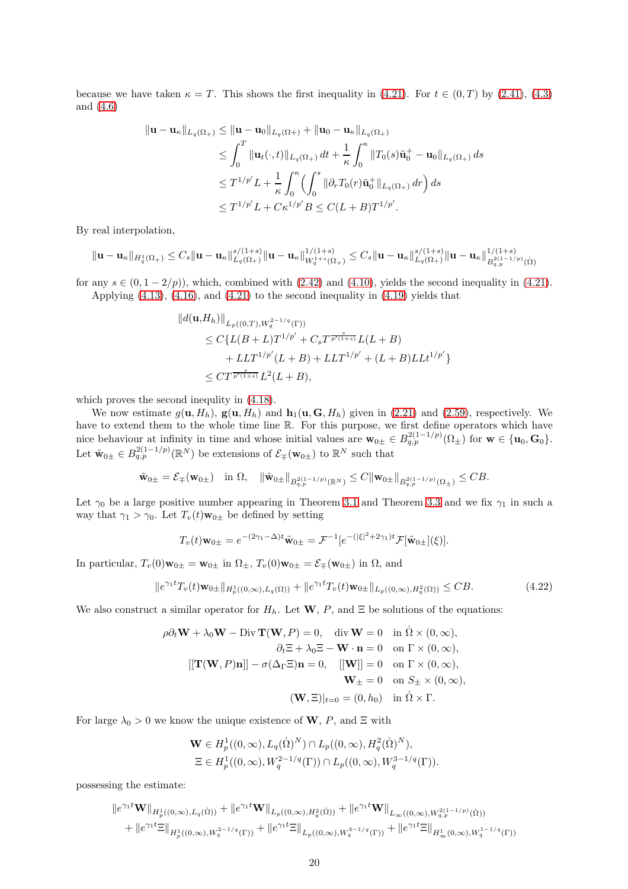because we have taken $\kappa = T$. This shows the first inequality in (4.21). For $t \in (0, T)$ by (2.41), (4.3) and (4.6)

$$
\begin{aligned}
\|\mathbf{u} - \mathbf{u}_\kappa\|_{L_q(\Omega_+)} &\le \|\mathbf{u} - \mathbf{u}_0\|_{L_q(\Omega+)} + \|\mathbf{u}_0 - \mathbf{u}_\kappa\|_{L_q(\Omega_+)} \\
&\le \int_0^T \|\mathbf{u}_t(\cdot, t)\|_{L_q(\Omega_+)}\,dt + \frac{1}{\kappa}\int_0^\kappa \|T_0(s)\tilde{\mathbf{u}}_0^+ - \mathbf{u}_0\|_{L_q(\Omega_+)}\,ds \\
&\le T^{1/p'} L + \frac{1}{\kappa}\int_0^\kappa \Big(\int_0^s \|\partial_r T_0(r)\tilde{\mathbf{u}}_0^+\|_{L_q(\Omega_+)}\,dr\Big)\,ds \\
&\le T^{1/p'}L + C\kappa^{1/p'}B \le C(L+B)T^{1/p'}.
\end{aligned}
$$

By real interpolation,

$$
\|\mathbf{u} - \mathbf{u}_\kappa\|_{H^1_q(\Omega_+)} \le C_s \|\mathbf{u} - \mathbf{u}_\kappa\|_{L_q(\Omega_+)}^{s/(1+s)} \|\mathbf{u} - \mathbf{u}_\kappa\|^{1/(1+s)}_{W^{1+s}_q(\Omega_+)} \le C_s \|\mathbf{u} - \mathbf{u}_\kappa\|_{L_q(\Omega_+)}^{s/(1+s)} \|\mathbf{u} - \mathbf{u}_\kappa\|^{1/(1+s)}_{B^{2(1-1/p)}_{q,p}(\dot\Omega)}
$$

for any $s \in (0, 1-2/p))$, which, combined with (2.42) and (4.10), yields the second inequality in (4.21).

Applying (4.13), (4.16), and (4.21) to the second inequality in (4.19) yields that

$$
\begin{aligned}
&\|d(\mathbf{u}, H_h)\|_{L_p((0,T), W^{2-1/q}_q(\Gamma))} \\
&\quad \le C\{L(B+L)T^{1/p'} + C_s T^{\frac{s}{p'(1+s)}} L(L+B) \\
&\qquad + LLT^{1/p'}(L+B) + LLT^{1/p'} + (L+B)LLt^{1/p'}\} \\
&\quad \le CT^{\frac{s}{p'(1+s)}} L^2(L+B),
\end{aligned}
$$

which proves the second inequlity in (4.18).

We now estimate $g(\mathbf{u}, H_h)$, $\mathbf{g}(\mathbf{u}, H_h)$ and $\mathbf{h}_1(\mathbf{u}, \mathbf{G}, H_h)$ given in (2.21) and (2.59), respectively. We have to extend them to the whole time line $\mathbb{R}$. For this purpose, we first define operators which have nice behaviour at infinity in time and whose initial values are $\mathbf{w}_{0\pm} \in B^{2(1-1/p)}_{q,p}(\Omega_\pm)$ for $\mathbf{w} \in \{\mathbf{u}_0, \mathbf{G}_0\}$. Let $\tilde{\mathbf{w}}_{0\pm} \in B^{2(1-1/p)}_{q,p}(\mathbb{R}^N)$ be extensions of $\mathcal{E}_\mp(\mathbf{w}_{0\pm})$ to $\mathbb{R}^N$ such that

$$
\tilde{\mathbf{w}}_{0\pm} = \mathcal{E}_\mp(\mathbf{w}_{0\pm}) \quad \text{in } \Omega, \quad \|\tilde{\mathbf{w}}_{0\pm}\|_{B^{2(1-1/p)}_{q,p}(\mathbb{R}^N)} \le C\|\mathbf{w}_{0\pm}\|_{B^{2(1-1/p)}_{q,p}(\Omega_\pm)} \le CB.
$$

Let $\gamma_0$ be a large positive number appearing in Theorem 3.1 and Theorem 3.3 and we fix $\gamma_1$ in such a way that $\gamma_1 > \gamma_0$. Let $T_v(t)\mathbf{w}_{0\pm}$ be defined by setting

$$
T_v(t)\mathbf{w}_{0\pm} = e^{-(2\gamma_1 - \Delta)t}\tilde{\mathbf{w}}_{0\pm} = \mathcal{F}^{-1}[e^{-(|\xi|^2 + 2\gamma_1)t}\mathcal{F}[\tilde{\mathbf{w}}_{0\pm}](\xi)].
$$

In particular, $T_v(0)\mathbf{w}_{0\pm} = \mathbf{w}_{0\pm}$ in $\Omega_\pm$, $T_v(0)\mathbf{w}_{0\pm} = \mathcal{E}_\mp(\mathbf{w}_{0\pm})$ in $\Omega$, and

$$
\|e^{\gamma_1 t}T_v(t)\mathbf{w}_{0\pm}\|_{H^1_p((0,\infty), L_q(\Omega))} + \|e^{\gamma_1 t}T_v(t)\mathbf{w}_{0\pm}\|_{L_p((0,\infty), H^2_q(\Omega))} \le CB. \tag{4.22}
$$

We also construct a similar operator for $H_h$. Let $\mathbf{W}$, $P$, and $\Xi$ be solutions of the equations:

$$
\begin{aligned}
\rho\partial_t \mathbf{W} + \lambda_0\mathbf{W} - \mathrm{Div}\,\mathbf{T}(\mathbf{W}, P) = 0, \quad \mathrm{div}\,\mathbf{W} = 0 &\quad \text{in } \dot\Omega \times (0,\infty), \\
\partial_t \Xi + \lambda_0 \Xi - \mathbf{W}\cdot\mathbf{n} = 0 &\quad \text{on } \Gamma \times (0,\infty), \\
[[\mathbf{T}(\mathbf{W}, P)\mathbf{n}]] - \sigma(\Delta_\Gamma \Xi)\mathbf{n} = 0, \quad [[\mathbf{W}]] = 0 &\quad \text{on } \Gamma \times (0,\infty), \\
\mathbf{W}_\pm = 0 &\quad \text{on } S_\pm \times (0,\infty), \\
(\mathbf{W}, \Xi)|_{t=0} = (0, h_0) &\quad \text{in } \dot\Omega \times \Gamma.
\end{aligned}
$$

For large $\lambda_0 > 0$ we know the unique existence of $\mathbf{W}$, $P$, and $\Xi$ with

$$
\begin{aligned}
&\mathbf{W} \in H^1_p((0,\infty), L_q(\dot\Omega)^N) \cap L_p((0,\infty), H^2_q(\dot\Omega)^N), \\
&\Xi \in H^1_p((0,\infty), W^{2-1/q}_q(\Gamma)) \cap L_p((0,\infty), W^{3-1/q}_q(\Gamma)).
\end{aligned}
$$

possessing the estimate:

$$
\begin{aligned}
&\|e^{\gamma_1 t}\mathbf{W}\|_{H^1_p((0,\infty), L_q(\dot\Omega))} + \|e^{\gamma_1 t}\mathbf{W}\|_{L_p((0,\infty), H^2_q(\dot\Omega))} + \|e^{\gamma_1 t}\mathbf{W}\|_{L_\infty((0,\infty), W^{2(1-1/p)}_{q,p}(\dot\Omega))} \\
&\quad + \|e^{\gamma_1 t}\Xi\|_{H^1_p((0,\infty), W^{2-1/q}_q(\Gamma))} + \|e^{\gamma_1 t}\Xi\|_{L_p((0,\infty), W^{3-1/q}_q(\Gamma))} + \|e^{\gamma_1 t}\Xi\|_{H^1_\infty(0,\infty), W^{1-1/q}_q(\Gamma))}
\end{aligned}
$$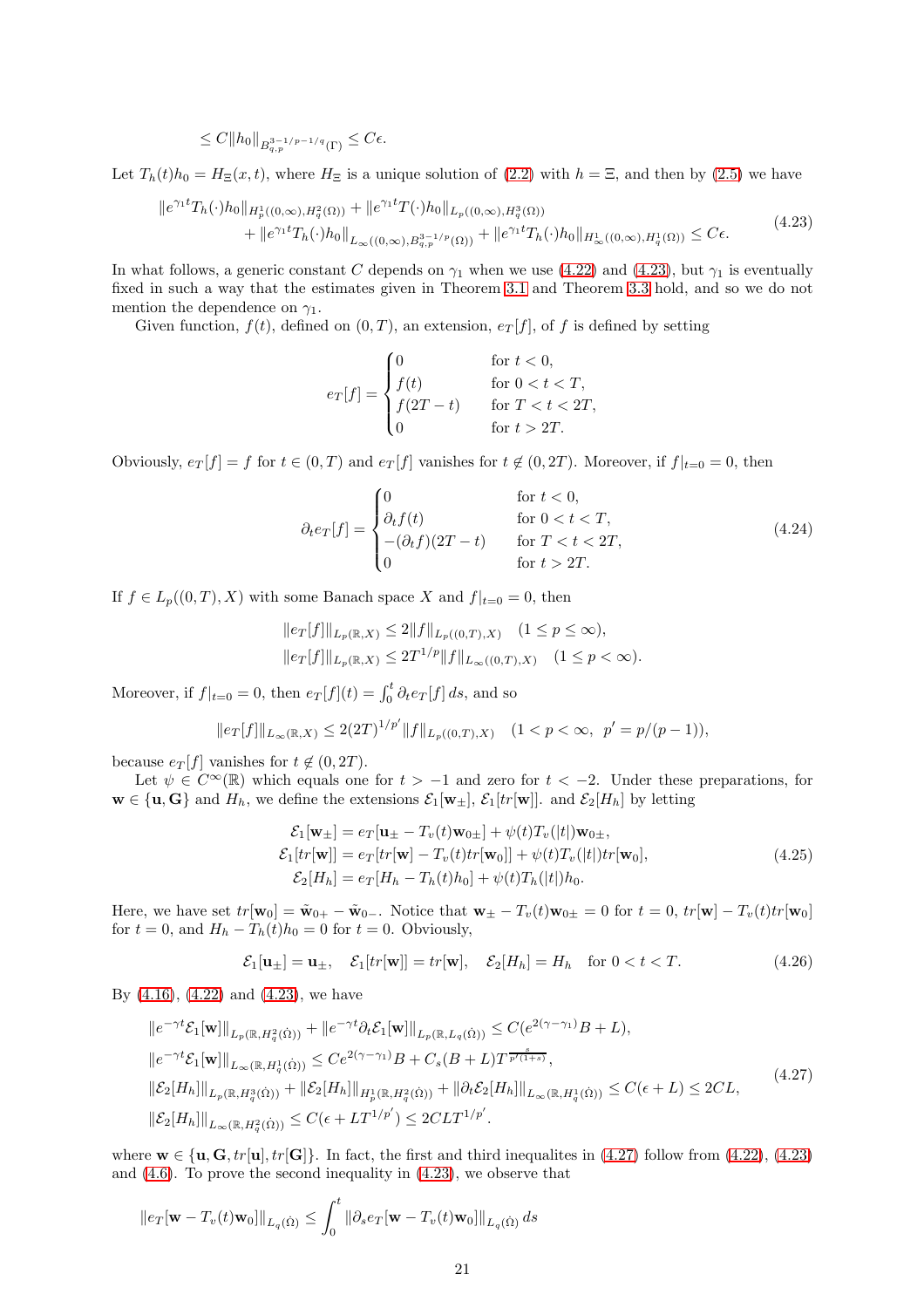$$\leq C\|h_0\|_{B^{3-1/p-1/q}_{q,p}(\Gamma)} \leq C\epsilon.$$

Let $T_h(t)h_0 = H_\Xi(x,t)$, where $H_\Xi$ is a unique solution of (2.2) with $h = \Xi$, and then by (2.5) we have

$$\begin{aligned}
&\|e^{\gamma_1 t}T_h(\cdot)h_0\|_{H^1_p((0,\infty),H^2_q(\Omega))} + \|e^{\gamma_1 t}T(\cdot)h_0\|_{L_p((0,\infty),H^3_q(\Omega))} \\
&\quad + \|e^{\gamma_1 t}T_h(\cdot)h_0\|_{L_\infty((0,\infty),B^{3-1/p}_{q,p}(\Omega))} + \|e^{\gamma_1 t}T_h(\cdot)h_0\|_{H^1_\infty((0,\infty),H^1_q(\Omega))} \leq C\epsilon.
\end{aligned} \tag{4.23}$$

In what follows, a generic constant $C$ depends on $\gamma_1$ when we use (4.22) and (4.23), but $\gamma_1$ is eventually fixed in such a way that the estimates given in Theorem 3.1 and Theorem 3.3 hold, and so we do not mention the dependence on $\gamma_1$.

Given function, $f(t)$, defined on $(0,T)$, an extension, $e_T[f]$, of $f$ is defined by setting

$$e_T[f] = \begin{cases} 0 & \text{for } t<0, \\ f(t) & \text{for } 0<t<T, \\ f(2T-t) & \text{for } T<t<2T, \\ 0 & \text{for } t>2T. \end{cases}$$

Obviously, $e_T[f] = f$ for $t\in(0,T)$ and $e_T[f]$ vanishes for $t \notin (0,2T)$. Moreover, if $f|_{t=0}=0$, then

$$\partial_t e_T[f] = \begin{cases} 0 & \text{for } t<0, \\ \partial_t f(t) & \text{for } 0<t<T, \\ -(\partial_t f)(2T-t) & \text{for } T<t<2T, \\ 0 & \text{for } t>2T. \end{cases} \tag{4.24}$$

If $f \in L_p((0,T),X)$ with some Banach space $X$ and $f|_{t=0}=0$, then

$$\begin{aligned}
&\|e_T[f]\|_{L_p(\mathbb{R},X)} \leq 2\|f\|_{L_p((0,T),X)} \quad (1\leq p\leq\infty), \\
&\|e_T[f]\|_{L_p(\mathbb{R},X)} \leq 2T^{1/p}\|f\|_{L_\infty((0,T),X)} \quad (1\leq p<\infty).
\end{aligned}$$

Moreover, if $f|_{t=0}=0$, then $e_T[f](t) = \int_0^t \partial_t e_T[f]\,ds$, and so

$$\|e_T[f]\|_{L_\infty(\mathbb{R},X)} \leq 2(2T)^{1/p'}\|f\|_{L_p((0,T),X)} \quad (1<p<\infty,\ p'=p/(p-1)),$$

because $e_T[f]$ vanishes for $t\notin(0,2T)$.

Let $\psi \in C^\infty(\mathbb{R})$ which equals one for $t>-1$ and zero for $t<-2$. Under these preparations, for $\mathbf{w}\in\{\mathbf{u},\mathbf{G}\}$ and $H_h$, we define the extensions $\mathcal{E}_1[\mathbf{w}_\pm]$, $\mathcal{E}_1[tr[\mathbf{w}]]$. and $\mathcal{E}_2[H_h]$ by letting

$$\begin{aligned}
\mathcal{E}_1[\mathbf{w}_\pm] &= e_T[\mathbf{u}_\pm - T_v(t)\mathbf{w}_{0\pm}] + \psi(t)T_v(|t|)\mathbf{w}_{0\pm}, \\
\mathcal{E}_1[tr[\mathbf{w}]] &= e_T[tr[\mathbf{w}] - T_v(t)tr[\mathbf{w}_0]] + \psi(t)T_v(|t|)tr[\mathbf{w}_0], \\
\mathcal{E}_2[H_h] &= e_T[H_h - T_h(t)h_0] + \psi(t)T_h(|t|)h_0.
\end{aligned} \tag{4.25}$$

Here, we have set $tr[\mathbf{w}_0] = \tilde{\mathbf{w}}_{0+} - \tilde{\mathbf{w}}_{0-}$. Notice that $\mathbf{w}_\pm - T_v(t)\mathbf{w}_{0\pm} = 0$ for $t=0$, $tr[\mathbf{w}] - T_v(t)tr[\mathbf{w}_0]$ for $t=0$, and $H_h - T_h(t)h_0 = 0$ for $t=0$. Obviously,

$$\mathcal{E}_1[\mathbf{u}_\pm] = \mathbf{u}_\pm, \quad \mathcal{E}_1[tr[\mathbf{w}]] = tr[\mathbf{w}], \quad \mathcal{E}_2[H_h] = H_h \quad \text{for } 0<t<T. \tag{4.26}$$

By (4.16), (4.22) and (4.23), we have

$$\begin{aligned}
&\|e^{-\gamma t}\mathcal{E}_1[\mathbf{w}]\|_{L_p(\mathbb{R},H^2_q(\dot\Omega))} + \|e^{-\gamma t}\partial_t\mathcal{E}_1[\mathbf{w}]\|_{L_p(\mathbb{R},L_q(\dot\Omega))} \leq C(e^{2(\gamma-\gamma_1)}B + L), \\
&\|e^{-\gamma t}\mathcal{E}_1[\mathbf{w}]\|_{L_\infty(\mathbb{R},H^1_q(\dot\Omega))} \leq Ce^{2(\gamma-\gamma_1)}B + C_s(B+L)T^{\frac{s}{p'(1+s)}}, \\
&\|\mathcal{E}_2[H_h]\|_{L_p(\mathbb{R},H^3_q(\dot\Omega))} + \|\mathcal{E}_2[H_h]\|_{H^1_p(\mathbb{R},H^2_q(\dot\Omega))} + \|\partial_t\mathcal{E}_2[H_h]\|_{L_\infty(\mathbb{R},H^1_q(\dot\Omega))} \leq C(\epsilon+L) \leq 2CL, \\
&\|\mathcal{E}_2[H_h]\|_{L_\infty(\mathbb{R},H^2_q(\dot\Omega))} \leq C(\epsilon + LT^{1/p'}) \leq 2CLT^{1/p'}.
\end{aligned} \tag{4.27}$$

where $\mathbf{w}\in\{\mathbf{u},\mathbf{G},tr[\mathbf{u}],tr[\mathbf{G}]\}$. In fact, the first and third inequalites in (4.27) follow from (4.22), (4.23) and (4.6). To prove the second inequality in (4.23), we observe that

$$\|e_T[\mathbf{w} - T_v(t)\mathbf{w}_0]\|_{L_q(\dot\Omega)} \leq \int_0^t \|\partial_s e_T[\mathbf{w} - T_v(t)\mathbf{w}_0]\|_{L_q(\dot\Omega)}\,ds$$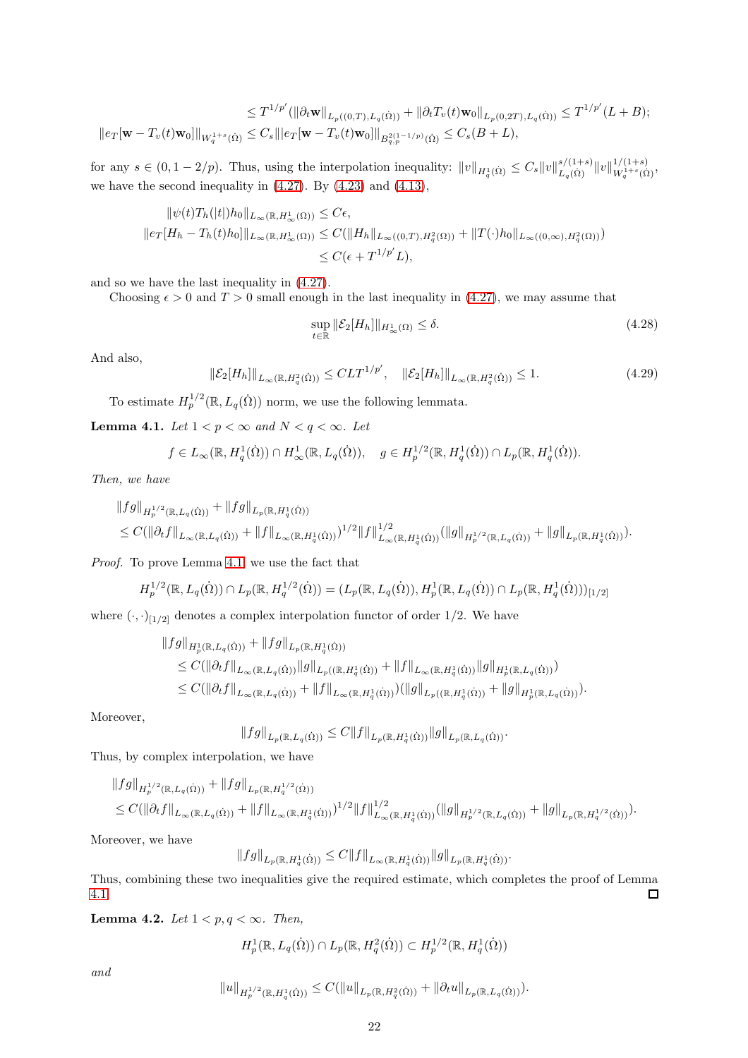$$
\begin{aligned}
&\leq T^{1/p'}(\|\partial_t \mathbf{w}\|_{L_p((0,T),L_q(\dot\Omega))} + \|\partial_t T_v(t)\mathbf{w}_0\|_{L_p(0,2T),L_q(\dot\Omega))} \leq T^{1/p'}(L+B);\\
\|e_T[\mathbf{w} - T_v(t)\mathbf{w}_0]\|_{W^{1+s}_q(\dot\Omega)} &\leq C_s\|e_T[\mathbf{w} - T_v(t)\mathbf{w}_0]\|_{B^{2(1-1/p)}_{q,p}(\dot\Omega)} \leq C_s(B+L),
\end{aligned}
$$

for any $s \in (0, 1-2/p)$. Thus, using the interpolation inequality: $\|v\|_{H^1_q(\dot\Omega)} \leq C_s\|v\|^{s/(1+s)}_{L_q(\dot\Omega)}\|v\|^{1/(1+s)}_{W^{1+s}_q(\dot\Omega)}$, we have the second inequality in (4.27). By (4.23) and (4.13),

$$
\begin{aligned}
\|\psi(t)T_h(|t|)h_0\|_{L_\infty(\mathbb{R},H^1_\infty(\Omega))} &\leq C\epsilon,\\
\|e_T[H_h - T_h(t)h_0]\|_{L_\infty(\mathbb{R},H^1_\infty(\Omega))} &\leq C(\|H_h\|_{L_\infty((0,T),H^2_q(\Omega))} + \|T(\cdot)h_0\|_{L_\infty((0,\infty),H^2_q(\Omega))})\\
&\leq C(\epsilon + T^{1/p'}L),
\end{aligned}
$$

and so we have the last inequality in (4.27).

Choosing $\epsilon > 0$ and $T > 0$ small enough in the last inequality in (4.27), we may assume that

$$
\sup_{t\in\mathbb{R}} \|\mathcal{E}_2[H_h]\|_{H^1_\infty(\Omega)} \leq \delta. \tag{4.28}
$$

And also,

$$
\|\mathcal{E}_2[H_h]\|_{L_\infty(\mathbb{R},H^2_q(\dot\Omega))} \leq CLT^{1/p'}, \quad \|\mathcal{E}_2[H_h]\|_{L_\infty(\mathbb{R},H^2_q(\dot\Omega))} \leq 1. \tag{4.29}
$$

To estimate $H^{1/2}_p(\mathbb{R}, L_q(\dot\Omega))$ norm, we use the following lemmata.

**Lemma 4.1.** *Let $1 < p < \infty$ and $N < q < \infty$. Let*

$$
f \in L_\infty(\mathbb{R}, H^1_q(\dot\Omega)) \cap H^1_\infty(\mathbb{R}, L_q(\dot\Omega)), \quad g \in H^{1/2}_p(\mathbb{R}, H^1_q(\dot\Omega)) \cap L_p(\mathbb{R}, H^1_q(\dot\Omega)).
$$

*Then, we have*

$$
\begin{aligned}
&\|fg\|_{H^{1/2}_p(\mathbb{R},L_q(\dot\Omega))} + \|fg\|_{L_p(\mathbb{R},H^1_q(\dot\Omega))}\\
&\leq C(\|\partial_t f\|_{L_\infty(\mathbb{R},L_q(\dot\Omega))} + \|f\|_{L_\infty(\mathbb{R},H^1_q(\dot\Omega))})^{1/2}\|f\|^{1/2}_{L_\infty(\mathbb{R},H^1_q(\dot\Omega))}(\|g\|_{H^{1/2}_p(\mathbb{R},L_q(\dot\Omega))} + \|g\|_{L_p(\mathbb{R},H^1_q(\dot\Omega))}).
\end{aligned}
$$

*Proof.* To prove Lemma 4.1, we use the fact that

$$
H^{1/2}_p(\mathbb{R}, L_q(\dot\Omega)) \cap L_p(\mathbb{R}, H^{1/2}_q(\dot\Omega)) = (L_p(\mathbb{R}, L_q(\dot\Omega)), H^1_p(\mathbb{R}, L_q(\dot\Omega)) \cap L_p(\mathbb{R}, H^1_q(\dot\Omega)))_{[1/2]}
$$

where $(\cdot,\cdot)_{[1/2]}$ denotes a complex interpolation functor of order $1/2$. We have

$$
\begin{aligned}
&\|fg\|_{H^1_p(\mathbb{R},L_q(\dot\Omega))} + \|fg\|_{L_p(\mathbb{R},H^1_q(\dot\Omega))}\\
&\leq C(\|\partial_t f\|_{L_\infty(\mathbb{R},L_q(\dot\Omega))}\|g\|_{L_p((\mathbb{R},H^1_q(\dot\Omega))} + \|f\|_{L_\infty(\mathbb{R},H^1_q(\dot\Omega))}\|g\|_{H^1_p(\mathbb{R},L_q(\dot\Omega))})\\
&\leq C(\|\partial_t f\|_{L_\infty(\mathbb{R},L_q(\dot\Omega))} + \|f\|_{L_\infty(\mathbb{R},H^1_q(\dot\Omega))})(\|g\|_{L_p((\mathbb{R},H^1_q(\dot\Omega))} + \|g\|_{H^1_p(\mathbb{R},L_q(\dot\Omega))}).
\end{aligned}
$$

Moreover,

$$
\|fg\|_{L_p(\mathbb{R},L_q(\dot\Omega))} \leq C\|f\|_{L_p(\mathbb{R},H^1_q(\dot\Omega))}\|g\|_{L_p(\mathbb{R},L_q(\dot\Omega))}.
$$

Thus, by complex interpolation, we have

$$
\begin{aligned}
&\|fg\|_{H^{1/2}_p(\mathbb{R},L_q(\dot\Omega))} + \|fg\|_{L_p(\mathbb{R},H^{1/2}_q(\dot\Omega))}\\
&\leq C(\|\partial_t f\|_{L_\infty(\mathbb{R},L_q(\dot\Omega))} + \|f\|_{L_\infty(\mathbb{R},H^1_q(\dot\Omega))})^{1/2}\|f\|^{1/2}_{L_\infty(\mathbb{R},H^1_q(\dot\Omega))}(\|g\|_{H^{1/2}_p(\mathbb{R},L_q(\dot\Omega))} + \|g\|_{L_p(\mathbb{R},H^{1/2}_q(\dot\Omega))}).
\end{aligned}
$$

Moreover, we have

$$
\|fg\|_{L_p(\mathbb{R},H^1_q(\dot\Omega))} \leq C\|f\|_{L_\infty(\mathbb{R},H^1_q(\dot\Omega))}\|g\|_{L_p(\mathbb{R},H^1_q(\dot\Omega))}.
$$

Thus, combining these two inequalities give the required estimate, which completes the proof of Lemma 4.1. ◻

**Lemma 4.2.** *Let $1 < p, q < \infty$. Then,*

$$
H^1_p(\mathbb{R}, L_q(\dot\Omega)) \cap L_p(\mathbb{R}, H^2_q(\dot\Omega)) \subset H^{1/2}_p(\mathbb{R}, H^1_q(\dot\Omega))
$$

*and*

$$
\|u\|_{H^{1/2}_p(\mathbb{R},H^1_q(\dot\Omega))} \leq C(\|u\|_{L_p(\mathbb{R},H^2_q(\dot\Omega))} + \|\partial_t u\|_{L_p(\mathbb{R},L_q(\dot\Omega))}).
$$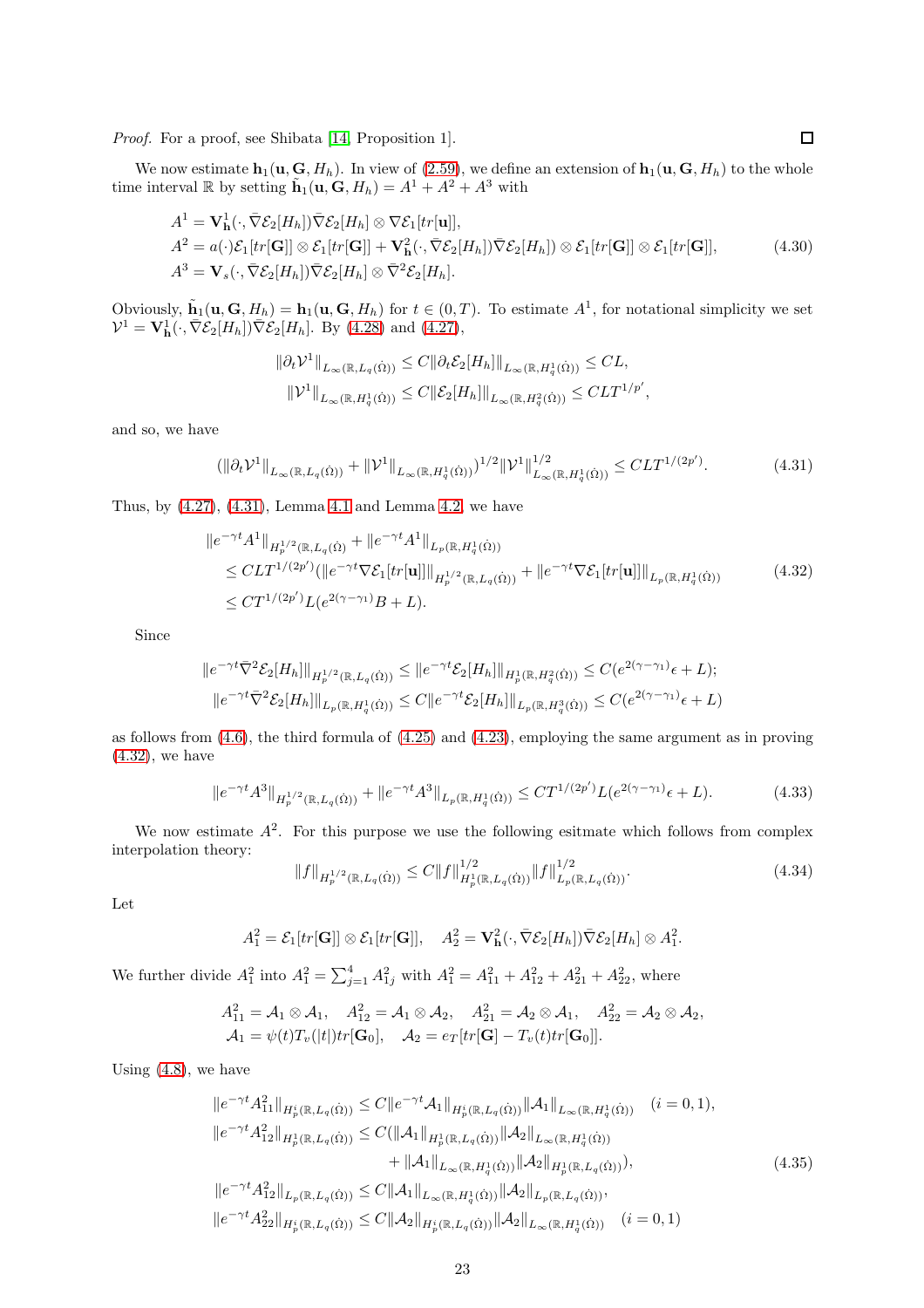*Proof.* For a proof, see Shibata [14, Proposition 1]. ∎

We now estimate $\mathbf{h}_1(\mathbf{u}, \mathbf{G}, H_h)$. In view of (2.59), we define an extension of $\mathbf{h}_1(\mathbf{u}, \mathbf{G}, H_h)$ to the whole time interval $\mathbb{R}$ by setting $\tilde{\mathbf{h}}_1(\mathbf{u}, \mathbf{G}, H_h) = A^1 + A^2 + A^3$ with

$$
\begin{aligned}
A^1 &= \mathbf{V}^1_{\mathbf{h}}(\cdot, \bar\nabla \mathcal{E}_2[H_h])\bar\nabla\mathcal{E}_2[H_h] \otimes \nabla\mathcal{E}_1[tr[\mathbf{u}]],\\
A^2 &= a(\cdot)\mathcal{E}_1[tr[\mathbf{G}]] \otimes \mathcal{E}_1[tr[\mathbf{G}]] + \mathbf{V}^2_{\mathbf{h}}(\cdot, \bar\nabla\mathcal{E}_2[H_h])\bar\nabla\mathcal{E}_2[H_h]) \otimes \mathcal{E}_1[tr[\mathbf{G}]] \otimes \mathcal{E}_1[tr[\mathbf{G}]],\\
A^3 &= \mathbf{V}_s(\cdot, \bar\nabla\mathcal{E}_2[H_h])\bar\nabla\mathcal{E}_2[H_h] \otimes \bar\nabla^2\mathcal{E}_2[H_h].
\end{aligned}
\tag{4.30}
$$

Obviously, $\tilde{\mathbf{h}}_1(\mathbf{u}, \mathbf{G}, H_h) = \mathbf{h}_1(\mathbf{u}, \mathbf{G}, H_h)$ for $t \in (0, T)$. To estimate $A^1$, for notational simplicity we set $\mathcal{V}^1 = \mathbf{V}^1_{\mathbf{h}}(\cdot, \bar\nabla\mathcal{E}_2[H_h])\bar\nabla\mathcal{E}_2[H_h]$. By (4.28) and (4.27),

$$
\begin{aligned}
\|\partial_t \mathcal{V}^1\|_{L_\infty(\mathbb{R}, L_q(\dot\Omega))} &\leq C\|\partial_t\mathcal{E}_2[H_h]\|_{L_\infty(\mathbb{R}, H^1_q(\dot\Omega))} \leq CL,\\
\|\mathcal{V}^1\|_{L_\infty(\mathbb{R}, H^1_q(\dot\Omega))} &\leq C\|\mathcal{E}_2[H_h]\|_{L_\infty(\mathbb{R}, H^2_q(\dot\Omega))} \leq CLT^{1/p'},
\end{aligned}
$$

and so, we have

$$
(\|\partial_t\mathcal{V}^1\|_{L_\infty(\mathbb{R}, L_q(\dot\Omega))} + \|\mathcal{V}^1\|_{L_\infty(\mathbb{R}, H^1_q(\dot\Omega))})^{1/2}\|\mathcal{V}^1\|^{1/2}_{L_\infty(\mathbb{R}, H^1_q(\dot\Omega))} \leq CLT^{1/(2p')}. \tag{4.31}
$$

Thus, by (4.27), (4.31), Lemma 4.1 and Lemma 4.2, we have

$$
\begin{aligned}
&\|e^{-\gamma t}A^1\|_{H^{1/2}_p(\mathbb{R}, L_q(\dot\Omega)} + \|e^{-\gamma t}A^1\|_{L_p(\mathbb{R}, H^1_q(\dot\Omega))}\\
&\quad \leq CLT^{1/(2p')}(\|e^{-\gamma t}\nabla\mathcal{E}_1[tr[\mathbf{u}]]\|_{H^{1/2}_p(\mathbb{R}, L_q(\dot\Omega))} + \|e^{-\gamma t}\nabla\mathcal{E}_1[tr[\mathbf{u}]]\|_{L_p(\mathbb{R}, H^1_q(\dot\Omega))}\\
&\quad \leq CT^{1/(2p')}L(e^{2(\gamma-\gamma_1)}B + L).
\end{aligned}
\tag{4.32}
$$

Since

$$
\begin{aligned}
\|e^{-\gamma t}\bar\nabla^2\mathcal{E}_2[H_h]\|_{H^{1/2}_p(\mathbb{R}, L_q(\dot\Omega))} &\leq \|e^{-\gamma t}\mathcal{E}_2[H_h]\|_{H^1_p(\mathbb{R}, H^2_q(\dot\Omega))} \leq C(e^{2(\gamma-\gamma_1)}\epsilon + L);\\
\|e^{-\gamma t}\bar\nabla^2\mathcal{E}_2[H_h]\|_{L_p(\mathbb{R}, H^1_q(\dot\Omega))} &\leq C\|e^{-\gamma t}\mathcal{E}_2[H_h]\|_{L_p(\mathbb{R}, H^3_q(\dot\Omega))} \leq C(e^{2(\gamma-\gamma_1)}\epsilon + L)
\end{aligned}
$$

as follows from (4.6), the third formula of (4.25) and (4.23), employing the same argument as in proving (4.32), we have

$$
\|e^{-\gamma t}A^3\|_{H^{1/2}_p(\mathbb{R}, L_q(\dot\Omega))} + \|e^{-\gamma t}A^3\|_{L_p(\mathbb{R}, H^1_q(\dot\Omega))} \leq CT^{1/(2p')}L(e^{2(\gamma-\gamma_1)}\epsilon + L). \tag{4.33}
$$

We now estimate $A^2$. For this purpose we use the following esitmate which follows from complex interpolation theory:

$$
\|f\|_{H^{1/2}_p(\mathbb{R}, L_q(\dot\Omega))} \leq C\|f\|^{1/2}_{H^1_p(\mathbb{R}, L_q(\dot\Omega))}\|f\|^{1/2}_{L_p(\mathbb{R}, L_q(\dot\Omega))}. \tag{4.34}
$$

Let

$$
A^2_1 = \mathcal{E}_1[tr[\mathbf{G}]] \otimes \mathcal{E}_1[tr[\mathbf{G}]], \quad A^2_2 = \mathbf{V}^2_{\mathbf{h}}(\cdot, \bar\nabla\mathcal{E}_2[H_h])\bar\nabla\mathcal{E}_2[H_h] \otimes A^2_1.
$$

We further divide $A^2_1$ into $A^2_1 = \sum_{j=1}^4 A^2_{1j}$ with $A^2_1 = A^2_{11} + A^2_{12} + A^2_{21} + A^2_{22}$, where

$$
\begin{aligned}
&A^2_{11} = \mathcal{A}_1 \otimes \mathcal{A}_1, \quad A^2_{12} = \mathcal{A}_1 \otimes \mathcal{A}_2, \quad A^2_{21} = \mathcal{A}_2 \otimes \mathcal{A}_1, \quad A^2_{22} = \mathcal{A}_2 \otimes \mathcal{A}_2,\\
&\mathcal{A}_1 = \psi(t)T_v(|t|)tr[\mathbf{G}_0], \quad \mathcal{A}_2 = e_T[tr[\mathbf{G}] - T_v(t)tr[\mathbf{G}_0]].
\end{aligned}
$$

Using (4.8), we have

$$
\begin{aligned}
\|e^{-\gamma t}A^2_{11}\|_{H^i_p(\mathbb{R}, L_q(\dot\Omega))} &\leq C\|e^{-\gamma t}\mathcal{A}_1\|_{H^i_p(\mathbb{R}, L_q(\dot\Omega))}\|\mathcal{A}_1\|_{L_\infty(\mathbb{R}, H^1_q(\dot\Omega))} \quad (i = 0, 1),\\
\|e^{-\gamma t}A^2_{12}\|_{H^1_p(\mathbb{R}, L_q(\dot\Omega))} &\leq C(\|\mathcal{A}_1\|_{H^1_p(\mathbb{R}, L_q(\dot\Omega))}\|\mathcal{A}_2\|_{L_\infty(\mathbb{R}, H^1_q(\dot\Omega))}\\
&\qquad + \|\mathcal{A}_1\|_{L_\infty(\mathbb{R}, H^1_q(\dot\Omega))}\|\mathcal{A}_2\|_{H^1_p(\mathbb{R}, L_q(\dot\Omega))}),\\
\|e^{-\gamma t}A^2_{12}\|_{L_p(\mathbb{R}, L_q(\dot\Omega))} &\leq C\|\mathcal{A}_1\|_{L_\infty(\mathbb{R}, H^1_q(\dot\Omega))}\|\mathcal{A}_2\|_{L_p(\mathbb{R}, L_q(\dot\Omega))},\\
\|e^{-\gamma t}A^2_{22}\|_{H^i_p(\mathbb{R}, L_q(\dot\Omega))} &\leq C\|\mathcal{A}_2\|_{H^i_p(\mathbb{R}, L_q(\dot\Omega))}\|\mathcal{A}_2\|_{L_\infty(\mathbb{R}, H^1_q(\dot\Omega))} \quad (i = 0, 1)
\end{aligned}
\tag{4.35}
$$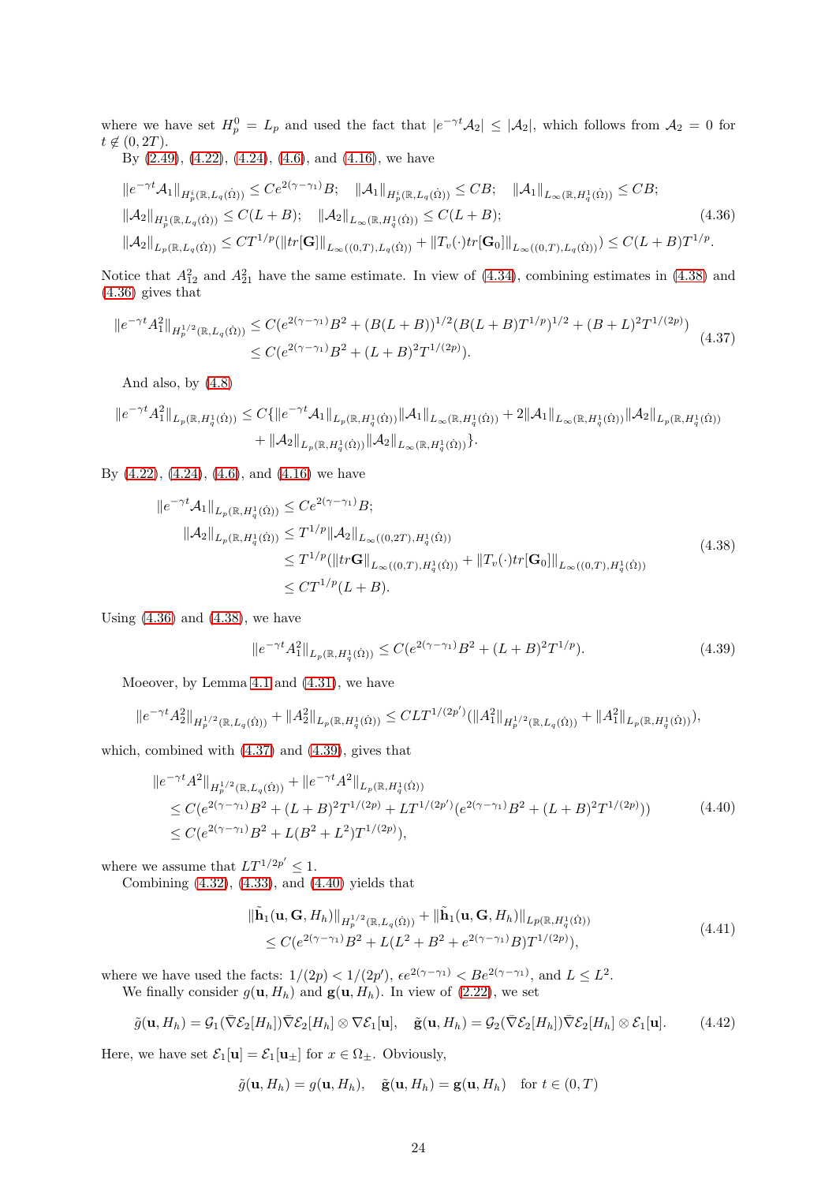where we have set $H_p^0 = L_p$ and used the fact that $|e^{-\gamma t}\mathcal{A}_2| \le |\mathcal{A}_2|$, which follows from $\mathcal{A}_2 = 0$ for $t \notin (0, 2T)$.

By (2.49), (4.22), (4.24), (4.6), and (4.16), we have

$$
\begin{aligned}
&\|e^{-\gamma t}\mathcal{A}_1\|_{H_p^i(\mathbb{R},L_q(\dot\Omega))} \le Ce^{2(\gamma-\gamma_1)}B; \quad \|\mathcal{A}_1\|_{H_p^i(\mathbb{R},L_q(\dot\Omega))} \le CB; \quad \|\mathcal{A}_1\|_{L_\infty(\mathbb{R},H_q^1(\dot\Omega))} \le CB;\\
&\|\mathcal{A}_2\|_{H_p^1(\mathbb{R},L_q(\dot\Omega))} \le C(L+B); \quad \|\mathcal{A}_2\|_{L_\infty(\mathbb{R},H_q^1(\dot\Omega))} \le C(L+B);\\
&\|\mathcal{A}_2\|_{L_p(\mathbb{R},L_q(\dot\Omega))} \le CT^{1/p}(\|tr[\mathbf{G}]\|_{L_\infty((0,T),L_q(\dot\Omega))} + \|T_v(\cdot)tr[\mathbf{G}_0]\|_{L_\infty((0,T),L_q(\dot\Omega))}) \le C(L+B)T^{1/p}.
\end{aligned}
\tag{4.36}
$$

Notice that $A_{12}^2$ and $A_{21}^2$ have the same estimate. In view of (4.34), combining estimates in (4.38) and (4.36) gives that

$$
\begin{aligned}
\|e^{-\gamma t}A_1^2\|_{H_p^{1/2}(\mathbb{R},L_q(\dot\Omega))} &\le C(e^{2(\gamma-\gamma_1)}B^2 + (B(L+B))^{1/2}(B(L+B)T^{1/p})^{1/2} + (B+L)^2T^{1/(2p)})\\
&\le C(e^{2(\gamma-\gamma_1)}B^2 + (L+B)^2T^{1/(2p)}).
\end{aligned}
\tag{4.37}
$$

And also, by (4.8)

$$
\begin{aligned}
\|e^{-\gamma t}A_1^2\|_{L_p(\mathbb{R},H_q^1(\dot\Omega))} \le C\{&\|e^{-\gamma t}\mathcal{A}_1\|_{L_p(\mathbb{R},H_q^1(\dot\Omega))}\|\mathcal{A}_1\|_{L_\infty(\mathbb{R},H_q^1(\dot\Omega))} + 2\|\mathcal{A}_1\|_{L_\infty(\mathbb{R},H_q^1(\dot\Omega))}\|\mathcal{A}_2\|_{L_p(\mathbb{R},H_q^1(\dot\Omega))}\\
&+ \|\mathcal{A}_2\|_{L_p(\mathbb{R},H_q^1(\dot\Omega))}\|\mathcal{A}_2\|_{L_\infty(\mathbb{R},H_q^1(\dot\Omega))}\}.
\end{aligned}
$$

By (4.22), (4.24), (4.6), and (4.16) we have

$$
\begin{aligned}
\|e^{-\gamma t}\mathcal{A}_1\|_{L_p(\mathbb{R},H_q^1(\dot\Omega))} &\le Ce^{2(\gamma-\gamma_1)}B;\\
\|\mathcal{A}_2\|_{L_p(\mathbb{R},H_q^1(\dot\Omega))} &\le T^{1/p}\|\mathcal{A}_2\|_{L_\infty((0,2T),H_q^1(\dot\Omega))}\\
&\le T^{1/p}(\|tr\mathbf{G}\|_{L_\infty((0,T),H_q^1(\dot\Omega))} + \|T_v(\cdot)tr[\mathbf{G}_0]\|_{L_\infty((0,T),H_q^1(\dot\Omega))})\\
&\le CT^{1/p}(L+B).
\end{aligned}
\tag{4.38}
$$

Using (4.36) and (4.38), we have

$$
\|e^{-\gamma t}A_1^2\|_{L_p(\mathbb{R},H_q^1(\dot\Omega))} \le C(e^{2(\gamma-\gamma_1)}B^2 + (L+B)^2T^{1/p}).
\tag{4.39}
$$

Moeover, by Lemma 4.1 and (4.31), we have

$$
\|e^{-\gamma t}A_2^2\|_{H_p^{1/2}(\mathbb{R},L_q(\dot\Omega))} + \|A_2^2\|_{L_p(\mathbb{R},H_q^1(\dot\Omega))} \le CLT^{1/(2p')}(\|A_1^2\|_{H_p^{1/2}(\mathbb{R},L_q(\dot\Omega))} + \|A_1^2\|_{L_p(\mathbb{R},H_q^1(\dot\Omega))}),
$$

which, combined with (4.37) and (4.39), gives that

$$
\begin{aligned}
&\|e^{-\gamma t}A^2\|_{H_p^{1/2}(\mathbb{R},L_q(\dot\Omega))} + \|e^{-\gamma t}A^2\|_{L_p(\mathbb{R},H_q^1(\dot\Omega))}\\
&\le C(e^{2(\gamma-\gamma_1)}B^2 + (L+B)^2T^{1/(2p)} + LT^{1/(2p')}(e^{2(\gamma-\gamma_1)}B^2 + (L+B)^2T^{1/(2p)}))\\
&\le C(e^{2(\gamma-\gamma_1)}B^2 + L(B^2+L^2)T^{1/(2p)}),
\end{aligned}
\tag{4.40}
$$

where we assume that $LT^{1/2p'} \le 1$.

Combining (4.32), (4.33), and (4.40) yields that

$$
\begin{aligned}
&\|\tilde{\mathbf{h}}_1(\mathbf{u},\mathbf{G},H_h)\|_{H_p^{1/2}(\mathbb{R},L_q(\dot\Omega))} + \|\tilde{\mathbf{h}}_1(\mathbf{u},\mathbf{G},H_h)\|_{Lp(\mathbb{R},H_q^1(\dot\Omega))}\\
&\le C(e^{2(\gamma-\gamma_1)}B^2 + L(L^2+B^2+e^{2(\gamma-\gamma_1)}B)T^{1/(2p)}),
\end{aligned}
\tag{4.41}
$$

where we have used the facts: $1/(2p) < 1/(2p')$, $\epsilon e^{2(\gamma-\gamma_1)} < Be^{2(\gamma-\gamma_1)}$, and $L \le L^2$.

We finally consider $g(\mathbf{u}, H_h)$ and $\mathbf{g}(\mathbf{u}, H_h)$. In view of (2.22), we set

$$
\tilde g(\mathbf{u},H_h) = \mathcal{G}_1(\bar\nabla\mathcal{E}_2[H_h])\bar\nabla\mathcal{E}_2[H_h]\otimes\nabla\mathcal{E}_1[\mathbf{u}], \quad \tilde{\mathbf{g}}(\mathbf{u},H_h) = \mathcal{G}_2(\bar\nabla\mathcal{E}_2[H_h])\bar\nabla\mathcal{E}_2[H_h]\otimes\mathcal{E}_1[\mathbf{u}].
\tag{4.42}
$$

Here, we have set $\mathcal{E}_1[\mathbf{u}] = \mathcal{E}_1[\mathbf{u}_\pm]$ for $x \in \Omega_\pm$. Obviously,

$$
\tilde g(\mathbf{u},H_h) = g(\mathbf{u},H_h), \quad \tilde{\mathbf{g}}(\mathbf{u},H_h) = \mathbf{g}(\mathbf{u},H_h) \quad \text{for } t \in (0,T)
$$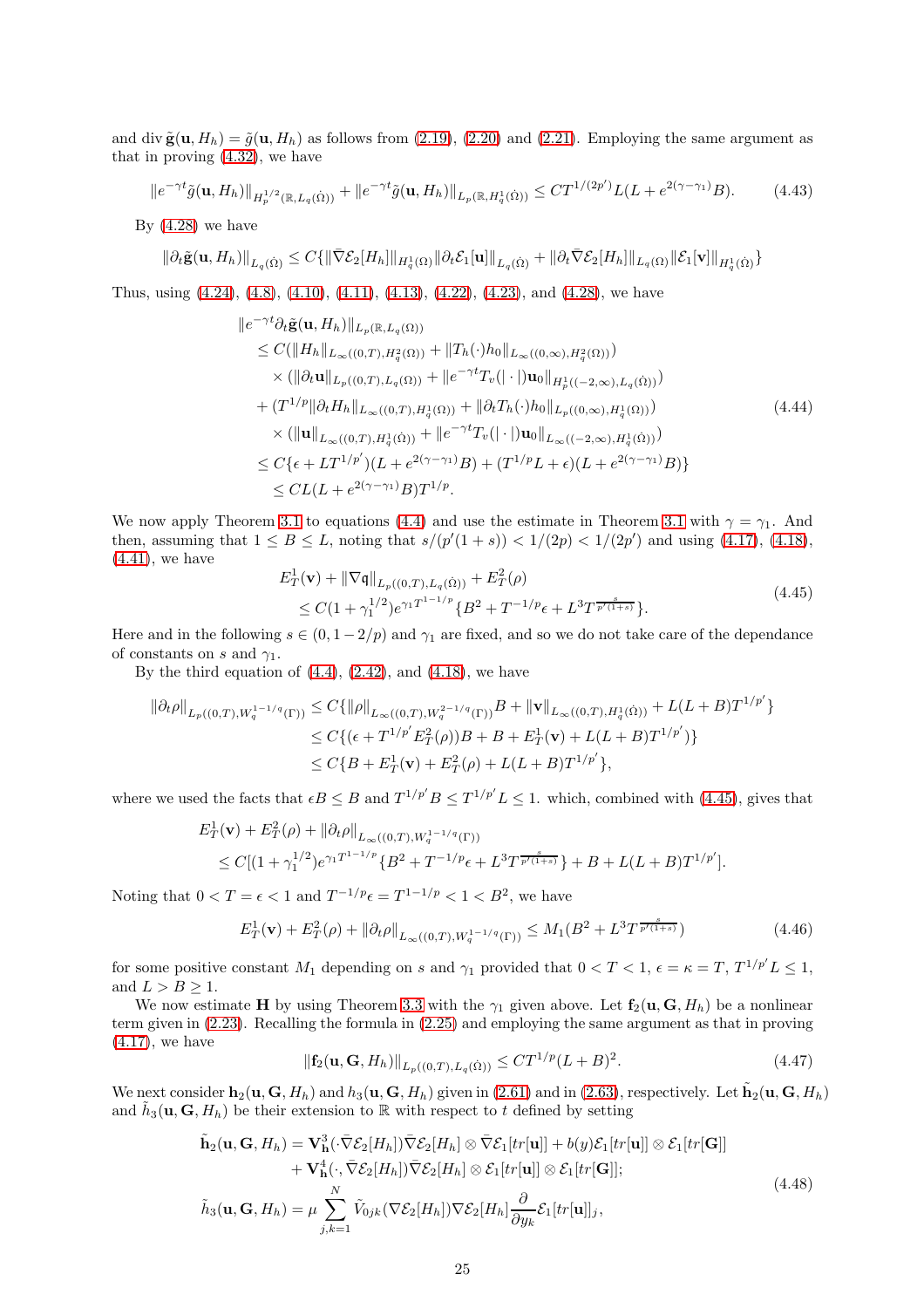and $\operatorname{div} \tilde{\mathbf{g}}(\mathbf{u}, H_h) = \tilde{g}(\mathbf{u}, H_h)$ as follows from (2.19), (2.20) and (2.21). Employing the same argument as that in proving (4.32), we have

$$\|e^{-\gamma t}\tilde{g}(\mathbf{u}, H_h)\|_{H^{1/2}_p(\mathbb{R}, L_q(\dot{\Omega}))} + \|e^{-\gamma t}\tilde{g}(\mathbf{u}, H_h)\|_{L_p(\mathbb{R}, H^1_q(\dot{\Omega}))} \leq CT^{1/(2p')}L(L + e^{2(\gamma-\gamma_1)}B). \tag{4.43}$$

By (4.28) we have

$$\|\partial_t\tilde{\mathbf{g}}(\mathbf{u}, H_h)\|_{L_q(\dot{\Omega})} \leq C\{\|\bar{\nabla}\mathcal{E}_2[H_h]\|_{H^1_q(\Omega)}\|\partial_t\mathcal{E}_1[\mathbf{u}]\|_{L_q(\dot{\Omega})} + \|\partial_t\bar{\nabla}\mathcal{E}_2[H_h]\|_{L_q(\Omega)}\|\mathcal{E}_1[\mathbf{v}]\|_{H^1_q(\dot{\Omega})}\}$$

Thus, using (4.24), (4.8), (4.10), (4.11), (4.13), (4.22), (4.23), and (4.28), we have

$$\begin{aligned}
&\|e^{-\gamma t}\partial_t\tilde{\mathbf{g}}(\mathbf{u}, H_h)\|_{L_p(\mathbb{R}, L_q(\Omega))} \\
&\quad \leq C(\|H_h\|_{L_\infty((0,T), H^2_q(\Omega))} + \|T_h(\cdot)h_0\|_{L_\infty((0,\infty), H^2_q(\Omega))}) \\
&\qquad \times (\|\partial_t\mathbf{u}\|_{L_p((0,T), L_q(\Omega))} + \|e^{-\gamma t}T_v(|\cdot|)\mathbf{u}_0\|_{H^1_p((-2,\infty), L_q(\dot{\Omega}))}) \\
&\quad + (T^{1/p}\|\partial_t H_h\|_{L_\infty((0,T), H^1_q(\Omega))} + \|\partial_t T_h(\cdot)h_0\|_{L_p((0,\infty), H^1_q(\Omega))}) \\
&\qquad \times (\|\mathbf{u}\|_{L_\infty((0,T), H^1_q(\dot{\Omega}))} + \|e^{-\gamma t}T_v(|\cdot|)\mathbf{u}_0\|_{L_\infty((-2,\infty), H^1_q(\dot{\Omega}))}) \\
&\quad \leq C\{\epsilon + LT^{1/p'})(L + e^{2(\gamma-\gamma_1)}B) + (T^{1/p}L + \epsilon)(L + e^{2(\gamma-\gamma_1)}B)\} \\
&\quad \leq CL(L + e^{2(\gamma-\gamma_1)}B)T^{1/p}.
\end{aligned} \tag{4.44}$$

We now apply Theorem 3.1 to equations (4.4) and use the estimate in Theorem 3.1 with $\gamma = \gamma_1$. And then, assuming that $1 \leq B \leq L$, noting that $s/(p'(1+s)) < 1/(2p) < 1/(2p')$ and using (4.17), (4.18), (4.41), we have

$$\begin{aligned}
&E^1_T(\mathbf{v}) + \|\nabla\mathfrak{q}\|_{L_p((0,T), L_q(\dot{\Omega}))} + E^2_T(\rho) \\
&\quad \leq C(1 + \gamma_1^{1/2})e^{\gamma_1 T^{1-1/p}}\{B^2 + T^{-1/p}\epsilon + L^3 T^{\frac{s}{p'(1+s)}}\}.
\end{aligned} \tag{4.45}$$

Here and in the following $s \in (0, 1-2/p)$ and $\gamma_1$ are fixed, and so we do not take care of the dependance of constants on $s$ and $\gamma_1$.

By the third equation of (4.4), (2.42), and (4.18), we have

$$\begin{aligned}
\|\partial_t\rho\|_{L_p((0,T), W^{1-1/q}_q(\Gamma))} &\leq C\{\|\rho\|_{L_\infty((0,T), W^{2-1/q}_q(\Gamma))}B + \|\mathbf{v}\|_{L_\infty((0,T), H^1_q(\dot{\Omega}))} + L(L+B)T^{1/p'}\} \\
&\leq C\{(\epsilon + T^{1/p'}E^2_T(\rho))B + B + E^1_T(\mathbf{v}) + L(L+B)T^{1/p'})\} \\
&\leq C\{B + E^1_T(\mathbf{v}) + E^2_T(\rho) + L(L+B)T^{1/p'}\},
\end{aligned}$$

where we used the facts that $\epsilon B \leq B$ and $T^{1/p'}B \leq T^{1/p'}L \leq 1$. which, combined with (4.45), gives that

$$\begin{aligned}
&E^1_T(\mathbf{v}) + E^2_T(\rho) + \|\partial_t\rho\|_{L_\infty((0,T), W^{1-1/q}_q(\Gamma))} \\
&\quad \leq C[(1 + \gamma_1^{1/2})e^{\gamma_1 T^{1-1/p}}\{B^2 + T^{-1/p}\epsilon + L^3 T^{\frac{s}{p'(1+s)}}\} + B + L(L+B)T^{1/p'}].
\end{aligned}$$

Noting that $0 < T = \epsilon < 1$ and $T^{-1/p}\epsilon = T^{1-1/p} < 1 < B^2$, we have

$$E^1_T(\mathbf{v}) + E^2_T(\rho) + \|\partial_t\rho\|_{L_\infty((0,T), W^{1-1/q}_q(\Gamma))} \leq M_1(B^2 + L^3 T^{\frac{s}{p'(1+s)}}) \tag{4.46}$$

for some positive constant $M_1$ depending on $s$ and $\gamma_1$ provided that $0 < T < 1$, $\epsilon = \kappa = T$, $T^{1/p'}L \leq 1$, and $L > B \geq 1$.

We now estimate $\mathbf{H}$ by using Theorem 3.3 with the $\gamma_1$ given above. Let $\mathbf{f}_2(\mathbf{u}, \mathbf{G}, H_h)$ be a nonlinear term given in (2.23). Recalling the formula in (2.25) and employing the same argument as that in proving (4.17), we have

$$\|\mathbf{f}_2(\mathbf{u}, \mathbf{G}, H_h)\|_{L_p((0,T), L_q(\dot{\Omega}))} \leq CT^{1/p}(L+B)^2. \tag{4.47}$$

We next consider $\mathbf{h}_2(\mathbf{u}, \mathbf{G}, H_h)$ and $h_3(\mathbf{u}, \mathbf{G}, H_h)$ given in (2.61) and in (2.63), respectively. Let $\tilde{\mathbf{h}}_2(\mathbf{u}, \mathbf{G}, H_h)$ and $\tilde{h}_3(\mathbf{u}, \mathbf{G}, H_h)$ be their extension to $\mathbb{R}$ with respect to $t$ defined by setting

$$\begin{aligned}
\tilde{\mathbf{h}}_2(\mathbf{u}, \mathbf{G}, H_h) &= \mathbf{V}^3_{\mathbf{h}}(\cdot\bar{\nabla}\mathcal{E}_2[H_h])\bar{\nabla}\mathcal{E}_2[H_h] \otimes \bar{\nabla}\mathcal{E}_1[tr[\mathbf{u}]] + b(y)\mathcal{E}_1[tr[\mathbf{u}] \otimes \mathcal{E}_1[tr[\mathbf{G}]] \\
&\quad + \mathbf{V}^4_{\mathbf{h}}(\cdot, \bar{\nabla}\mathcal{E}_2[H_h])\bar{\nabla}\mathcal{E}_2[H_h] \otimes \mathcal{E}_1[tr[\mathbf{u}]] \otimes \mathcal{E}_1[tr[\mathbf{G}]]; \\
\tilde{h}_3(\mathbf{u}, \mathbf{G}, H_h) &= \mu\sum_{j,k=1}^N \tilde{V}_{0jk}(\nabla\mathcal{E}_2[H_h])\nabla\mathcal{E}_2[H_h]\frac{\partial}{\partial y_k}\mathcal{E}_1[tr[\mathbf{u}]]_j,
\end{aligned} \tag{4.48}$$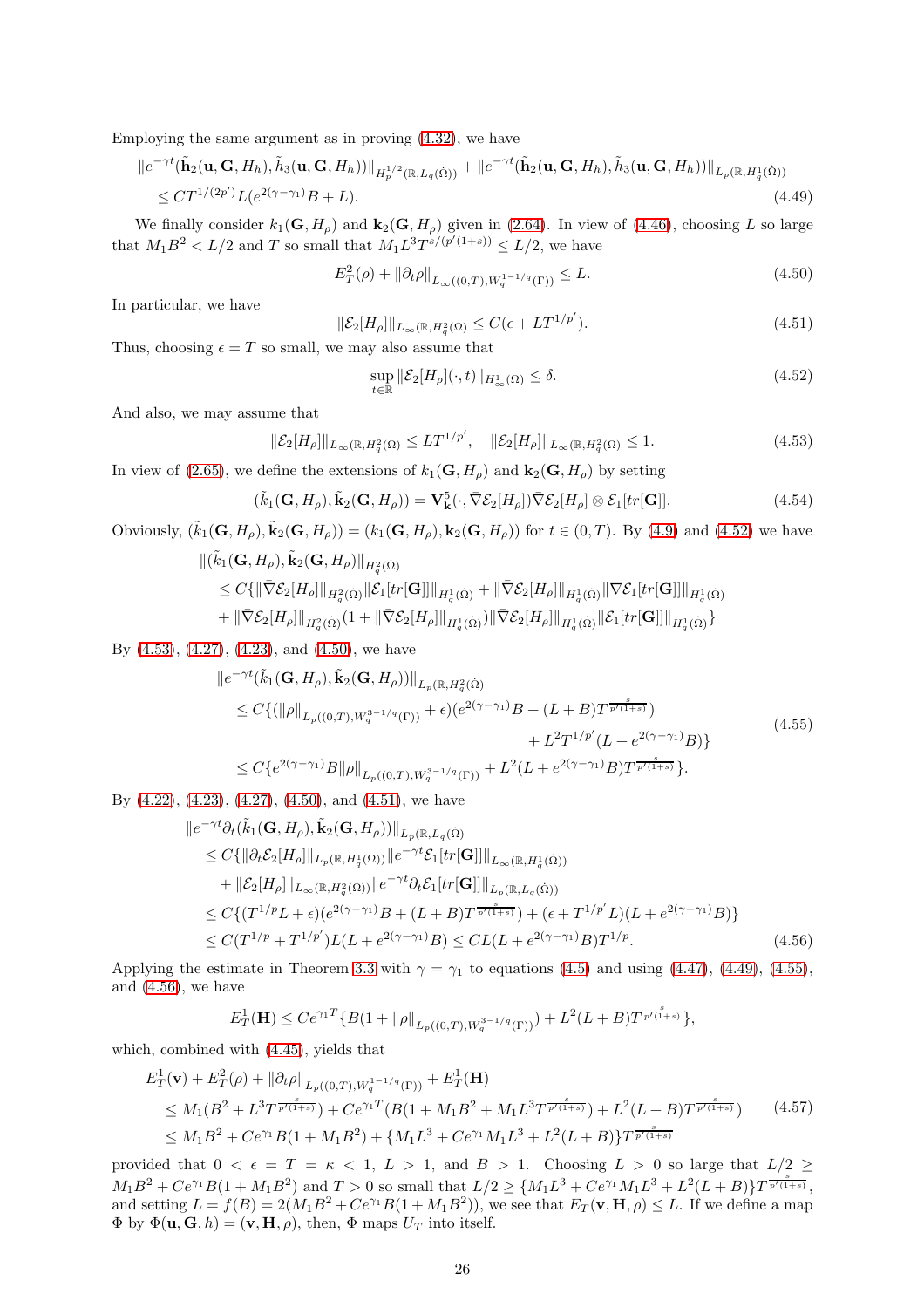Employing the same argument as in proving (4.32), we have

$$
\begin{aligned}
&\|e^{-\gamma t}(\tilde{\mathbf{h}}_2(\mathbf{u},\mathbf{G},H_h),\tilde{h}_3(\mathbf{u},\mathbf{G},H_h))\|_{H^{1/2}_p(\mathbb{R},L_q(\dot\Omega))}+\|e^{-\gamma t}(\tilde{\mathbf{h}}_2(\mathbf{u},\mathbf{G},H_h),\tilde{h}_3(\mathbf{u},\mathbf{G},H_h))\|_{L_p(\mathbb{R},H^1_q(\dot\Omega))}\\
&\leq CT^{1/(2p')}L(e^{2(\gamma-\gamma_1)}B+L).
\end{aligned}\tag{4.49}
$$

We finally consider $k_1(\mathbf{G},H_\rho)$ and $\mathbf{k}_2(\mathbf{G},H_\rho)$ given in (2.64). In view of (4.46), choosing $L$ so large that $M_1B^2<L/2$ and $T$ so small that $M_1L^3T^{s/(p'(1+s))}\leq L/2$, we have

$$
E^2_T(\rho)+\|\partial_t\rho\|_{L_\infty((0,T),W^{1-1/q}_q(\Gamma))}\leq L. \tag{4.50}
$$

In particular, we have

$$
\|\mathcal{E}_2[H_\rho]\|_{L_\infty(\mathbb{R},H^2_q(\Omega)}\leq C(\epsilon+LT^{1/p'}). \tag{4.51}
$$

Thus, choosing $\epsilon=T$ so small, we may also assume that

$$
\sup_{t\in\mathbb{R}}\|\mathcal{E}_2[H_\rho](\cdot,t)\|_{H^1_\infty(\Omega)}\leq\delta. \tag{4.52}
$$

And also, we may assume that

$$
\|\mathcal{E}_2[H_\rho]\|_{L_\infty(\mathbb{R},H^2_q(\Omega)}\leq LT^{1/p'},\quad \|\mathcal{E}_2[H_\rho]\|_{L_\infty(\mathbb{R},H^2_q(\Omega)}\leq 1. \tag{4.53}
$$

In view of (2.65), we define the extensions of $k_1(\mathbf{G},H_\rho)$ and $\mathbf{k}_2(\mathbf{G},H_\rho)$ by setting

$$
(\tilde{k}_1(\mathbf{G},H_\rho),\tilde{\mathbf{k}}_2(\mathbf{G},H_\rho))=\mathbf{V}^5_{\mathbf{k}}(\cdot,\bar\nabla\mathcal{E}_2[H_\rho])\bar\nabla\mathcal{E}_2[H_\rho]\otimes\mathcal{E}_1[tr[\mathbf{G}]]. \tag{4.54}
$$

Obviously, $(\tilde{k}_1(\mathbf{G},H_\rho),\tilde{\mathbf{k}}_2(\mathbf{G},H_\rho))=(k_1(\mathbf{G},H_\rho),\mathbf{k}_2(\mathbf{G},H_\rho))$ for $t\in(0,T)$. By (4.9) and (4.52) we have

$$
\begin{aligned}
&\|(\tilde{k}_1(\mathbf{G},H_\rho),\tilde{\mathbf{k}}_2(\mathbf{G},H_\rho))\|_{H^2_q(\dot\Omega)}\\
&\leq C\{\|\bar\nabla\mathcal{E}_2[H_\rho]\|_{H^2_q(\dot\Omega)}\|\mathcal{E}_1[tr[\mathbf{G}]]\|_{H^1_q(\dot\Omega)}+\|\bar\nabla\mathcal{E}_2[H_\rho]\|_{H^1_q(\dot\Omega)}\|\nabla\mathcal{E}_1[tr[\mathbf{G}]]\|_{H^1_q(\dot\Omega)}\\
&\quad+\|\bar\nabla\mathcal{E}_2[H_\rho]\|_{H^2_q(\dot\Omega)}(1+\|\bar\nabla\mathcal{E}_2[H_\rho]\|_{H^1_q(\dot\Omega)})\|\bar\nabla\mathcal{E}_2[H_\rho]\|_{H^1_q(\dot\Omega)}\|\mathcal{E}_1[tr[\mathbf{G}]]\|_{H^1_q(\dot\Omega)}\}
\end{aligned}
$$

By (4.53), (4.27), (4.23), and (4.50), we have

$$
\begin{aligned}
&\|e^{-\gamma t}(\tilde{k}_1(\mathbf{G},H_\rho),\tilde{\mathbf{k}}_2(\mathbf{G},H_\rho))\|_{L_p(\mathbb{R},H^2_q(\dot\Omega)}\\
&\leq C\{(\|\rho\|_{L_p((0,T),W^{3-1/q}_q(\Gamma))}+\epsilon)(e^{2(\gamma-\gamma_1)}B+(L+B)T^{\frac{s}{p'(1+s)}})\\
&\qquad\qquad+L^2T^{1/p'}(L+e^{2(\gamma-\gamma_1)}B)\}\\
&\leq C\{e^{2(\gamma-\gamma_1)}B\|\rho\|_{L_p((0,T),W^{3-1/q}_q(\Gamma))}+L^2(L+e^{2(\gamma-\gamma_1)}B)T^{\frac{s}{p'(1+s)}}\}.
\end{aligned}\tag{4.55}
$$

By (4.22), (4.23), (4.27), (4.50), and (4.51), we have

$$
\begin{aligned}
&\|e^{-\gamma t}\partial_t(\tilde{k}_1(\mathbf{G},H_\rho),\tilde{\mathbf{k}}_2(\mathbf{G},H_\rho))\|_{L_p(\mathbb{R},L_q(\dot\Omega)}\\
&\leq C\{\|\partial_t\mathcal{E}_2[H_\rho]\|_{L_p(\mathbb{R},H^1_q(\Omega))}\|e^{-\gamma t}\mathcal{E}_1[tr[\mathbf{G}]]\|_{L_\infty(\mathbb{R},H^1_q(\dot\Omega))}\\
&\quad+\|\mathcal{E}_2[H_\rho]\|_{L_\infty(\mathbb{R},H^2_q(\Omega))}\|e^{-\gamma t}\partial_t\mathcal{E}_1[tr[\mathbf{G}]]\|_{L_p(\mathbb{R},L_q(\dot\Omega))}\\
&\leq C\{(T^{1/p}L+\epsilon)(e^{2(\gamma-\gamma_1)}B+(L+B)T^{\frac{s}{p'(1+s)}})+(\epsilon+T^{1/p'}L)(L+e^{2(\gamma-\gamma_1)}B)\}\\
&\leq C(T^{1/p}+T^{1/p'})L(L+e^{2(\gamma-\gamma_1)}B)\leq CL(L+e^{2(\gamma-\gamma_1)}B)T^{1/p}.
\end{aligned}\tag{4.56}
$$

Applying the estimate in Theorem 3.3 with $\gamma=\gamma_1$ to equations (4.5) and using (4.47), (4.49), (4.55), and (4.56), we have

$$
E^1_T(\mathbf{H})\leq Ce^{\gamma_1T}\{B(1+\|\rho\|_{L_p((0,T),W^{3-1/q}_q(\Gamma))})+L^2(L+B)T^{\frac{s}{p'(1+s)}}\},
$$

which, combined with (4.45), yields that

$$
\begin{aligned}
&E^1_T(\mathbf{v})+E^2_T(\rho)+\|\partial_t\rho\|_{L_p((0,T),W^{1-1/q}_q(\Gamma))}+E^1_T(\mathbf{H})\\
&\leq M_1(B^2+L^3T^{\frac{s}{p'(1+s)}})+Ce^{\gamma_1T}(B(1+M_1B^2+M_1L^3T^{\frac{s}{p'(1+s)}})+L^2(L+B)T^{\frac{s}{p'(1+s)}})\\
&\leq M_1B^2+Ce^{\gamma_1}B(1+M_1B^2)+\{M_1L^3+Ce^{\gamma_1}M_1L^3+L^2(L+B)\}T^{\frac{s}{p'(1+s)}}
\end{aligned}\tag{4.57}
$$

provided that $0<\epsilon=T=\kappa<1$, $L>1$, and $B>1$. Choosing $L>0$ so large that $L/2\geq M_1B^2+Ce^{\gamma_1}B(1+M_1B^2)$ and $T>0$ so small that $L/2\geq\{M_1L^3+Ce^{\gamma_1}M_1L^3+L^2(L+B)\}T^{\frac{s}{p'(1+s)}}$, and setting $L=f(B)=2(M_1B^2+Ce^{\gamma_1}B(1+M_1B^2))$, we see that $E_T(\mathbf{v},\mathbf{H},\rho)\leq L$. If we define a map $\Phi$ by $\Phi(\mathbf{u},\mathbf{G},h)=(\mathbf{v},\mathbf{H},\rho)$, then, $\Phi$ maps $U_T$ into itself.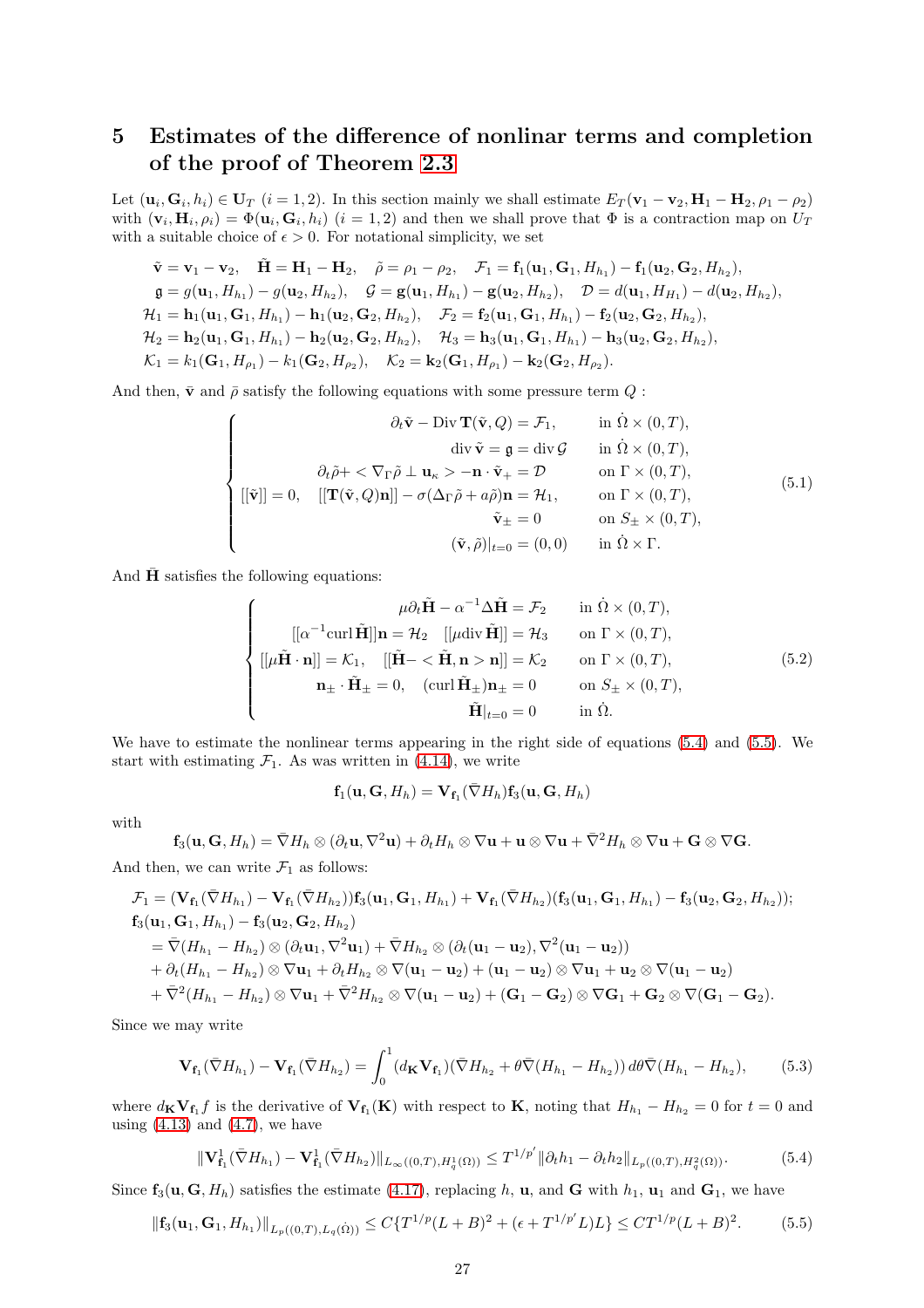# 5 Estimates of the difference of nonlinar terms and completion of the proof of Theorem 2.3

Let $(\mathbf{u}_i, \mathbf{G}_i, h_i) \in \mathbf{U}_T$ $(i = 1, 2)$. In this section mainly we shall estimate $E_T(\mathbf{v}_1 - \mathbf{v}_2, \mathbf{H}_1 - \mathbf{H}_2, \rho_1 - \rho_2)$ with $(\mathbf{v}_i, \mathbf{H}_i, \rho_i) = \Phi(\mathbf{u}_i, \mathbf{G}_i, h_i)$ $(i = 1, 2)$ and then we shall prove that $\Phi$ is a contraction map on $U_T$ with a suitable choice of $\epsilon > 0$. For notational simplicity, we set

$$
\begin{aligned}
&\tilde{\mathbf{v}} = \mathbf{v}_1 - \mathbf{v}_2, \quad \tilde{\mathbf{H}} = \mathbf{H}_1 - \mathbf{H}_2, \quad \tilde{\rho} = \rho_1 - \rho_2, \quad \mathcal{F}_1 = \mathbf{f}_1(\mathbf{u}_1, \mathbf{G}_1, H_{h_1}) - \mathbf{f}_1(\mathbf{u}_2, \mathbf{G}_2, H_{h_2}), \\
&\mathfrak{g} = g(\mathbf{u}_1, H_{h_1}) - g(\mathbf{u}_2, H_{h_2}), \quad \mathcal{G} = \mathbf{g}(\mathbf{u}_1, H_{h_1}) - \mathbf{g}(\mathbf{u}_2, H_{h_2}), \quad \mathcal{D} = d(\mathbf{u}_1, H_{H_1}) - d(\mathbf{u}_2, H_{h_2}), \\
&\mathcal{H}_1 = \mathbf{h}_1(\mathbf{u}_1, \mathbf{G}_1, H_{h_1}) - \mathbf{h}_1(\mathbf{u}_2, \mathbf{G}_2, H_{h_2}), \quad \mathcal{F}_2 = \mathbf{f}_2(\mathbf{u}_1, \mathbf{G}_1, H_{h_1}) - \mathbf{f}_2(\mathbf{u}_2, \mathbf{G}_2, H_{h_2}), \\
&\mathcal{H}_2 = \mathbf{h}_2(\mathbf{u}_1, \mathbf{G}_1, H_{h_1}) - \mathbf{h}_2(\mathbf{u}_2, \mathbf{G}_2, H_{h_2}), \quad \mathcal{H}_3 = \mathbf{h}_3(\mathbf{u}_1, \mathbf{G}_1, H_{h_1}) - \mathbf{h}_3(\mathbf{u}_2, \mathbf{G}_2, H_{h_2}), \\
&\mathcal{K}_1 = k_1(\mathbf{G}_1, H_{\rho_1}) - k_1(\mathbf{G}_2, H_{\rho_2}), \quad \mathcal{K}_2 = \mathbf{k}_2(\mathbf{G}_1, H_{\rho_1}) - \mathbf{k}_2(\mathbf{G}_2, H_{\rho_2}).
\end{aligned}
$$

And then, $\tilde{\mathbf{v}}$ and $\tilde{\rho}$ satisfy the following equations with some pressure term $Q$ :

$$
\begin{cases}
\partial_t \tilde{\mathbf{v}} - \mathrm{Div}\, \mathbf{T}(\tilde{\mathbf{v}}, Q) = \mathcal{F}_1, & \text{in } \dot{\Omega} \times (0, T), \\
\mathrm{div}\, \tilde{\mathbf{v}} = \mathfrak{g} = \mathrm{div}\, \mathcal{G} & \text{in } \dot{\Omega} \times (0, T), \\
\partial_t \tilde{\rho} + < \nabla_\Gamma \tilde{\rho} \perp \mathbf{u}_\kappa > - \mathbf{n} \cdot \tilde{\mathbf{v}}_+ = \mathcal{D} & \text{on } \Gamma \times (0, T), \\
[[\tilde{\mathbf{v}}]] = 0, \quad [[\mathbf{T}(\tilde{\mathbf{v}}, Q)\mathbf{n}]] - \sigma(\Delta_\Gamma \tilde{\rho} + a\tilde{\rho})\mathbf{n} = \mathcal{H}_1, & \text{on } \Gamma \times (0, T), \\
\tilde{\mathbf{v}}_\pm = 0 & \text{on } S_\pm \times (0, T), \\
(\tilde{\mathbf{v}}, \tilde{\rho})|_{t=0} = (0, 0) & \text{in } \dot{\Omega} \times \Gamma.
\end{cases}
\tag{5.1}
$$

And $\tilde{\mathbf{H}}$ satisfies the following equations:

$$
\begin{cases}
\mu \partial_t \tilde{\mathbf{H}} - \alpha^{-1} \Delta \tilde{\mathbf{H}} = \mathcal{F}_2 & \text{in } \dot{\Omega} \times (0, T), \\
[[\alpha^{-1} \mathrm{curl}\, \tilde{\mathbf{H}}]]\mathbf{n} = \mathcal{H}_2 \quad [[\mu \mathrm{div}\, \tilde{\mathbf{H}}]] = \mathcal{H}_3 & \text{on } \Gamma \times (0, T), \\
[[\mu \tilde{\mathbf{H}} \cdot \mathbf{n}]] = \mathcal{K}_1, \quad [[\tilde{\mathbf{H}} - < \tilde{\mathbf{H}}, \mathbf{n} > \mathbf{n}]] = \mathcal{K}_2 & \text{on } \Gamma \times (0, T), \\
\mathbf{n}_\pm \cdot \tilde{\mathbf{H}}_\pm = 0, \quad (\mathrm{curl}\, \tilde{\mathbf{H}}_\pm)\mathbf{n}_\pm = 0 & \text{on } S_\pm \times (0, T), \\
\tilde{\mathbf{H}}|_{t=0} = 0 & \text{in } \dot{\Omega}.
\end{cases}
\tag{5.2}
$$

We have to estimate the nonlinear terms appearing in the right side of equations (5.4) and (5.5). We start with estimating $\mathcal{F}_1$. As was written in (4.14), we write

$$
\mathbf{f}_1(\mathbf{u}, \mathbf{G}, H_h) = \mathbf{V}_{\mathbf{f}_1}(\bar{\nabla} H_h)\mathbf{f}_3(\mathbf{u}, \mathbf{G}, H_h)
$$

with

$$
\mathbf{f}_3(\mathbf{u}, \mathbf{G}, H_h) = \bar{\nabla} H_h \otimes (\partial_t \mathbf{u}, \nabla^2 \mathbf{u}) + \partial_t H_h \otimes \nabla \mathbf{u} + \mathbf{u} \otimes \nabla \mathbf{u} + \bar{\nabla}^2 H_h \otimes \nabla \mathbf{u} + \mathbf{G} \otimes \nabla \mathbf{G}.
$$

And then, we can write $\mathcal{F}_1$ as follows:

$$
\begin{aligned}
\mathcal{F}_1 &= (\mathbf{V}_{\mathbf{f}_1}(\bar{\nabla} H_{h_1}) - \mathbf{V}_{\mathbf{f}_1}(\bar{\nabla} H_{h_2}))\mathbf{f}_3(\mathbf{u}_1, \mathbf{G}_1, H_{h_1}) + \mathbf{V}_{\mathbf{f}_1}(\bar{\nabla} H_{h_2})(\mathbf{f}_3(\mathbf{u}_1, \mathbf{G}_1, H_{h_1}) - \mathbf{f}_3(\mathbf{u}_2, \mathbf{G}_2, H_{h_2})); \\
&\mathbf{f}_3(\mathbf{u}_1, \mathbf{G}_1, H_{h_1}) - \mathbf{f}_3(\mathbf{u}_2, \mathbf{G}_2, H_{h_2}) \\
&\quad = \bar{\nabla}(H_{h_1} - H_{h_2}) \otimes (\partial_t \mathbf{u}_1, \nabla^2 \mathbf{u}_1) + \bar{\nabla} H_{h_2} \otimes (\partial_t(\mathbf{u}_1 - \mathbf{u}_2), \nabla^2(\mathbf{u}_1 - \mathbf{u}_2)) \\
&\quad + \partial_t(H_{h_1} - H_{h_2}) \otimes \nabla \mathbf{u}_1 + \partial_t H_{h_2} \otimes \nabla(\mathbf{u}_1 - \mathbf{u}_2) + (\mathbf{u}_1 - \mathbf{u}_2) \otimes \nabla \mathbf{u}_1 + \mathbf{u}_2 \otimes \nabla(\mathbf{u}_1 - \mathbf{u}_2) \\
&\quad + \bar{\nabla}^2(H_{h_1} - H_{h_2}) \otimes \nabla \mathbf{u}_1 + \bar{\nabla}^2 H_{h_2} \otimes \nabla(\mathbf{u}_1 - \mathbf{u}_2) + (\mathbf{G}_1 - \mathbf{G}_2) \otimes \nabla \mathbf{G}_1 + \mathbf{G}_2 \otimes \nabla(\mathbf{G}_1 - \mathbf{G}_2).
\end{aligned}
$$

Since we may write

$$
\mathbf{V}_{\mathbf{f}_1}(\bar{\nabla} H_{h_1}) - \mathbf{V}_{\mathbf{f}_1}(\bar{\nabla} H_{h_2}) = \int_0^1 (d_{\mathbf{K}} \mathbf{V}_{\mathbf{f}_1})(\bar{\nabla} H_{h_2} + \theta \bar{\nabla}(H_{h_1} - H_{h_2}))\, d\theta \bar{\nabla}(H_{h_1} - H_{h_2}),
\tag{5.3}
$$

where $d_{\mathbf{K}} \mathbf{V}_{\mathbf{f}_1} f$ is the derivative of $\mathbf{V}_{\mathbf{f}_1}(\mathbf{K})$ with respect to $\mathbf{K}$, noting that $H_{h_1} - H_{h_2} = 0$ for $t = 0$ and using (4.13) and (4.7), we have

$$
\|\mathbf{V}^1_{\mathbf{f}_1}(\bar{\nabla} H_{h_1}) - \mathbf{V}^1_{\mathbf{f}_1}(\bar{\nabla} H_{h_2})\|_{L_\infty((0,T), H^1_q(\Omega))} \leq T^{1/p'} \|\partial_t h_1 - \partial_t h_2\|_{L_p((0,T), H^2_q(\Omega))}.
\tag{5.4}
$$

Since $\mathbf{f}_3(\mathbf{u}, \mathbf{G}, H_h)$ satisfies the estimate (4.17), replacing $h$, $\mathbf{u}$, and $\mathbf{G}$ with $h_1$, $\mathbf{u}_1$ and $\mathbf{G}_1$, we have

$$
\|\mathbf{f}_3(\mathbf{u}_1, \mathbf{G}_1, H_{h_1})\|_{L_p((0,T), L_q(\dot{\Omega}))} \leq C\{T^{1/p}(L + B)^2 + (\epsilon + T^{1/p'} L)L\} \leq C T^{1/p}(L + B)^2.
\tag{5.5}
$$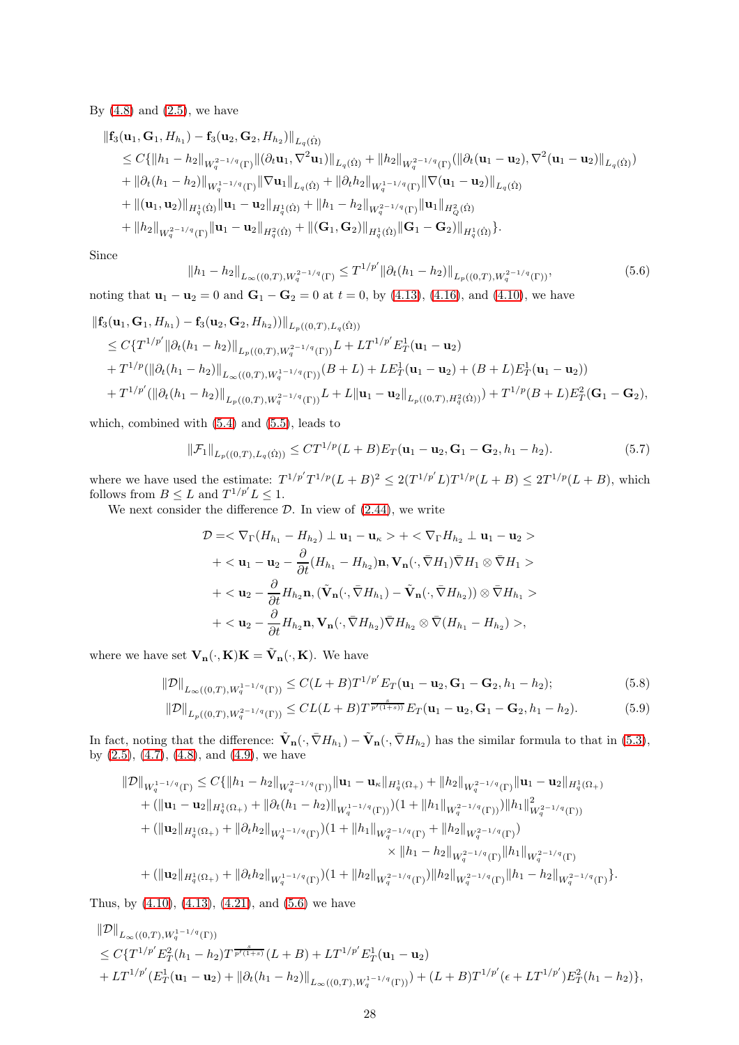By (4.8) and (2.5), we have

$$
\begin{aligned}
&\|\mathbf{f}_3(\mathbf{u}_1, \mathbf{G}_1, H_{h_1}) - \mathbf{f}_3(\mathbf{u}_2, \mathbf{G}_2, H_{h_2})\|_{L_q(\dot\Omega)} \\
&\quad \leq C\{\|h_1 - h_2\|_{W^{2-1/q}_q(\Gamma)}\|(\partial_t \mathbf{u}_1, \nabla^2 \mathbf{u}_1)\|_{L_q(\dot\Omega)} + \|h_2\|_{W^{2-1/q}_q(\Gamma)}(\|\partial_t(\mathbf{u}_1 - \mathbf{u}_2), \nabla^2(\mathbf{u}_1 - \mathbf{u}_2)\|_{L_q(\dot\Omega)}) \\
&\quad + \|\partial_t(h_1 - h_2)\|_{W^{1-1/q}_q(\Gamma)}\|\nabla \mathbf{u}_1\|_{L_q(\dot\Omega)} + \|\partial_t h_2\|_{W^{1-1/q}_q(\Gamma)}\|\nabla(\mathbf{u}_1 - \mathbf{u}_2)\|_{L_q(\dot\Omega)} \\
&\quad + \|(\mathbf{u}_1, \mathbf{u}_2)\|_{H^1_q(\dot\Omega)}\|\mathbf{u}_1 - \mathbf{u}_2\|_{H^1_q(\dot\Omega)} + \|h_1 - h_2\|_{W^{2-1/q}_q(\Gamma)}\|\mathbf{u}_1\|_{H^2_Q(\dot\Omega)} \\
&\quad + \|h_2\|_{W^{2-1/q}_q(\Gamma)}\|\mathbf{u}_1 - \mathbf{u}_2\|_{H^2_q(\dot\Omega)} + \|(\mathbf{G}_1, \mathbf{G}_2)\|_{H^1_q(\dot\Omega)}\|\mathbf{G}_1 - \mathbf{G}_2\|_{H^1_q(\dot\Omega)}\}.
\end{aligned}
$$

Since

$$
\|h_1 - h_2\|_{L_\infty((0,T), W^{2-1/q}_q(\Gamma)} \leq T^{1/p'}\|\partial_t(h_1 - h_2)\|_{L_p((0,T), W^{2-1/q}_q(\Gamma))}, \tag{5.6}
$$

noting that $\mathbf{u}_1 - \mathbf{u}_2 = 0$ and $\mathbf{G}_1 - \mathbf{G}_2 = 0$ at $t = 0$, by (4.13), (4.16), and (4.10), we have

$$
\begin{aligned}
&\|\mathbf{f}_3(\mathbf{u}_1, \mathbf{G}_1, H_{h_1}) - \mathbf{f}_3(\mathbf{u}_2, \mathbf{G}_2, H_{h_2}))\|_{L_p((0,T), L_q(\dot\Omega))} \\
&\quad \leq C\{T^{1/p'}\|\partial_t(h_1 - h_2)\|_{L_p((0,T), W^{2-1/q}_q(\Gamma))}L + LT^{1/p'}E^1_T(\mathbf{u}_1 - \mathbf{u}_2) \\
&\quad + T^{1/p}(\|\partial_t(h_1 - h_2)\|_{L_\infty((0,T), W^{1-1/q}_q(\Gamma))}(B + L) + LE^1_T(\mathbf{u}_1 - \mathbf{u}_2) + (B + L)E^1_T(\mathbf{u}_1 - \mathbf{u}_2)) \\
&\quad + T^{1/p'}(\|\partial_t(h_1 - h_2)\|_{L_p((0,T), W^{2-1/q}_q(\Gamma))}L + L\|\mathbf{u}_1 - \mathbf{u}_2\|_{L_p((0,T), H^2_q(\dot\Omega))}) + T^{1/p}(B + L)E^2_T(\mathbf{G}_1 - \mathbf{G}_2),
\end{aligned}
$$

which, combined with (5.4) and (5.5), leads to

$$
\|\mathcal{F}_1\|_{L_p((0,T), L_q(\dot\Omega))} \leq CT^{1/p}(L + B)E_T(\mathbf{u}_1 - \mathbf{u}_2, \mathbf{G}_1 - \mathbf{G}_2, h_1 - h_2). \tag{5.7}
$$

where we have used the estimate: $T^{1/p'}T^{1/p}(L + B)^2 \leq 2(T^{1/p'}L)T^{1/p}(L + B) \leq 2T^{1/p}(L + B)$, which follows from $B \leq L$ and $T^{1/p'}L \leq 1$.

We next consider the difference $\mathcal{D}$. In view of (2.44), we write

$$
\begin{aligned}
\mathcal{D} =& < \nabla_\Gamma(H_{h_1} - H_{h_2}) \perp \mathbf{u}_1 - \mathbf{u}_\kappa > + < \nabla_\Gamma H_{h_2} \perp \mathbf{u}_1 - \mathbf{u}_2 > \\
&+ < \mathbf{u}_1 - \mathbf{u}_2 - \frac{\partial}{\partial t}(H_{h_1} - H_{h_2})\mathbf{n}, \mathbf{V}_\mathbf{n}(\cdot, \bar\nabla H_1)\bar\nabla H_1 \otimes \bar\nabla H_1 > \\
&+ < \mathbf{u}_2 - \frac{\partial}{\partial t}H_{h_2}\mathbf{n}, (\tilde{\mathbf{V}}_\mathbf{n}(\cdot, \bar\nabla H_{h_1}) - \tilde{\mathbf{V}}_\mathbf{n}(\cdot, \bar\nabla H_{h_2})) \otimes \bar\nabla H_{h_1} > \\
&+ < \mathbf{u}_2 - \frac{\partial}{\partial t}H_{h_2}\mathbf{n}, \mathbf{V}_\mathbf{n}(\cdot, \bar\nabla H_{h_2})\bar\nabla H_{h_2} \otimes \bar\nabla(H_{h_1} - H_{h_2}) >,
\end{aligned}
$$

where we have set $\mathbf{V}_\mathbf{n}(\cdot, \mathbf{K})\mathbf{K} = \tilde{\mathbf{V}}_\mathbf{n}(\cdot, \mathbf{K})$. We have

$$
\|\mathcal{D}\|_{L_\infty((0,T), W^{1-1/q}_q(\Gamma))} \leq C(L + B)T^{1/p'}E_T(\mathbf{u}_1 - \mathbf{u}_2, \mathbf{G}_1 - \mathbf{G}_2, h_1 - h_2); \tag{5.8}
$$

$$
\|\mathcal{D}\|_{L_p((0,T), W^{2-1/q}_q(\Gamma))} \leq CL(L + B)T^{\frac{s}{p'(1+s)}}E_T(\mathbf{u}_1 - \mathbf{u}_2, \mathbf{G}_1 - \mathbf{G}_2, h_1 - h_2). \tag{5.9}
$$

In fact, noting that the difference: $\tilde{\mathbf{V}}_\mathbf{n}(\cdot, \bar\nabla H_{h_1}) - \tilde{\mathbf{V}}_\mathbf{n}(\cdot, \bar\nabla H_{h_2})$ has the similar formula to that in (5.3), by (2.5), (4.7), (4.8), and (4.9), we have

$$
\begin{aligned}
\|\mathcal{D}\|_{W^{1-1/q}_q(\Gamma)} &\leq C\{\|h_1 - h_2\|_{W^{2-1/q}_q(\Gamma))}\|\mathbf{u}_1 - \mathbf{u}_\kappa\|_{H^1_q(\Omega_+)} + \|h_2\|_{W^{2-1/q}_q(\Gamma)}\|\mathbf{u}_1 - \mathbf{u}_2\|_{H^1_q(\Omega_+)} \\
&+ (\|\mathbf{u}_1 - \mathbf{u}_2\|_{H^1_q(\Omega_+)} + \|\partial_t(h_1 - h_2)\|_{W^{1-1/q}_q(\Gamma))})(1 + \|h_1\|_{W^{2-1/q}_q(\Gamma))})\|h_1\|^2_{W^{2-1/q}_q(\Gamma))} \\
&+ (\|\mathbf{u}_2\|_{H^1_q(\Omega_+)} + \|\partial_t h_2\|_{W^{1-1/q}_q(\Gamma)})(1 + \|h_1\|_{W^{2-1/q}_q(\Gamma)} + \|h_2\|_{W^{2-1/q}_q(\Gamma)}) \\
&\qquad\qquad \times \|h_1 - h_2\|_{W^{2-1/q}_q(\Gamma)}\|h_1\|_{W^{2-1/q}_q(\Gamma)} \\
&+ (\|\mathbf{u}_2\|_{H^1_q(\Omega_+)} + \|\partial_t h_2\|_{W^{1-1/q}_q(\Gamma)})(1 + \|h_2\|_{W^{2-1/q}_q(\Gamma))})\|h_2\|_{W^{2-1/q}_q(\Gamma)}\|h_1 - h_2\|_{W^{2-1/q}_q(\Gamma)}\}.
\end{aligned}
$$

Thus, by (4.10), (4.13), (4.21), and (5.6) we have

$$
\begin{aligned}
&\|\mathcal{D}\|_{L_\infty((0,T), W^{1-1/q}_q(\Gamma))} \\
&\leq C\{T^{1/p'}E^2_T(h_1 - h_2)T^{\frac{s}{p'(1+s)}}(L + B) + LT^{1/p'}E^1_T(\mathbf{u}_1 - \mathbf{u}_2) \\
&+ LT^{1/p'}(E^1_T(\mathbf{u}_1 - \mathbf{u}_2) + \|\partial_t(h_1 - h_2)\|_{L_\infty((0,T), W^{1-1/q}_q(\Gamma))}) + (L + B)T^{1/p'}(\epsilon + LT^{1/p'})E^2_T(h_1 - h_2)\},
\end{aligned}
$$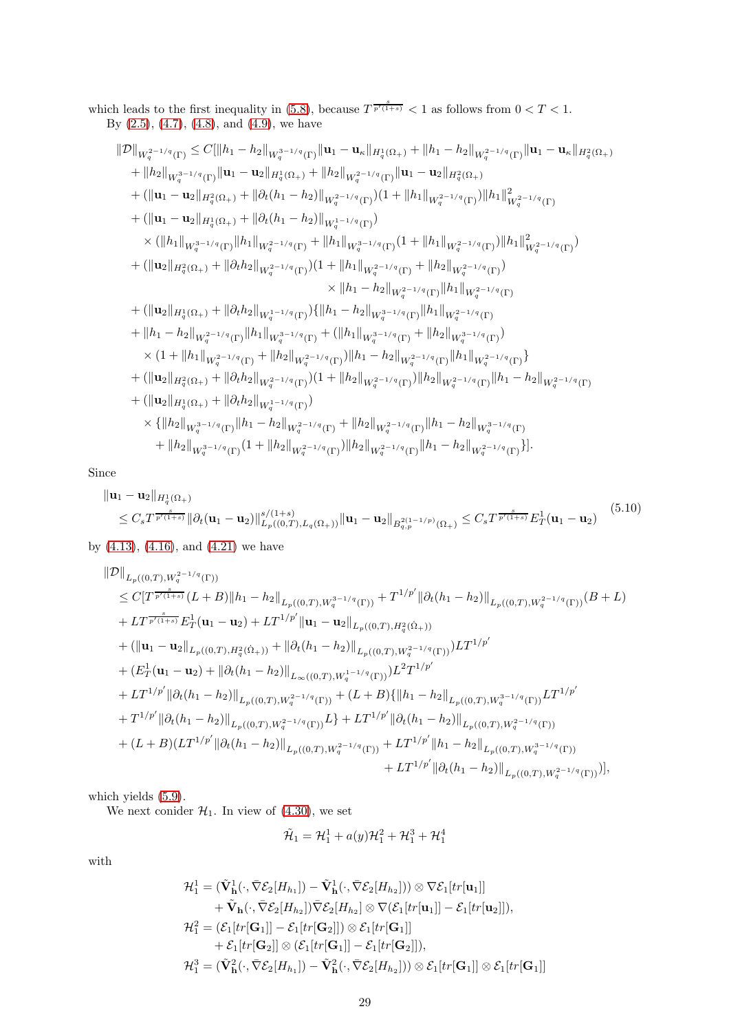which leads to the first inequality in (5.8), because $T^{\frac{s}{p'(1+s)}} < 1$ as follows from $0 < T < 1$.

By (2.5), (4.7), (4.8), and (4.9), we have

$$
\begin{aligned}
\|\mathcal{D}\|_{W^{2-1/q}_q(\Gamma)} &\leq C[\|h_1 - h_2\|_{W^{3-1/q}_q(\Gamma)}\|\mathbf{u}_1 - \mathbf{u}_\kappa\|_{H^1_q(\Omega_+)} + \|h_1 - h_2\|_{W^{2-1/q}_q(\Gamma)}\|\mathbf{u}_1 - \mathbf{u}_\kappa\|_{H^2_q(\Omega_+)} \\
&+ \|h_2\|_{W^{3-1/q}_q(\Gamma)}\|\mathbf{u}_1 - \mathbf{u}_2\|_{H^1_q(\Omega_+)} + \|h_2\|_{W^{2-1/q}_q(\Gamma)}\|\mathbf{u}_1 - \mathbf{u}_2\|_{H^2_q(\Omega_+)} \\
&+ (\|\mathbf{u}_1 - \mathbf{u}_2\|_{H^2_q(\Omega_+)} + \|\partial_t(h_1 - h_2)\|_{W^{2-1/q}_q(\Gamma)})(1 + \|h_1\|_{W^{2-1/q}_q(\Gamma)})\|h_1\|^2_{W^{2-1/q}_q(\Gamma)} \\
&+ (\|\mathbf{u}_1 - \mathbf{u}_2\|_{H^1_q(\Omega_+)} + \|\partial_t(h_1 - h_2)\|_{W^{1-1/q}_q(\Gamma)}) \\
&\quad\times (\|h_1\|_{W^{3-1/q}_q(\Gamma)}\|h_1\|_{W^{2-1/q}_q(\Gamma)} + \|h_1\|_{W^{3-1/q}_q(\Gamma)}(1 + \|h_1\|_{W^{2-1/q}_q(\Gamma)})\|h_1\|^2_{W^{2-1/q}_q(\Gamma)}) \\
&+ (\|\mathbf{u}_2\|_{H^2_q(\Omega_+)} + \|\partial_t h_2\|_{W^{2-1/q}_q(\Gamma)})(1 + \|h_1\|_{W^{2-1/q}_q(\Gamma)} + \|h_2\|_{W^{2-1/q}_q(\Gamma)}) \\
&\qquad\qquad\qquad\qquad \times \|h_1 - h_2\|_{W^{2-1/q}_q(\Gamma)}\|h_1\|_{W^{2-1/q}_q(\Gamma)} \\
&+ (\|\mathbf{u}_2\|_{H^1_q(\Omega_+)} + \|\partial_t h_2\|_{W^{1-1/q}_q(\Gamma)})\{\|h_1 - h_2\|_{W^{3-1/q}_q(\Gamma)}\|h_1\|_{W^{2-1/q}_q(\Gamma)} \\
&+ \|h_1 - h_2\|_{W^{2-1/q}_q(\Gamma)}\|h_1\|_{W^{3-1/q}_q(\Gamma)} + (\|h_1\|_{W^{3-1/q}_q(\Gamma)} + \|h_2\|_{W^{3-1/q}_q(\Gamma)}) \\
&\quad\times (1 + \|h_1\|_{W^{2-1/q}_q(\Gamma)} + \|h_2\|_{W^{2-1/q}_q(\Gamma)})\|h_1 - h_2\|_{W^{2-1/q}_q(\Gamma)}\|h_1\|_{W^{2-1/q}_q(\Gamma)}\} \\
&+ (\|\mathbf{u}_2\|_{H^2_q(\Omega_+)} + \|\partial_t h_2\|_{W^{2-1/q}_q(\Gamma)})(1 + \|h_2\|_{W^{2-1/q}_q(\Gamma)})\|h_2\|_{W^{2-1/q}_q(\Gamma)}\|h_1 - h_2\|_{W^{2-1/q}_q(\Gamma)} \\
&+ (\|\mathbf{u}_2\|_{H^1_q(\Omega_+)} + \|\partial_t h_2\|_{W^{1-1/q}_q(\Gamma)}) \\
&\quad\times \{\|h_2\|_{W^{3-1/q}_q(\Gamma)}\|h_1 - h_2\|_{W^{2-1/q}_q(\Gamma)} + \|h_2\|_{W^{2-1/q}_q(\Gamma)}\|h_1 - h_2\|_{W^{3-1/q}_q(\Gamma)} \\
&\quad + \|h_2\|_{W^{3-1/q}_q(\Gamma)}(1 + \|h_2\|_{W^{2-1/q}_q(\Gamma)})\|h_2\|_{W^{2-1/q}_q(\Gamma)}\|h_1 - h_2\|_{W^{2-1/q}_q(\Gamma)}\}].
\end{aligned}
$$

Since

$$
\begin{aligned}
&\|\mathbf{u}_1 - \mathbf{u}_2\|_{H^1_q(\Omega_+)} \\
&\quad\leq C_s T^{\frac{s}{p'(1+s)}}\|\partial_t(\mathbf{u}_1 - \mathbf{u}_2)\|^{s/(1+s)}_{L_p((0,T),L_q(\Omega_+))}\|\mathbf{u}_1 - \mathbf{u}_2\|_{B^{2(1-1/p)}_{q,p}(\Omega_+)} \leq C_s T^{\frac{s}{p'(1+s)}} E^1_T(\mathbf{u}_1 - \mathbf{u}_2)
\end{aligned}
\tag{5.10}
$$

by (4.13), (4.16), and (4.21) we have

$$
\begin{aligned}
&\|\mathcal{D}\|_{L_p((0,T),W^{2-1/q}_q(\Gamma))} \\
&\quad\leq C[T^{\frac{s}{p'(1+s)}}(L + B)\|h_1 - h_2\|_{L_p((0,T),W^{3-1/q}_q(\Gamma))} + T^{1/p'}\|\partial_t(h_1 - h_2)\|_{L_p((0,T),W^{2-1/q}_q(\Gamma))}(B + L) \\
&\quad+ LT^{\frac{s}{p'(1+s)}}E^1_T(\mathbf{u}_1 - \mathbf{u}_2) + LT^{1/p'}\|\mathbf{u}_1 - \mathbf{u}_2\|_{L_p((0,T),H^2_q(\dot\Omega_+))} \\
&\quad+ (\|\mathbf{u}_1 - \mathbf{u}_2\|_{L_p((0,T),H^2_q(\dot\Omega_+))} + \|\partial_t(h_1 - h_2)\|_{L_p((0,T),W^{2-1/q}_q(\Gamma))})LT^{1/p'} \\
&\quad+ (E^1_T(\mathbf{u}_1 - \mathbf{u}_2) + \|\partial_t(h_1 - h_2)\|_{L_\infty((0,T),W^{1-1/q}_q(\Gamma))})L^2T^{1/p'} \\
&\quad+ LT^{1/p'}\|\partial_t(h_1 - h_2)\|_{L_p((0,T),W^{2-1/q}_q(\Gamma))} + (L + B)\{\|h_1 - h_2\|_{L_p((0,T),W^{3-1/q}_q(\Gamma))}LT^{1/p'} \\
&\quad+ T^{1/p'}\|\partial_t(h_1 - h_2)\|_{L_p((0,T),W^{2-1/q}_q(\Gamma))}L\} + LT^{1/p'}\|\partial_t(h_1 - h_2)\|_{L_p((0,T),W^{2-1/q}_q(\Gamma))} \\
&\quad+ (L + B)(LT^{1/p'}\|\partial_t(h_1 - h_2)\|_{L_p((0,T),W^{2-1/q}_q(\Gamma))} + LT^{1/p'}\|h_1 - h_2\|_{L_p((0,T),W^{3-1/q}_q(\Gamma))} \\
&\qquad\qquad\qquad\qquad\qquad + LT^{1/p'}\|\partial_t(h_1 - h_2)\|_{L_p((0,T),W^{2-1/q}_q(\Gamma))})],
\end{aligned}
$$

which yields (5.9).

We next conider $\mathcal{H}_1$. In view of (4.30), we set

$$
\tilde{\mathcal{H}}_1 = \mathcal{H}^1_1 + a(y)\mathcal{H}^2_1 + \mathcal{H}^3_1 + \mathcal{H}^4_1
$$

with

$$
\begin{aligned}
\mathcal{H}^1_1 &= (\tilde{\mathbf{V}}^1_{\mathbf{h}}(\cdot, \bar\nabla\mathcal{E}_2[H_{h_1}]) - \tilde{\mathbf{V}}^1_{\mathbf{h}}(\cdot, \bar\nabla\mathcal{E}_2[H_{h_2}])) \otimes \nabla\mathcal{E}_1[tr[\mathbf{u}_1]] \\
&\quad+ \tilde{\mathbf{V}}_{\mathbf{h}}(\cdot, \bar\nabla\mathcal{E}_2[H_{h_2}])\bar\nabla\mathcal{E}_2[H_{h_2}] \otimes \nabla(\mathcal{E}_1[tr[\mathbf{u}_1]] - \mathcal{E}_1[tr[\mathbf{u}_2]]), \\
\mathcal{H}^2_1 &= (\mathcal{E}_1[tr[\mathbf{G}_1]] - \mathcal{E}_1[tr[\mathbf{G}_2]]) \otimes \mathcal{E}_1[tr[\mathbf{G}_1]] \\
&\quad+ \mathcal{E}_1[tr[\mathbf{G}_2]] \otimes (\mathcal{E}_1[tr[\mathbf{G}_1]] - \mathcal{E}_1[tr[\mathbf{G}_2]]), \\
\mathcal{H}^3_1 &= (\tilde{\mathbf{V}}^2_{\mathbf{h}}(\cdot, \bar\nabla\mathcal{E}_2[H_{h_1}]) - \tilde{\mathbf{V}}^2_{\mathbf{h}}(\cdot, \bar\nabla\mathcal{E}_2[H_{h_2}])) \otimes \mathcal{E}_1[tr[\mathbf{G}_1]] \otimes \mathcal{E}_1[tr[\mathbf{G}_1]]
\end{aligned}
$$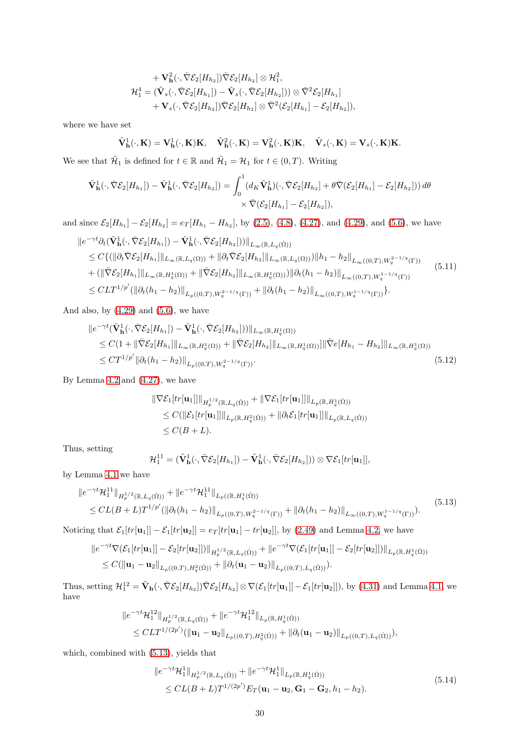$$
\begin{aligned}
&+ \mathbf{V}^2_{\mathbf{h}}(\cdot, \bar\nabla\mathcal{E}_2[H_{h_2}])\bar\nabla\mathcal{E}_2[H_{h_2}] \otimes \mathcal{H}^2_1, \\
\mathcal{H}^4_1 &= (\tilde{\mathbf{V}}_s(\cdot, \bar\nabla\mathcal{E}_2[H_{h_1}]) - \tilde{\mathbf{V}}_s(\cdot, \bar\nabla\mathcal{E}_2[H_{h_2}])) \otimes \bar\nabla^2\mathcal{E}_2[H_{h_1}] \\
&+ \mathbf{V}_s(\cdot, \bar\nabla\mathcal{E}_2[H_{h_2}])\bar\nabla\mathcal{E}_2[H_{h_2}] \otimes \bar\nabla^2(\mathcal{E}_2[H_{h_1}] - \mathcal{E}_2[H_{h_2}]),
\end{aligned}
$$

where we have set

$$
\tilde{\mathbf{V}}^1_{\mathbf{h}}(\cdot, \mathbf{K}) = \mathbf{V}^1_{\mathbf{h}}(\cdot, \mathbf{K})\mathbf{K}, \quad \tilde{\mathbf{V}}^2_{\mathbf{h}}(\cdot, \mathbf{K}) = \mathbf{V}^2_{\mathbf{h}}(\cdot, \mathbf{K})\mathbf{K}, \quad \tilde{\mathbf{V}}_s(\cdot, \mathbf{K}) = \mathbf{V}_s(\cdot, \mathbf{K})\mathbf{K}.
$$

We see that $\tilde{\mathcal{H}}_1$ is defined for $t \in \mathbb{R}$ and $\tilde{\mathcal{H}}_1 = \mathcal{H}_1$ for $t \in (0, T)$. Writing

$$
\begin{aligned}
\tilde{\mathbf{V}}^1_{\mathbf{h}}(\cdot, \bar\nabla\mathcal{E}_2[H_{h_1}]) - \tilde{\mathbf{V}}^1_{\mathbf{h}}(\cdot, \bar\nabla\mathcal{E}_2[H_{h_2}]) = \int_0^1 (d_K\tilde{\mathbf{V}}^1_{\mathbf{h}})(\cdot, \bar\nabla\mathcal{E}_2[H_{h_2}] + \theta\bar\nabla(\mathcal{E}_2[H_{h_1}] - \mathcal{E}_2[H_{h_2}]))\,d\theta \\
\times \bar\nabla(\mathcal{E}_2[H_{h_1}] - \mathcal{E}_2[H_{h_2}]),
\end{aligned}
$$

and since $\mathcal{E}_2[H_{h_1}] - \mathcal{E}_2[H_{h_2}] = e_T[H_{h_1} - H_{h_2}]$, by (2.5), (4.8), (4.27), and (4.29), and (5.6), we have

$$
\begin{aligned}
&\|e^{-\gamma t}\partial_t(\tilde{\mathbf{V}}^1_{\mathbf{h}}(\cdot, \bar\nabla\mathcal{E}_2[H_{h_1}]) - \tilde{\mathbf{V}}^1_{\mathbf{h}}(\cdot, \bar\nabla\mathcal{E}_2[H_{h_2}]))\|_{L_\infty(\mathbb{R}, L_q(\dot\Omega))} \\
&\leq C\{(\|\partial_t\bar\nabla\mathcal{E}_2[H_{h_1}]\|_{L_\infty(\mathbb{R}, L_q(\Omega))} + \|\partial_t\bar\nabla\mathcal{E}_2[H_{h_2}]\|_{L_\infty(\mathbb{R}, L_q(\Omega))})\|h_1 - h_2\|_{L_\infty((0,T), W^{2-1/q}_q(\Gamma))} \\
&+ (\|\bar\nabla\mathcal{E}_2[H_{h_1}]\|_{L_\infty(\mathbb{R}, H^1_q(\Omega))} + \|\bar\nabla\mathcal{E}_2[H_{h_2}]\|_{L_\infty(\mathbb{R}, H^1_q(\Omega))})\|\partial_t(h_1 - h_2)\|_{L_\infty((0,T), W^{1-1/q}_q(\Gamma))} \\
&\leq CLT^{1/p'}(\|\partial_t(h_1 - h_2)\|_{L_p((0,T), W^{2-1/q}_q(\Gamma))} + \|\partial_t(h_1 - h_2)\|_{L_\infty((0,T), W^{1-1/q}_q(\Gamma))}\}.
\end{aligned}
\tag{5.11}
$$

And also, by (4.29) and (5.6), we have

$$
\begin{aligned}
&\|e^{-\gamma t}(\tilde{\mathbf{V}}^1_{\mathbf{h}}(\cdot, \bar\nabla\mathcal{E}_2[H_{h_1}]) - \tilde{\mathbf{V}}^1_{\mathbf{h}}(\cdot, \bar\nabla\mathcal{E}_2[H_{h_2}]))\|_{L_\infty(\mathbb{R}, H^1_q(\Omega))} \\
&\leq C(1 + \|\bar\nabla\mathcal{E}_2[H_{h_1}]\|_{L_\infty(\mathbb{R}, H^1_q(\Omega))} + \|\bar\nabla\mathcal{E}_2[H_{h_2}]\|_{L_\infty(\mathbb{R}, H^1_q(\Omega))}]\|\bar\nabla e[H_{h_1} - H_{h_2}]\|_{L_\infty(\mathbb{R}, H^1_q(\Omega))} \\
&\leq CT^{1/p'}\|\partial_t(h_1 - h_2)\|_{L_p((0,T), W^{2-1/q}_q(\Gamma))}.
\end{aligned}
\tag{5.12}
$$

By Lemma 4.2 and (4.27), we have

$$
\begin{aligned}
&\|\nabla\mathcal{E}_1[tr[\mathbf{u}_1]]\|_{H^{1/2}_p(\mathbb{R}, L_q(\dot\Omega))} + \|\nabla\mathcal{E}_1[tr[\mathbf{u}_1]]\|_{L_p(\mathbb{R}, H^1_q(\dot\Omega))} \\
&\leq C(\|\mathcal{E}_1[tr[\mathbf{u}_1]]\|_{L_p(\mathbb{R}, H^2_q(\dot\Omega))} + \|\partial_t\mathcal{E}_1[tr[\mathbf{u}_1]]\|_{L_p(\mathbb{R}, L_q(\dot\Omega))} \\
&\leq C(B + L).
\end{aligned}
$$

Thus, setting

$$
\mathcal{H}^{11}_1 = (\tilde{\mathbf{V}}^1_{\mathbf{h}}(\cdot, \bar\nabla\mathcal{E}_2[H_{h_1}]) - \tilde{\mathbf{V}}^1_{\mathbf{h}}(\cdot, \bar\nabla\mathcal{E}_2[H_{h_2}])) \otimes \nabla\mathcal{E}_1[tr[\mathbf{u}_1]],
$$

by Lemma 4.1 we have

$$
\begin{aligned}
&\|e^{-\gamma t}\mathcal{H}^{11}_1\|_{H^{1/2}_p(\mathbb{R}, L_q(\dot\Omega))} + \|e^{-\gamma t}\mathcal{H}^{11}_1\|_{L_p((\mathbb{R}, H^1_q(\dot\Omega))} \\
&\leq CL(B + L)T^{1/p'}(\|\partial_t(h_1 - h_2)\|_{L_p((0,T), W^{2-1/q}_q(\Gamma))} + \|\partial_t(h_1 - h_2)\|_{L_\infty((0,T), W^{1-1/q}_q(\Gamma))}).
\end{aligned}
\tag{5.13}
$$

Noticing that $\mathcal{E}_1[tr[\mathbf{u}_1]] - \mathcal{E}_1[tr[\mathbf{u}_2]] = e_T[tr[\mathbf{u}_1] - tr[\mathbf{u}_2]]$, by (2.49) and Lemma 4.2, we have

$$
\begin{aligned}
&\|e^{-\gamma t}\nabla(\mathcal{E}_1[tr[\mathbf{u}_1]] - \mathcal{E}_2[tr[\mathbf{u}_2]])\|_{H^{1/2}_p(\mathbb{R}, L_q(\dot\Omega))} + \|e^{-\gamma t}\nabla(\mathcal{E}_1[tr[\mathbf{u}_1]] - \mathcal{E}_2[tr[\mathbf{u}_2]])\|_{L_p(\mathbb{R}, H^1_q(\dot\Omega))} \\
&\leq C(\|\mathbf{u}_1 - \mathbf{u}_2\|_{L_p((0,T), H^2_q(\dot\Omega))} + \|\partial_t(\mathbf{u}_1 - \mathbf{u}_2)\|_{L_p((0,T), L_q(\dot\Omega))}).
\end{aligned}
$$

Thus, setting $\mathcal{H}^{12}_1 = \tilde{\mathbf{V}}_{\mathbf{h}}(\cdot, \bar\nabla\mathcal{E}_2[H_{h_2}])\bar\nabla\mathcal{E}_2[H_{h_2}] \otimes \nabla(\mathcal{E}_1[tr[\mathbf{u}_1]] - \mathcal{E}_1[tr[\mathbf{u}_2]])$, by (4.31) and Lemma 4.1, we have

$$
\begin{aligned}
&\|e^{-\gamma t}\mathcal{H}^{12}_1\|_{H^{1/2}_p(\mathbb{R}, L_q(\dot\Omega))} + \|e^{-\gamma t}\mathcal{H}^{12}_1\|_{L_p(\mathbb{R}, H^1_q(\dot\Omega))} \\
&\leq CLT^{1/(2p')}(\|\mathbf{u}_1 - \mathbf{u}_2\|_{L_p((0,T), H^2_q(\dot\Omega))} + \|\partial_t(\mathbf{u}_1 - \mathbf{u}_2)\|_{L_p((0,T), L_q(\dot\Omega))}),
\end{aligned}
$$

which, combined with (5.13), yields that

$$
\begin{aligned}
&\|e^{-\gamma t}\mathcal{H}^1_1\|_{H^{1/2}_p(\mathbb{R}, L_q(\dot\Omega))} + \|e^{-\gamma t}\mathcal{H}^1_1\|_{L_p(\mathbb{R}, H^1_q(\dot\Omega))} \\
&\leq CL(B + L)T^{1/(2p')}E_T(\mathbf{u}_1 - \mathbf{u}_2, \mathbf{G}_1 - \mathbf{G}_2, h_1 - h_2).
\end{aligned}
\tag{5.14}
$$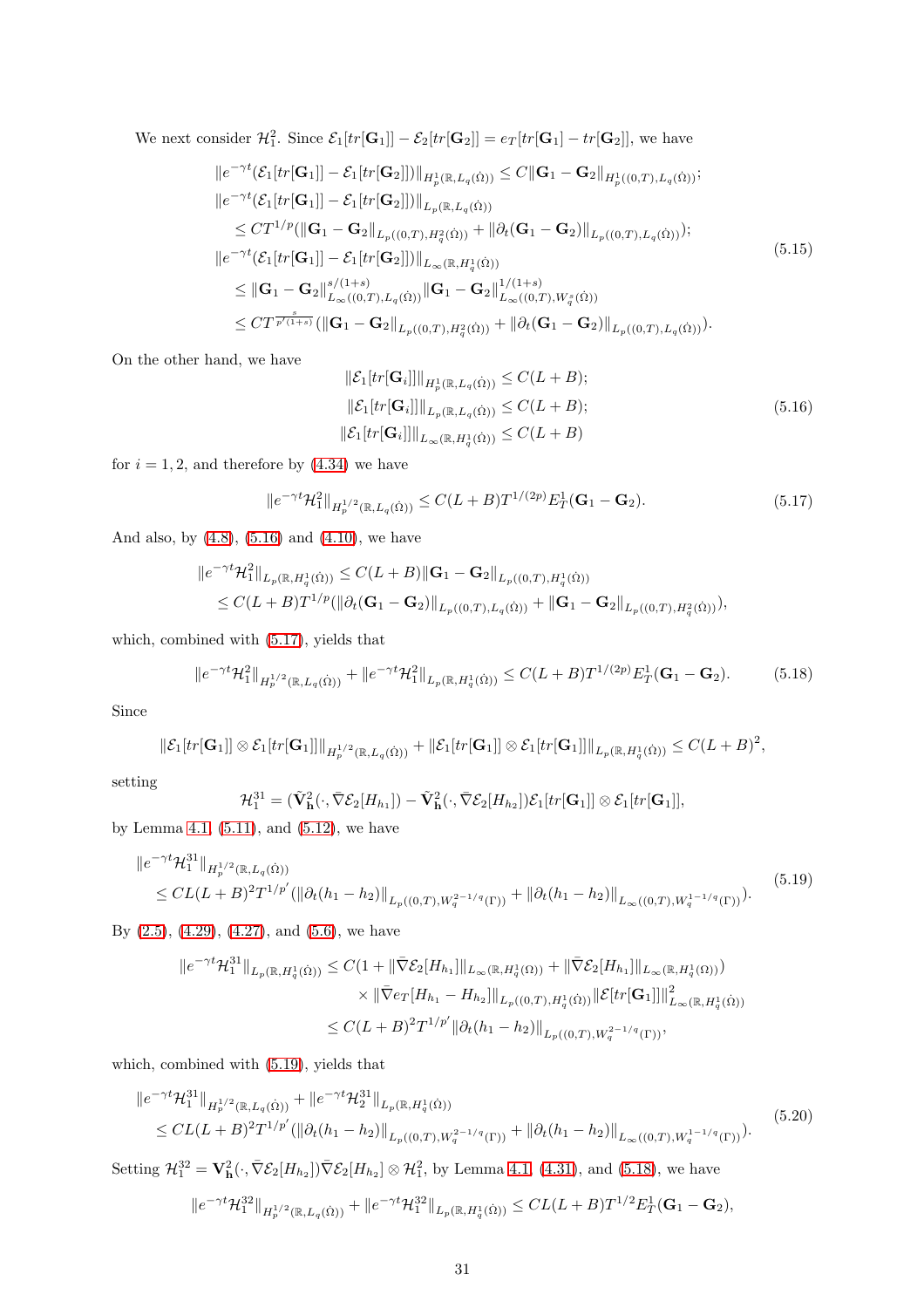We next consider $\mathcal{H}_1^2$. Since $\mathcal{E}_1[tr[\mathbf{G}_1]] - \mathcal{E}_2[tr[\mathbf{G}_2]] = e_T[tr[\mathbf{G}_1] - tr[\mathbf{G}_2]]$, we have

$$
\begin{aligned}
&\|e^{-\gamma t}(\mathcal{E}_1[tr[\mathbf{G}_1]] - \mathcal{E}_1[tr[\mathbf{G}_2]])\|_{H^1_p(\mathbb{R},L_q(\dot\Omega))} \leq C\|\mathbf{G}_1 - \mathbf{G}_2\|_{H^1_p((0,T),L_q(\dot\Omega))};\\
&\|e^{-\gamma t}(\mathcal{E}_1[tr[\mathbf{G}_1]] - \mathcal{E}_1[tr[\mathbf{G}_2]])\|_{L_p(\mathbb{R},L_q(\dot\Omega))}\\
&\quad \leq CT^{1/p}(\|\mathbf{G}_1 - \mathbf{G}_2\|_{L_p((0,T),H^2_q(\dot\Omega))} + \|\partial_t(\mathbf{G}_1 - \mathbf{G}_2)\|_{L_p((0,T),L_q(\dot\Omega))});\\
&\|e^{-\gamma t}(\mathcal{E}_1[tr[\mathbf{G}_1]] - \mathcal{E}_1[tr[\mathbf{G}_2]])\|_{L_\infty(\mathbb{R},H^1_q(\dot\Omega))}\\
&\quad \leq \|\mathbf{G}_1 - \mathbf{G}_2\|^{s/(1+s)}_{L_\infty((0,T),L_q(\dot\Omega))}\|\mathbf{G}_1 - \mathbf{G}_2\|^{1/(1+s)}_{L_\infty((0,T),W^s_q(\dot\Omega))}\\
&\quad \leq CT^{\frac{s}{p'(1+s)}}(\|\mathbf{G}_1 - \mathbf{G}_2\|_{L_p((0,T),H^2_q(\dot\Omega))} + \|\partial_t(\mathbf{G}_1 - \mathbf{G}_2)\|_{L_p((0,T),L_q(\dot\Omega))}).
\end{aligned} \tag{5.15}
$$

On the other hand, we have

$$
\begin{aligned}
\|\mathcal{E}_1[tr[\mathbf{G}_i]]\|_{H^1_p(\mathbb{R},L_q(\dot\Omega))} &\leq C(L+B);\\
\|\mathcal{E}_1[tr[\mathbf{G}_i]]\|_{L_p(\mathbb{R},L_q(\dot\Omega))} &\leq C(L+B);\\
\|\mathcal{E}_1[tr[\mathbf{G}_i]]\|_{L_\infty(\mathbb{R},H^1_q(\dot\Omega))} &\leq C(L+B)
\end{aligned} \tag{5.16}
$$

for $i = 1, 2$, and therefore by (4.34) we have

$$
\|e^{-\gamma t}\mathcal{H}_1^2\|_{H^{1/2}_p(\mathbb{R},L_q(\dot\Omega))} \leq C(L+B)T^{1/(2p)}E^1_T(\mathbf{G}_1 - \mathbf{G}_2). \tag{5.17}
$$

And also, by (4.8), (5.16) and (4.10), we have

$$
\begin{aligned}
\|e^{-\gamma t}\mathcal{H}_1^2\|_{L_p(\mathbb{R},H^1_q(\dot\Omega))} &\leq C(L+B)\|\mathbf{G}_1 - \mathbf{G}_2\|_{L_p((0,T),H^1_q(\dot\Omega))}\\
&\leq C(L+B)T^{1/p}(\|\partial_t(\mathbf{G}_1 - \mathbf{G}_2)\|_{L_p((0,T),L_q(\dot\Omega))} + \|\mathbf{G}_1 - \mathbf{G}_2\|_{L_p((0,T),H^2_q(\dot\Omega))}),
\end{aligned}
$$

which, combined with (5.17), yields that

$$
\|e^{-\gamma t}\mathcal{H}_1^2\|_{H^{1/2}_p(\mathbb{R},L_q(\dot\Omega))} + \|e^{-\gamma t}\mathcal{H}_1^2\|_{L_p(\mathbb{R},H^1_q(\dot\Omega))} \leq C(L+B)T^{1/(2p)}E^1_T(\mathbf{G}_1 - \mathbf{G}_2). \tag{5.18}
$$

Since

$$
\|\mathcal{E}_1[tr[\mathbf{G}_1]] \otimes \mathcal{E}_1[tr[\mathbf{G}_1]]\|_{H^{1/2}_p(\mathbb{R},L_q(\dot\Omega))} + \|\mathcal{E}_1[tr[\mathbf{G}_1]] \otimes \mathcal{E}_1[tr[\mathbf{G}_1]]\|_{L_p(\mathbb{R},H^1_q(\dot\Omega))} \leq C(L+B)^2,
$$

setting

$$
\mathcal{H}_1^{31} = (\tilde{\mathbf{V}}^2_{\mathbf{h}}(\cdot, \bar\nabla\mathcal{E}_2[H_{h_1}]) - \tilde{\mathbf{V}}^2_{\mathbf{h}}(\cdot, \bar\nabla\mathcal{E}_2[H_{h_2}])\mathcal{E}_1[tr[\mathbf{G}_1]] \otimes \mathcal{E}_1[tr[\mathbf{G}_1]],
$$

by Lemma 4.1, (5.11), and (5.12), we have

$$
\begin{aligned}
&\|e^{-\gamma t}\mathcal{H}_1^{31}\|_{H^{1/2}_p(\mathbb{R},L_q(\dot\Omega))}\\
&\quad \leq CL(L+B)^2T^{1/p'}(\|\partial_t(h_1 - h_2)\|_{L_p((0,T),W^{2-1/q}_q(\Gamma))} + \|\partial_t(h_1 - h_2)\|_{L_\infty((0,T),W^{1-1/q}_q(\Gamma))}).
\end{aligned} \tag{5.19}
$$

By (2.5), (4.29), (4.27), and (5.6), we have

$$
\begin{aligned}
\|e^{-\gamma t}\mathcal{H}_1^{31}\|_{L_p(\mathbb{R},H^1_q(\dot\Omega))} &\leq C(1 + \|\bar\nabla\mathcal{E}_2[H_{h_1}]\|_{L_\infty(\mathbb{R},H^1_q(\Omega))} + \|\bar\nabla\mathcal{E}_2[H_{h_1}]\|_{L_\infty(\mathbb{R},H^1_q(\Omega))})\\
&\qquad \times \|\bar\nabla e_T[H_{h_1} - H_{h_2}]\|_{L_p((0,T),H^1_q(\dot\Omega))}\|\mathcal{E}[tr[\mathbf{G}_1]]\|^2_{L_\infty(\mathbb{R},H^1_q(\dot\Omega))}\\
&\leq C(L+B)^2T^{1/p'}\|\partial_t(h_1 - h_2)\|_{L_p((0,T),W^{2-1/q}_q(\Gamma))},
\end{aligned}
$$

which, combined with (5.19), yields that

$$
\begin{aligned}
&\|e^{-\gamma t}\mathcal{H}_1^{31}\|_{H^{1/2}_p(\mathbb{R},L_q(\dot\Omega))} + \|e^{-\gamma t}\mathcal{H}_2^{31}\|_{L_p(\mathbb{R},H^1_q(\dot\Omega))}\\
&\quad \leq CL(L+B)^2T^{1/p'}(\|\partial_t(h_1 - h_2)\|_{L_p((0,T),W^{2-1/q}_q(\Gamma))} + \|\partial_t(h_1 - h_2)\|_{L_\infty((0,T),W^{1-1/q}_q(\Gamma))}).
\end{aligned} \tag{5.20}
$$

Setting $\mathcal{H}_1^{32} = \mathbf{V}^2_{\mathbf{h}}(\cdot, \bar\nabla\mathcal{E}_2[H_{h_2}])\bar\nabla\mathcal{E}_2[H_{h_2}] \otimes \mathcal{H}_1^2$, by Lemma 4.1, (4.31), and (5.18), we have

$$
\|e^{-\gamma t}\mathcal{H}_1^{32}\|_{H^{1/2}_p(\mathbb{R},L_q(\dot\Omega))} + \|e^{-\gamma t}\mathcal{H}_1^{32}\|_{L_p(\mathbb{R},H^1_q(\dot\Omega))} \leq CL(L+B)T^{1/2}E^1_T(\mathbf{G}_1 - \mathbf{G}_2),
$$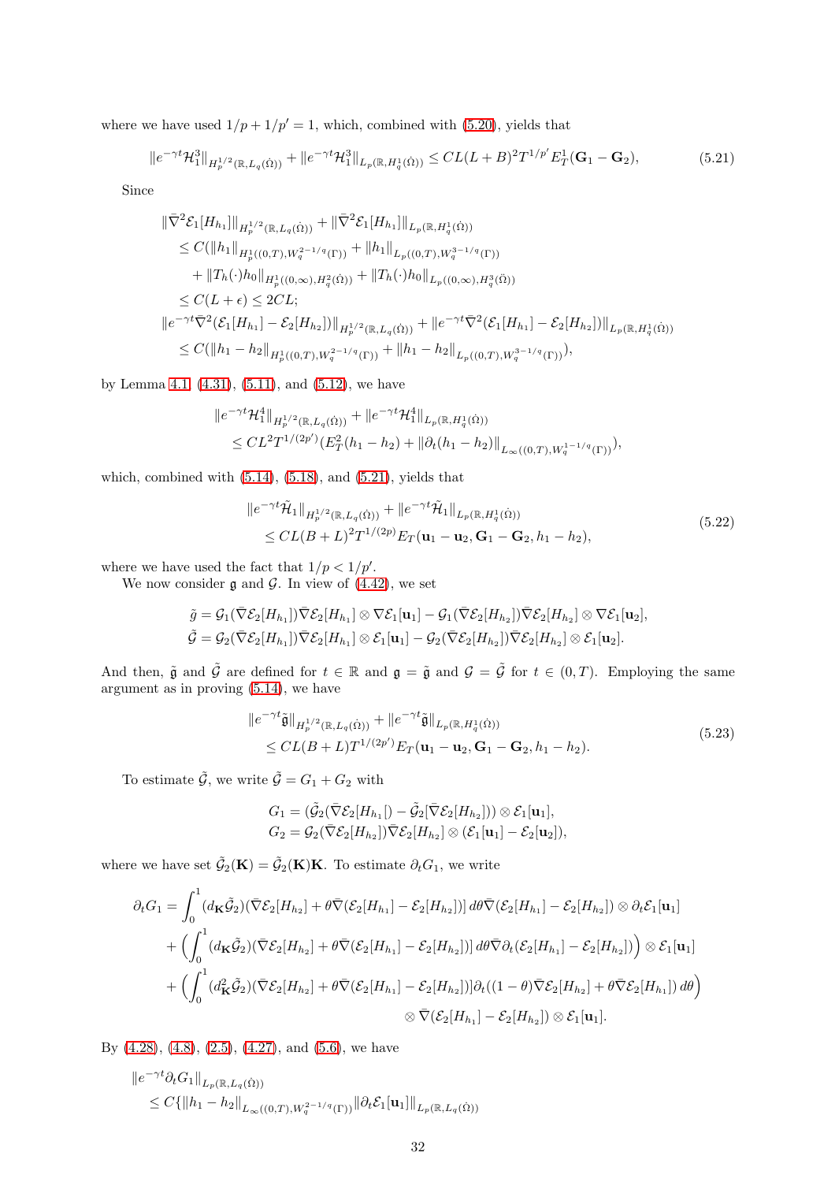where we have used $1/p + 1/p' = 1$, which, combined with (5.20), yields that

$$\|e^{-\gamma t}\mathcal{H}_1^3\|_{H_p^{1/2}(\mathbb{R},L_q(\dot\Omega))} + \|e^{-\gamma t}\mathcal{H}_1^3\|_{L_p(\mathbb{R},H_q^1(\dot\Omega))} \le CL(L+B)^2T^{1/p'}E_T^1(\mathbf{G}_1-\mathbf{G}_2), \tag{5.21}$$

Since

$$\begin{aligned}
&\|\bar\nabla^2\mathcal{E}_1[H_{h_1}]\|_{H_p^{1/2}(\mathbb{R},L_q(\dot\Omega))} + \|\bar\nabla^2\mathcal{E}_1[H_{h_1}]\|_{L_p(\mathbb{R},H_q^1(\dot\Omega))}\\
&\quad\le C(\|h_1\|_{H_p^1((0,T),W_q^{2-1/q}(\Gamma))} + \|h_1\|_{L_p((0,T),W_q^{3-1/q}(\Gamma))}\\
&\qquad + \|T_h(\cdot)h_0\|_{H_p^1((0,\infty),H_q^2(\dot\Omega))} + \|T_h(\cdot)h_0\|_{L_p((0,\infty),H_q^3(\dot\Omega))}\\
&\quad\le C(L+\epsilon)\le 2CL;\\
&\|e^{-\gamma t}\bar\nabla^2(\mathcal{E}_1[H_{h_1}]-\mathcal{E}_2[H_{h_2}])\|_{H_p^{1/2}(\mathbb{R},L_q(\dot\Omega))} + \|e^{-\gamma t}\bar\nabla^2(\mathcal{E}_1[H_{h_1}]-\mathcal{E}_2[H_{h_2}])\|_{L_p(\mathbb{R},H_q^1(\dot\Omega))}\\
&\quad\le C(\|h_1-h_2\|_{H_p^1((0,T),W_q^{2-1/q}(\Gamma))} + \|h_1-h_2\|_{L_p((0,T),W_q^{3-1/q}(\Gamma))}),
\end{aligned}$$

by Lemma 4.1 (4.31), (5.11), and (5.12), we have

$$\begin{aligned}
&\|e^{-\gamma t}\mathcal{H}_1^4\|_{H_p^{1/2}(\mathbb{R},L_q(\dot\Omega))} + \|e^{-\gamma t}\mathcal{H}_1^4\|_{L_p(\mathbb{R},H_q^1(\dot\Omega))}\\
&\quad\le CL^2T^{1/(2p')}(E_T^2(h_1-h_2) + \|\partial_t(h_1-h_2)\|_{L_\infty((0,T),W_q^{1-1/q}(\Gamma))}),
\end{aligned}$$

which, combined with (5.14), (5.18), and (5.21), yields that

$$\begin{aligned}
&\|e^{-\gamma t}\tilde{\mathcal{H}}_1\|_{H_p^{1/2}(\mathbb{R},L_q(\dot\Omega))} + \|e^{-\gamma t}\tilde{\mathcal{H}}_1\|_{L_p(\mathbb{R},H_q^1(\dot\Omega))}\\
&\quad\le CL(B+L)^2T^{1/(2p)}E_T(\mathbf{u}_1-\mathbf{u}_2,\mathbf{G}_1-\mathbf{G}_2,h_1-h_2),
\end{aligned}\tag{5.22}$$

where we have used the fact that $1/p < 1/p'$.

We now consider $\mathfrak{g}$ and $\mathcal{G}$. In view of (4.42), we set

$$\begin{aligned}
\tilde g &= \mathcal{G}_1(\bar\nabla\mathcal{E}_2[H_{h_1}])\bar\nabla\mathcal{E}_2[H_{h_1}]\otimes\nabla\mathcal{E}_1[\mathbf{u}_1] - \mathcal{G}_1(\bar\nabla\mathcal{E}_2[H_{h_2}])\bar\nabla\mathcal{E}_2[H_{h_2}]\otimes\nabla\mathcal{E}_1[\mathbf{u}_2],\\
\tilde{\mathcal{G}} &= \mathcal{G}_2(\bar\nabla\mathcal{E}_2[H_{h_1}])\bar\nabla\mathcal{E}_2[H_{h_1}]\otimes\mathcal{E}_1[\mathbf{u}_1] - \mathcal{G}_2(\bar\nabla\mathcal{E}_2[H_{h_2}])\bar\nabla\mathcal{E}_2[H_{h_2}]\otimes\mathcal{E}_1[\mathbf{u}_2].
\end{aligned}$$

And then, $\tilde{\mathfrak{g}}$ and $\tilde{\mathcal{G}}$ are defined for $t\in\mathbb{R}$ and $\mathfrak{g}=\tilde{\mathfrak{g}}$ and $\mathcal{G}=\tilde{\mathcal{G}}$ for $t\in(0,T)$. Employing the same argument as in proving (5.14), we have

$$\begin{aligned}
&\|e^{-\gamma t}\tilde{\mathfrak{g}}\|_{H_p^{1/2}(\mathbb{R},L_q(\dot\Omega))} + \|e^{-\gamma t}\tilde{\mathfrak{g}}\|_{L_p(\mathbb{R},H_q^1(\dot\Omega))}\\
&\quad\le CL(B+L)T^{1/(2p')}E_T(\mathbf{u}_1-\mathbf{u}_2,\mathbf{G}_1-\mathbf{G}_2,h_1-h_2).
\end{aligned}\tag{5.23}$$

To estimate $\tilde{\mathcal{G}}$, we write $\tilde{\mathcal{G}} = G_1 + G_2$ with

$$\begin{aligned}
G_1 &= (\tilde{\mathcal{G}}_2(\bar\nabla\mathcal{E}_2[H_{h_1}[)-\tilde{\mathcal{G}}_2[\bar\nabla\mathcal{E}_2[H_{h_2}]))\otimes\mathcal{E}_1[\mathbf{u}_1],\\
G_2 &= \mathcal{G}_2(\bar\nabla\mathcal{E}_2[H_{h_2}])\bar\nabla\mathcal{E}_2[H_{h_2}]\otimes(\mathcal{E}_1[\mathbf{u}_1]-\mathcal{E}_2[\mathbf{u}_2]),
\end{aligned}$$

where we have set $\tilde{\mathcal{G}}_2(\mathbf{K}) = \tilde{\mathcal{G}}_2(\mathbf{K})\mathbf{K}$. To estimate $\partial_tG_1$, we write

$$\begin{aligned}
\partial_tG_1 &= \int_0^1 (d_{\mathbf{K}}\tilde{\mathcal{G}}_2)(\bar\nabla\mathcal{E}_2[H_{h_2}]+\theta\bar\nabla(\mathcal{E}_2[H_{h_1}]-\mathcal{E}_2[H_{h_2}])]\,d\theta\bar\nabla(\mathcal{E}_2[H_{h_1}]-\mathcal{E}_2[H_{h_2}])\otimes\partial_t\mathcal{E}_1[\mathbf{u}_1]\\
&\quad+\Big(\int_0^1 (d_{\mathbf{K}}\tilde{\mathcal{G}}_2)(\bar\nabla\mathcal{E}_2[H_{h_2}]+\theta\bar\nabla(\mathcal{E}_2[H_{h_1}]-\mathcal{E}_2[H_{h_2}])]\,d\theta\bar\nabla\partial_t(\mathcal{E}_2[H_{h_1}]-\mathcal{E}_2[H_{h_2}])\Big)\otimes\mathcal{E}_1[\mathbf{u}_1]\\
&\quad+\Big(\int_0^1 (d^2_{\mathbf{K}}\tilde{\mathcal{G}}_2)(\bar\nabla\mathcal{E}_2[H_{h_2}]+\theta\bar\nabla(\mathcal{E}_2[H_{h_1}]-\mathcal{E}_2[H_{h_2}])]\partial_t((1-\theta)\bar\nabla\mathcal{E}_2[H_{h_2}]+\theta\bar\nabla\mathcal{E}_2[H_{h_1}])\,d\theta\Big)\\
&\qquad\qquad\otimes\bar\nabla(\mathcal{E}_2[H_{h_1}]-\mathcal{E}_2[H_{h_2}])\otimes\mathcal{E}_1[\mathbf{u}_1].
\end{aligned}$$

By (4.28), (4.8), (2.5), (4.27), and (5.6), we have

$$\begin{aligned}
&\|e^{-\gamma t}\partial_tG_1\|_{L_p(\mathbb{R},L_q(\dot\Omega))}\\
&\quad\le C\{\|h_1-h_2\|_{L_\infty((0,T),W_q^{2-1/q}(\Gamma))}\|\partial_t\mathcal{E}_1[\mathbf{u}_1]\|_{L_p(\mathbb{R},L_q(\dot\Omega))}
\end{aligned}$$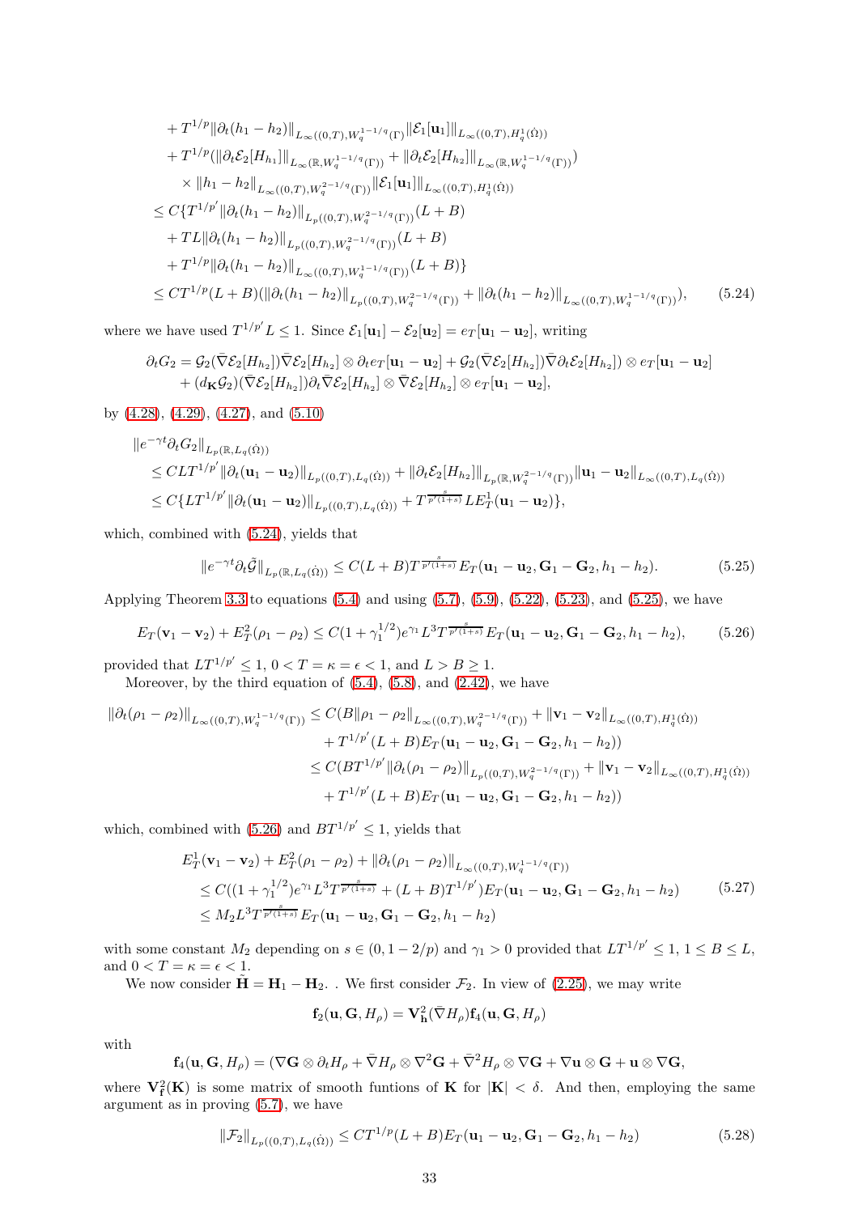$$
\begin{aligned}
&+ T^{1/p}\|\partial_t(h_1-h_2)\|_{L_\infty((0,T),W^{1-1/q}_q(\Gamma))}\|\mathcal{E}_1[\mathbf{u}_1]\|_{L_\infty((0,T),H^1_q(\dot\Omega))}\\
&+ T^{1/p}(\|\partial_t\mathcal{E}_2[H_{h_1}]\|_{L_\infty(\mathbb{R},W^{1-1/q}_q(\Gamma))} + \|\partial_t\mathcal{E}_2[H_{h_2}]\|_{L_\infty(\mathbb{R},W^{1-1/q}_q(\Gamma))})\\
&\quad\times \|h_1-h_2\|_{L_\infty((0,T),W^{2-1/q}_q(\Gamma))}\|\mathcal{E}_1[\mathbf{u}_1]\|_{L_\infty((0,T),H^1_q(\dot\Omega))}\\
&\le C\{T^{1/p'}\|\partial_t(h_1-h_2)\|_{L_p((0,T),W^{2-1/q}_q(\Gamma))}(L+B)\\
&+ TL\|\partial_t(h_1-h_2)\|_{L_p((0,T),W^{2-1/q}_q(\Gamma))}(L+B)\\
&+ T^{1/p}\|\partial_t(h_1-h_2)\|_{L_\infty((0,T),W^{1-1/q}_q(\Gamma))}(L+B)\}\\
&\le CT^{1/p}(L+B)(\|\partial_t(h_1-h_2)\|_{L_p((0,T),W^{2-1/q}_q(\Gamma))} + \|\partial_t(h_1-h_2)\|_{L_\infty((0,T),W^{1-1/q}_q(\Gamma))}),
\end{aligned}
\tag{5.24}
$$

where we have used $T^{1/p'}L \le 1$. Since $\mathcal{E}_1[\mathbf{u}_1] - \mathcal{E}_2[\mathbf{u}_2] = e_T[\mathbf{u}_1-\mathbf{u}_2]$, writing

$$
\begin{aligned}
\partial_t G_2 &= \mathcal{G}_2(\bar\nabla\mathcal{E}_2[H_{h_2}])\bar\nabla\mathcal{E}_2[H_{h_2}]\otimes\partial_t e_T[\mathbf{u}_1-\mathbf{u}_2] + \mathcal{G}_2(\bar\nabla\mathcal{E}_2[H_{h_2}])\bar\nabla\partial_t\mathcal{E}_2[H_{h_2}]\otimes e_T[\mathbf{u}_1-\mathbf{u}_2]\\
&+ (d_{\mathbf{K}}\mathcal{G}_2)(\bar\nabla\mathcal{E}_2[H_{h_2}])\partial_t\bar\nabla\mathcal{E}_2[H_{h_2}]\otimes\bar\nabla\mathcal{E}_2[H_{h_2}]\otimes e_T[\mathbf{u}_1-\mathbf{u}_2],
\end{aligned}
$$

by (4.28), (4.29), (4.27), and (5.10)

$$
\begin{aligned}
&\|e^{-\gamma t}\partial_t G_2\|_{L_p(\mathbb{R},L_q(\dot\Omega))}\\
&\le CLT^{1/p'}\|\partial_t(\mathbf{u}_1-\mathbf{u}_2)\|_{L_p((0,T),L_q(\dot\Omega))} + \|\partial_t\mathcal{E}_2[H_{h_2}]\|_{L_p(\mathbb{R},W^{2-1/q}_q(\Gamma))}\|\mathbf{u}_1-\mathbf{u}_2\|_{L_\infty((0,T),L_q(\dot\Omega))}\\
&\le C\{LT^{1/p'}\|\partial_t(\mathbf{u}_1-\mathbf{u}_2)\|_{L_p((0,T),L_q(\dot\Omega))} + T^{\frac{s}{p'(1+s)}}LE^1_T(\mathbf{u}_1-\mathbf{u}_2)\},
\end{aligned}
$$

which, combined with (5.24), yields that

$$
\|e^{-\gamma t}\partial_t\tilde{\mathcal{G}}\|_{L_p(\mathbb{R},L_q(\dot\Omega))} \le C(L+B)T^{\frac{s}{p'(1+s)}}E_T(\mathbf{u}_1-\mathbf{u}_2,\mathbf{G}_1-\mathbf{G}_2,h_1-h_2). \tag{5.25}
$$

Applying Theorem 3.3 to equations (5.4) and using (5.7), (5.9), (5.22), (5.23), and (5.25), we have

$$
E_T(\mathbf{v}_1-\mathbf{v}_2) + E^2_T(\rho_1-\rho_2) \le C(1+\gamma_1^{1/2})e^{\gamma_1}L^3T^{\frac{s}{p'(1+s)}}E_T(\mathbf{u}_1-\mathbf{u}_2,\mathbf{G}_1-\mathbf{G}_2,h_1-h_2), \tag{5.26}
$$

provided that $LT^{1/p'} \le 1$, $0 < T = \kappa = \epsilon < 1$, and $L > B \ge 1$.

Moreover, by the third equation of (5.4), (5.8), and (2.42), we have

$$
\begin{aligned}
\|\partial_t(\rho_1-\rho_2)\|_{L_\infty((0,T),W^{1-1/q}_q(\Gamma))} &\le C(B\|\rho_1-\rho_2\|_{L_\infty((0,T),W^{2-1/q}_q(\Gamma))} + \|\mathbf{v}_1-\mathbf{v}_2\|_{L_\infty((0,T),H^1_q(\dot\Omega))}\\
&\quad + T^{1/p'}(L+B)E_T(\mathbf{u}_1-\mathbf{u}_2,\mathbf{G}_1-\mathbf{G}_2,h_1-h_2))\\
&\le C(BT^{1/p'}\|\partial_t(\rho_1-\rho_2)\|_{L_p((0,T),W^{2-1/q}_q(\Gamma))} + \|\mathbf{v}_1-\mathbf{v}_2\|_{L_\infty((0,T),H^1_q(\dot\Omega))}\\
&\quad + T^{1/p'}(L+B)E_T(\mathbf{u}_1-\mathbf{u}_2,\mathbf{G}_1-\mathbf{G}_2,h_1-h_2))
\end{aligned}
$$

which, combined with (5.26) and $BT^{1/p'} \le 1$, yields that

$$
\begin{aligned}
&E^1_T(\mathbf{v}_1-\mathbf{v}_2) + E^2_T(\rho_1-\rho_2) + \|\partial_t(\rho_1-\rho_2)\|_{L_\infty((0,T),W^{1-1/q}_q(\Gamma))}\\
&\le C((1+\gamma_1^{1/2})e^{\gamma_1}L^3T^{\frac{s}{p'(1+s)}} + (L+B)T^{1/p'})E_T(\mathbf{u}_1-\mathbf{u}_2,\mathbf{G}_1-\mathbf{G}_2,h_1-h_2)\\
&\le M_2L^3T^{\frac{s}{p'(1+s)}}E_T(\mathbf{u}_1-\mathbf{u}_2,\mathbf{G}_1-\mathbf{G}_2,h_1-h_2)
\end{aligned}
\tag{5.27}
$$

with some constant $M_2$ depending on $s \in (0, 1-2/p)$ and $\gamma_1 > 0$ provided that $LT^{1/p'} \le 1$, $1 \le B \le L$, and $0 < T = \kappa = \epsilon < 1$.

We now consider $\tilde{\mathbf{H}} = \mathbf{H}_1 - \mathbf{H}_2$. . We first consider $\mathcal{F}_2$. In view of (2.25), we may write

$$
\mathbf{f}_2(\mathbf{u},\mathbf{G},H_\rho) = \mathbf{V}^2_{\mathbf{h}}(\bar\nabla H_\rho)\mathbf{f}_4(\mathbf{u},\mathbf{G},H_\rho)
$$

with

$$
\mathbf{f}_4(\mathbf{u},\mathbf{G},H_\rho) = (\nabla\mathbf{G}\otimes\partial_t H_\rho + \bar\nabla H_\rho\otimes\nabla^2\mathbf{G} + \bar\nabla^2 H_\rho\otimes\nabla\mathbf{G} + \nabla\mathbf{u}\otimes\mathbf{G} + \mathbf{u}\otimes\nabla\mathbf{G},
$$

where $\mathbf{V}^2_{\mathbf{f}}(\mathbf{K})$ is some matrix of smooth funtions of $\mathbf{K}$ for $|\mathbf{K}| < \delta$. And then, employing the same argument as in proving (5.7), we have

$$
\|\mathcal{F}_2\|_{L_p((0,T),L_q(\dot\Omega))} \le CT^{1/p}(L+B)E_T(\mathbf{u}_1-\mathbf{u}_2,\mathbf{G}_1-\mathbf{G}_2,h_1-h_2) \tag{5.28}
$$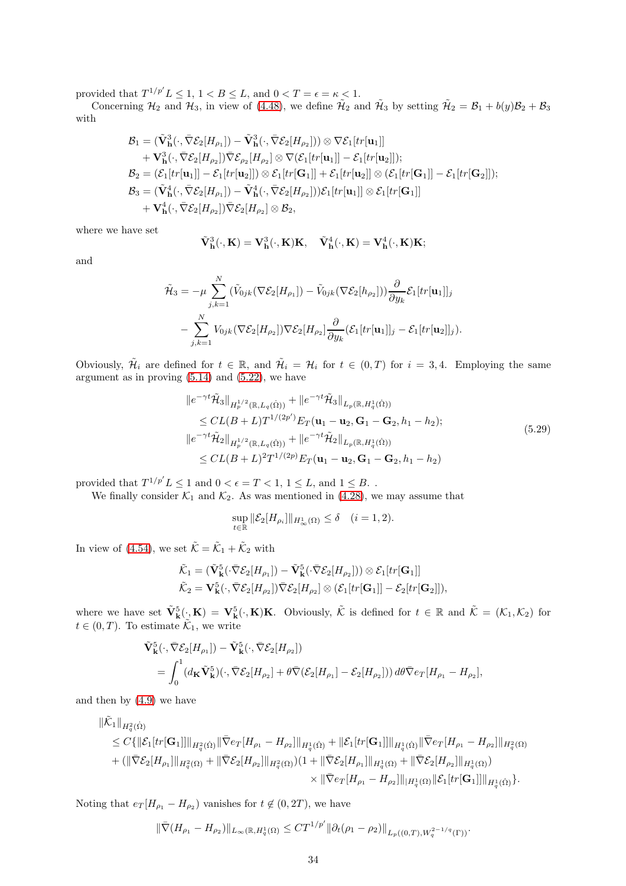provided that $T^{1/p'}L \leq 1$, $1 < B \leq L$, and $0 < T = \epsilon = \kappa < 1$.

Concerning $\mathcal{H}_2$ and $\mathcal{H}_3$, in view of (4.48), we define $\tilde{\mathcal{H}}_2$ and $\tilde{\mathcal{H}}_3$ by setting $\tilde{\mathcal{H}}_2 = \mathcal{B}_1 + b(y)\mathcal{B}_2 + \mathcal{B}_3$ with

$$
\begin{aligned}
\mathcal{B}_1 &= (\tilde{\mathbf{V}}^3_{\mathbf{h}}(\cdot, \bar{\nabla}\mathcal{E}_2[H_{\rho_1}]) - \tilde{\mathbf{V}}^3_{\mathbf{h}}(\cdot, \bar{\nabla}\mathcal{E}_2[H_{\rho_2}])) \otimes \nabla\mathcal{E}_1[tr[\mathbf{u}_1]] \\
&\quad + \mathbf{V}^3_{\mathbf{h}}(\cdot, \bar{\nabla}\mathcal{E}_2[H_{\rho_2}])\bar{\nabla}\mathcal{E}_{\rho_2}[H_{\rho_2}] \otimes \nabla(\mathcal{E}_1[tr[\mathbf{u}_1]] - \mathcal{E}_1[tr[\mathbf{u}_2]]); \\
\mathcal{B}_2 &= (\mathcal{E}_1[tr[\mathbf{u}_1]] - \mathcal{E}_1[tr[\mathbf{u}_2]]) \otimes \mathcal{E}_1[tr[\mathbf{G}_1]] + \mathcal{E}_1[tr[\mathbf{u}_2]] \otimes (\mathcal{E}_1[tr[\mathbf{G}_1]] - \mathcal{E}_1[tr[\mathbf{G}_2]]); \\
\mathcal{B}_3 &= (\tilde{\mathbf{V}}^4_{\mathbf{h}}(\cdot, \bar{\nabla}\mathcal{E}_2[H_{\rho_1}]) - \tilde{\mathbf{V}}^4_{\mathbf{h}}(\cdot, \bar{\nabla}\mathcal{E}_2[H_{\rho_2}]))\mathcal{E}_1[tr[\mathbf{u}_1]] \otimes \mathcal{E}_1[tr[\mathbf{G}_1]] \\
&\quad + \mathbf{V}^4_{\mathbf{h}}(\cdot, \bar{\nabla}\mathcal{E}_2[H_{\rho_2}])\bar{\nabla}\mathcal{E}_2[H_{\rho_2}] \otimes \mathcal{B}_2,
\end{aligned}
$$

where we have set

$$
\tilde{\mathbf{V}}^3_{\mathbf{h}}(\cdot, \mathbf{K}) = \mathbf{V}^3_{\mathbf{h}}(\cdot, \mathbf{K})\mathbf{K}, \quad \tilde{\mathbf{V}}^4_{\mathbf{h}}(\cdot, \mathbf{K}) = \mathbf{V}^4_{\mathbf{h}}(\cdot, \mathbf{K})\mathbf{K};
$$

and

$$
\begin{aligned}
\tilde{\mathcal{H}}_3 &= -\mu \sum_{j,k=1}^N (\tilde{V}_{0jk}(\nabla\mathcal{E}_2[H_{\rho_1}]) - \tilde{V}_{0jk}(\nabla\mathcal{E}_2[h_{\rho_2}]))\frac{\partial}{\partial y_k}\mathcal{E}_1[tr[\mathbf{u}_1]]_j \\
&\quad - \sum_{j,k=1}^N V_{0jk}(\nabla\mathcal{E}_2[H_{\rho_2}])\nabla\mathcal{E}_2[H_{\rho_2}]\frac{\partial}{\partial y_k}(\mathcal{E}_1[tr[\mathbf{u}_1]]_j - \mathcal{E}_1[tr[\mathbf{u}_2]]_j).
\end{aligned}
$$

Obviously, $\tilde{\mathcal{H}}_i$ are defined for $t \in \mathbb{R}$, and $\tilde{\mathcal{H}}_i = \mathcal{H}_i$ for $t \in (0, T)$ for $i = 3, 4$. Employing the same argument as in proving (5.14) and (5.22), we have

$$
\begin{aligned}
&\|e^{-\gamma t}\tilde{\mathcal{H}}_3\|_{H^{1/2}_p(\mathbb{R}, L_q(\dot{\Omega}))} + \|e^{-\gamma t}\tilde{\mathcal{H}}_3\|_{L_p(\mathbb{R}, H^1_q(\dot{\Omega}))} \\
&\quad \leq CL(B + L)T^{1/(2p')}E_T(\mathbf{u}_1 - \mathbf{u}_2, \mathbf{G}_1 - \mathbf{G}_2, h_1 - h_2); \\
&\|e^{-\gamma t}\tilde{\mathcal{H}}_2\|_{H^{1/2}_p(\mathbb{R}, L_q(\dot{\Omega}))} + \|e^{-\gamma t}\tilde{\mathcal{H}}_2\|_{L_p(\mathbb{R}, H^1_q(\dot{\Omega}))} \\
&\quad \leq CL(B + L)^2T^{1/(2p)}E_T(\mathbf{u}_1 - \mathbf{u}_2, \mathbf{G}_1 - \mathbf{G}_2, h_1 - h_2)
\end{aligned} \tag{5.29}
$$

provided that $T^{1/p'}L \leq 1$ and $0 < \epsilon = T < 1$, $1 \leq L$, and $1 \leq B$. .

We finally consider $\mathcal{K}_1$ and $\mathcal{K}_2$. As was mentioned in (4.28), we may assume that

$$
\sup_{t \in \mathbb{R}} \|\mathcal{E}_2[H_{\rho_i}]\|_{H^1_\infty(\Omega)} \leq \delta \quad (i = 1, 2).
$$

In view of (4.54), we set $\tilde{\mathcal{K}} = \tilde{\mathcal{K}}_1 + \tilde{\mathcal{K}}_2$ with

$$
\begin{aligned}
\tilde{\mathcal{K}}_1 &= (\tilde{\mathbf{V}}^5_{\mathbf{k}}(\cdot \bar{\nabla}\mathcal{E}_2[H_{\rho_1}]) - \tilde{\mathbf{V}}^5_{\mathbf{k}}(\cdot \bar{\nabla}\mathcal{E}_2[H_{\rho_2}])) \otimes \mathcal{E}_1[tr[\mathbf{G}_1]] \\
\tilde{\mathcal{K}}_2 &= \mathbf{V}^5_{\mathbf{k}}(\cdot, \bar{\nabla}\mathcal{E}_2[H_{\rho_2}])\bar{\nabla}\mathcal{E}_2[H_{\rho_2}] \otimes (\mathcal{E}_1[tr[\mathbf{G}_1]] - \mathcal{E}_2[tr[\mathbf{G}_2]]),
\end{aligned}
$$

where we have set $\tilde{\mathbf{V}}^5_{\mathbf{k}}(\cdot, \mathbf{K}) = \mathbf{V}^5_{\mathbf{k}}(\cdot, \mathbf{K})\mathbf{K}$. Obviously, $\tilde{\mathcal{K}}$ is defined for $t \in \mathbb{R}$ and $\tilde{\mathcal{K}} = (\mathcal{K}_1, \mathcal{K}_2)$ for $t \in (0, T)$. To estimate $\tilde{\mathcal{K}}_1$, we write

$$
\begin{aligned}
&\tilde{\mathbf{V}}^5_{\mathbf{k}}(\cdot, \bar{\nabla}\mathcal{E}_2[H_{\rho_1}]) - \tilde{\mathbf{V}}^5_{\mathbf{k}}(\cdot, \bar{\nabla}\mathcal{E}_2[H_{\rho_2}]) \\
&\quad = \int_0^1 (d_{\mathbf{K}}\tilde{\mathbf{V}}^5_{\mathbf{k}})(\cdot, \bar{\nabla}\mathcal{E}_2[H_{\rho_2}] + \theta\bar{\nabla}(\mathcal{E}_2[H_{\rho_1}] - \mathcal{E}_2[H_{\rho_2}]))\,d\theta\bar{\nabla}e_T[H_{\rho_1} - H_{\rho_2}],
\end{aligned}
$$

and then by (4.9) we have

$$
\begin{aligned}
&\|\tilde{\mathcal{K}}_1\|_{H^2_q(\dot{\Omega})} \\
&\quad \leq C\{\|\mathcal{E}_1[tr[\mathbf{G}_1]]\|_{H^2_q(\dot{\Omega})}\|\bar{\nabla}e_T[H_{\rho_1} - H_{\rho_2}]\|_{H^1_q(\dot{\Omega})} + \|\mathcal{E}_1[tr[\mathbf{G}_1]]\|_{H^1_q(\dot{\Omega})}\|\bar{\nabla}e_T[H_{\rho_1} - H_{\rho_2}]\|_{H^2_q(\Omega)} \\
&\quad + (\|\bar{\nabla}\mathcal{E}_2[H_{\rho_1}]\|_{H^2_q(\Omega)} + \|\bar{\nabla}\mathcal{E}_2[H_{\rho_2}]\|_{H^2_q(\Omega)})(1 + \|\bar{\nabla}\mathcal{E}_2[H_{\rho_1}]\|_{H^1_q(\Omega)} + \|\bar{\nabla}\mathcal{E}_2[H_{\rho_2}]\|_{H^1_q(\Omega)}) \\
&\qquad\qquad \times \|\bar{\nabla}e_T[H_{\rho_1} - H_{\rho_2}]\|_{|H^1_q(\Omega)}\|\mathcal{E}_1[tr[\mathbf{G}_1]]\|_{H^1_q(\dot{\Omega})}\}.
\end{aligned}
$$

Noting that $e_T[H_{\rho_1} - H_{\rho_2})$ vanishes for $t \notin (0, 2T)$, we have

$$
\|\bar{\nabla}(H_{\rho_1} - H_{\rho_2})\|_{L_\infty(\mathbb{R}, H^1_q(\Omega)} \leq CT^{1/p'}\|\partial_t(\rho_1 - \rho_2)\|_{L_p((0,T), W^{2-1/q}_q(\Gamma))}.
$$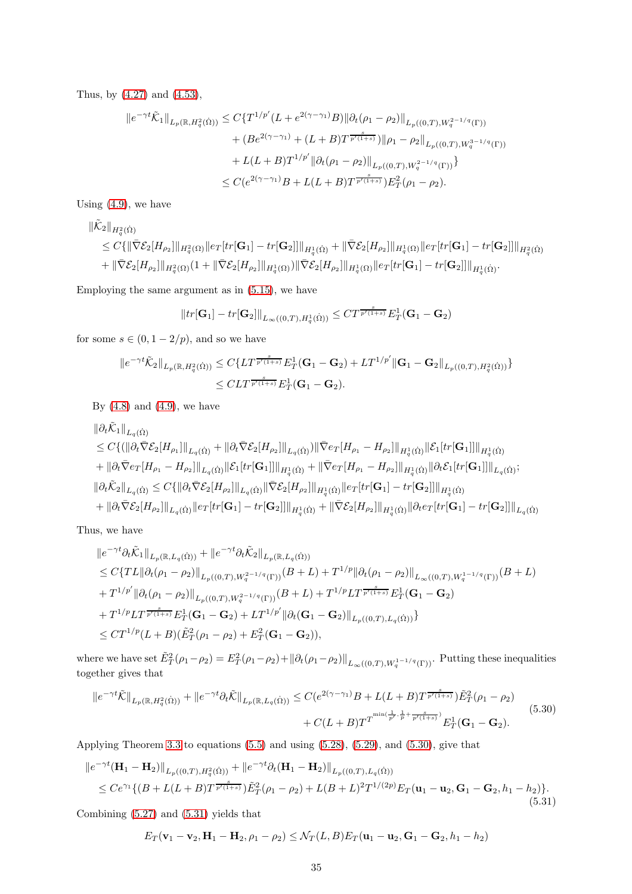Thus, by (4.27) and (4.53),

$$
\begin{aligned}
\|e^{-\gamma t}\tilde{\mathcal{K}}_1\|_{L_p(\mathbb{R},H^2_q(\dot\Omega))} &\le C\{T^{1/p'}(L+e^{2(\gamma-\gamma_1)}B)\|\partial_t(\rho_1-\rho_2)\|_{L_p((0,T),W^{2-1/q}_q(\Gamma))} \\
&\quad + (Be^{2(\gamma-\gamma_1)} + (L+B)T^{\frac{s}{p'(1+s)}})\|\rho_1-\rho_2\|_{L_p((0,T),W^{3-1/q}_q(\Gamma))} \\
&\quad + L(L+B)T^{1/p'}\|\partial_t(\rho_1-\rho_2)\|_{L_p((0,T),W^{2-1/q}_q(\Gamma))}\} \\
&\le C(e^{2(\gamma-\gamma_1)}B + L(L+B)T^{\frac{s}{p'(1+s)}})E^2_T(\rho_1-\rho_2).
\end{aligned}
$$

Using (4.9), we have

$$
\begin{aligned}
&\|\tilde{\mathcal{K}}_2\|_{H^2_q(\dot\Omega)} \\
&\le C\{\|\bar\nabla\mathcal{E}_2[H_{\rho_2}]\|_{H^2_q(\Omega)}\|e_T[tr[\mathbf{G}_1]-tr[\mathbf{G}_2]]\|_{H^1_q(\dot\Omega)} + \|\bar\nabla\mathcal{E}_2[H_{\rho_2}]\|_{H^1_q(\Omega)}\|e_T[tr[\mathbf{G}_1]-tr[\mathbf{G}_2]]\|_{H^2_q(\dot\Omega)} \\
&+ \|\bar\nabla\mathcal{E}_2[H_{\rho_2}]\|_{H^2_q(\Omega)}(1+\|\bar\nabla\mathcal{E}_2[H_{\rho_2}]\|_{H^1_q(\Omega)})\|\bar\nabla\mathcal{E}_2[H_{\rho_2}]\|_{H^1_q(\Omega)}\|e_T[tr[\mathbf{G}_1]-tr[\mathbf{G}_2]]\|_{H^1_q(\dot\Omega)}.
\end{aligned}
$$

Employing the same argument as in (5.15), we have

$$
\|tr[\mathbf{G}_1]-tr[\mathbf{G}_2]\|_{L_\infty((0,T),H^1_q(\dot\Omega))} \le CT^{\frac{s}{p'(1+s)}}E^1_T(\mathbf{G}_1-\mathbf{G}_2)
$$

for some $s\in(0,1-2/p)$, and so we have

$$
\begin{aligned}
\|e^{-\gamma t}\tilde{\mathcal{K}}_2\|_{L_p(\mathbb{R},H^2_q(\dot\Omega))} &\le C\{LT^{\frac{s}{p'(1+s)}}E^1_T(\mathbf{G}_1-\mathbf{G}_2) + LT^{1/p'}\|\mathbf{G}_1-\mathbf{G}_2\|_{L_p((0,T),H^2_q(\dot\Omega))}\} \\
&\le CLT^{\frac{s}{p'(1+s)}}E^1_T(\mathbf{G}_1-\mathbf{G}_2).
\end{aligned}
$$

By (4.8) and (4.9), we have

$$
\begin{aligned}
&\|\partial_t\tilde{\mathcal{K}}_1\|_{L_q(\dot\Omega)} \\
&\le C\{(\|\partial_t\bar\nabla\mathcal{E}_2[H_{\rho_1}]\|_{L_q(\dot\Omega)} + \|\partial_t\bar\nabla\mathcal{E}_2[H_{\rho_2}]\|_{L_q(\dot\Omega)})\|\bar\nabla e_T[H_{\rho_1}-H_{\rho_2}]\|_{H^1_q(\dot\Omega)}\|\mathcal{E}_1[tr[\mathbf{G}_1]]\|_{H^1_q(\dot\Omega)} \\
&+ \|\partial_t\bar\nabla e_T[H_{\rho_1}-H_{\rho_2}]\|_{L_q(\dot\Omega)}\|\mathcal{E}_1[tr[\mathbf{G}_1]]\|_{H^1_q(\dot\Omega)} + \|\bar\nabla e_T[H_{\rho_1}-H_{\rho_2}]\|_{H^1_q(\dot\Omega)}\|\partial_t\mathcal{E}_1[tr[\mathbf{G}_1]]\|_{L_q(\dot\Omega)}; \\
&\|\partial_t\tilde{\mathcal{K}}_2\|_{L_q(\dot\Omega)} \le C\{\|\partial_t\bar\nabla\mathcal{E}_2[H_{\rho_2}]\|_{L_q(\dot\Omega)}\|\bar\nabla\mathcal{E}_2[H_{\rho_2}]\|_{H^1_q(\dot\Omega)}\|e_T[tr[\mathbf{G}_1]-tr[\mathbf{G}_2]]\|_{H^1_q(\dot\Omega)} \\
&+ \|\partial_t\bar\nabla\mathcal{E}_2[H_{\rho_2}]\|_{L_q(\dot\Omega)}\|e_T[tr[\mathbf{G}_1]-tr[\mathbf{G}_2]]\|_{H^1_q(\dot\Omega)} + \|\bar\nabla\mathcal{E}_2[H_{\rho_2}]\|_{H^1_q(\dot\Omega)}\|\partial_t e_T[tr[\mathbf{G}_1]-tr[\mathbf{G}_2]]\|_{L_q(\dot\Omega)}
\end{aligned}
$$

Thus, we have

$$
\begin{aligned}
&\|e^{-\gamma t}\partial_t\tilde{\mathcal{K}}_1\|_{L_p(\mathbb{R},L_q(\dot\Omega))} + \|e^{-\gamma t}\partial_t\tilde{\mathcal{K}}_2\|_{L_p(\mathbb{R},L_q(\dot\Omega))} \\
&\le C\{TL\|\partial_t(\rho_1-\rho_2)\|_{L_p((0,T),W^{2-1/q}_q(\Gamma))}(B+L) + T^{1/p}\|\partial_t(\rho_1-\rho_2)\|_{L_\infty((0,T),W^{1-1/q}_q(\Gamma))}(B+L) \\
&+ T^{1/p'}\|\partial_t(\rho_1-\rho_2)\|_{L_p((0,T),W^{2-1/q}_q(\Gamma))}(B+L) + T^{1/p}LT^{\frac{s}{p'(1+s)}}E^1_T(\mathbf{G}_1-\mathbf{G}_2) \\
&+ T^{1/p}LT^{\frac{s}{p'(1+s)}}E^1_T(\mathbf{G}_1-\mathbf{G}_2) + LT^{1/p'}\|\partial_t(\mathbf{G}_1-\mathbf{G}_2)\|_{L_p((0,T),L_q(\dot\Omega))}\} \\
&\le CT^{1/p}(L+B)(\tilde E^2_T(\rho_1-\rho_2) + E^2_T(\mathbf{G}_1-\mathbf{G}_2)),
\end{aligned}
$$

where we have set $\tilde E^2_T(\rho_1-\rho_2) = E^2_T(\rho_1-\rho_2) + \|\partial_t(\rho_1-\rho_2)\|_{L_\infty((0,T),W^{1-1/q}_q(\Gamma))}$. Putting these inequalities together gives that

$$
\begin{aligned}
\|e^{-\gamma t}\tilde{\mathcal{K}}\|_{L_p(\mathbb{R},H^2_q(\dot\Omega))} + \|e^{-\gamma t}\partial_t\tilde{\mathcal{K}}\|_{L_p(\mathbb{R},L_q(\dot\Omega))} &\le C(e^{2(\gamma-\gamma_1)}B + L(L+B)T^{\frac{s}{p'(1+s)}})\tilde E^2_T(\rho_1-\rho_2) \\
&\quad + C(L+B)T^{T^{\min(\frac{1}{p'},\frac{1}{p}+\frac{s}{p'(1+s)})}}E^1_T(\mathbf{G}_1-\mathbf{G}_2).
\end{aligned}
\tag{5.30}
$$

Applying Theorem 3.3 to equations (5.5) and using (5.28), (5.29), and (5.30), give that

$$
\begin{aligned}
&\|e^{-\gamma t}(\mathbf{H}_1-\mathbf{H}_2)\|_{L_p((0,T),H^2_q(\dot\Omega))} + \|e^{-\gamma t}\partial_t(\mathbf{H}_1-\mathbf{H}_2)\|_{L_p((0,T),L_q(\dot\Omega))} \\
&\le Ce^{\gamma_1}\{(B+L(L+B)T^{\frac{s}{p'(1+s)}})\tilde E^2_T(\rho_1-\rho_2) + L(B+L)^2T^{1/(2p)}E_T(\mathbf{u}_1-\mathbf{u}_2,\mathbf{G}_1-\mathbf{G}_2,h_1-h_2)\}.
\end{aligned}
\tag{5.31}
$$

Combining (5.27) and (5.31) yields that

$$
E_T(\mathbf{v}_1-\mathbf{v}_2,\mathbf{H}_1-\mathbf{H}_2,\rho_1-\rho_2) \le \mathcal{N}_T(L,B)E_T(\mathbf{u}_1-\mathbf{u}_2,\mathbf{G}_1-\mathbf{G}_2,h_1-h_2)
$$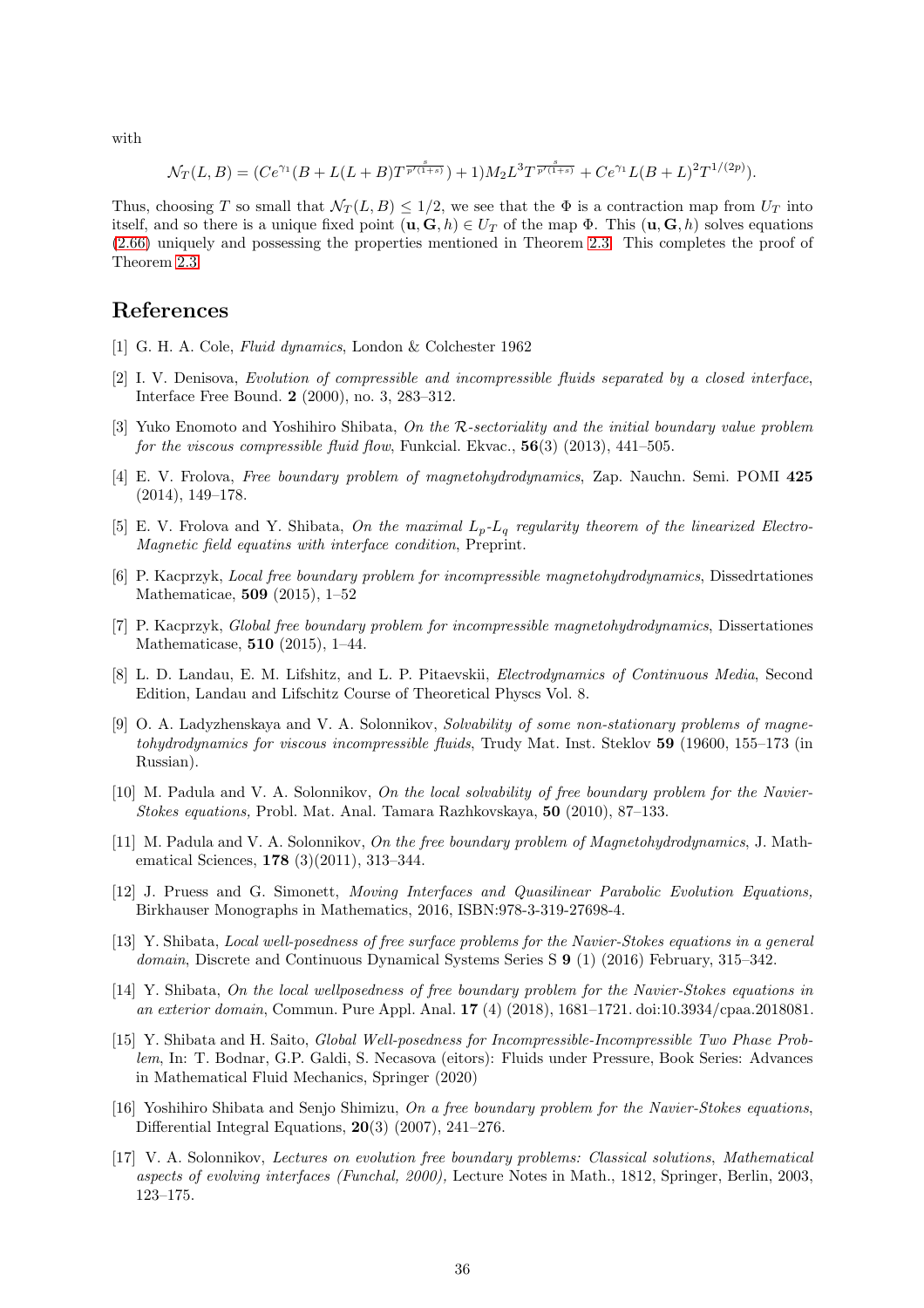with

$$\mathcal{N}_T(L, B) = (Ce^{\gamma_1}(B + L(L+B)T^{\frac{s}{p'(1+s)}}) + 1)M_2 L^3 T^{\frac{s}{p'(1+s)}} + Ce^{\gamma_1} L(B+L)^2 T^{1/(2p)}).$$

Thus, choosing $T$ so small that $\mathcal{N}_T(L, B) \leq 1/2$, we see that the $\Phi$ is a contraction map from $U_T$ into itself, and so there is a unique fixed point $(\mathbf{u}, \mathbf{G}, h) \in U_T$ of the map $\Phi$. This $(\mathbf{u}, \mathbf{G}, h)$ solves equations (2.66) uniquely and possessing the properties mentioned in Theorem 2.3. This completes the proof of Theorem 2.3.

## References

[1] G. H. A. Cole, *Fluid dynamics*, London & Colchester 1962

[2] I. V. Denisova, *Evolution of compressible and incompressible fluids separated by a closed interface*, Interface Free Bound. **2** (2000), no. 3, 283–312.

[3] Yuko Enomoto and Yoshihiro Shibata, *On the $\mathcal{R}$-sectoriality and the initial boundary value problem for the viscous compressible fluid flow*, Funkcial. Ekvac., **56**(3) (2013), 441–505.

[4] E. V. Frolova, *Free boundary problem of magnetohydrodynamics*, Zap. Nauchn. Semi. POMI **425** (2014), 149–178.

[5] E. V. Frolova and Y. Shibata, *On the maximal $L_p$-$L_q$ regularity theorem of the linearized Electro-Magnetic field equatins with interface condition*, Preprint.

[6] P. Kacprzyk, *Local free boundary problem for incompressible magnetohydrodynamics*, Dissedrtationes Mathematicae, **509** (2015), 1–52

[7] P. Kacprzyk, *Global free boundary problem for incompressible magnetohydrodynamics*, Dissertationes Mathematicase, **510** (2015), 1–44.

[8] L. D. Landau, E. M. Lifshitz, and L. P. Pitaevskii, *Electrodynamics of Continuous Media*, Second Edition, Landau and Lifschitz Course of Theoretical Physcs Vol. 8.

[9] O. A. Ladyzhenskaya and V. A. Solonnikov, *Solvability of some non-stationary problems of magnetohydrodynamics for viscous incompressible fluids*, Trudy Mat. Inst. Steklov **59** (19600, 155–173 (in Russian).

[10] M. Padula and V. A. Solonnikov, *On the local solvability of free boundary problem for the Navier-Stokes equations,* Probl. Mat. Anal. Tamara Razhkovskaya, **50** (2010), 87–133.

[11] M. Padula and V. A. Solonnikov, *On the free boundary problem of Magnetohydrodynamics*, J. Mathematical Sciences, **178** (3)(2011), 313–344.

[12] J. Pruess and G. Simonett, *Moving Interfaces and Quasilinear Parabolic Evolution Equations,* Birkhauser Monographs in Mathematics, 2016, ISBN:978-3-319-27698-4.

[13] Y. Shibata, *Local well-posedness of free surface problems for the Navier-Stokes equations in a general domain*, Discrete and Continuous Dynamical Systems Series S **9** (1) (2016) February, 315–342.

[14] Y. Shibata, *On the local wellposedness of free boundary problem for the Navier-Stokes equations in an exterior domain*, Commun. Pure Appl. Anal. **17** (4) (2018), 1681–1721. doi:10.3934/cpaa.2018081.

[15] Y. Shibata and H. Saito, *Global Well-posedness for Incompressible-Incompressible Two Phase Problem*, In: T. Bodnar, G.P. Galdi, S. Necasova (eitors): Fluids under Pressure, Book Series: Advances in Mathematical Fluid Mechanics, Springer (2020)

[16] Yoshihiro Shibata and Senjo Shimizu, *On a free boundary problem for the Navier-Stokes equations*, Differential Integral Equations, **20**(3) (2007), 241–276.

[17] V. A. Solonnikov, *Lectures on evolution free boundary problems: Classical solutions*, *Mathematical aspects of evolving interfaces (Funchal, 2000),* Lecture Notes in Math., 1812, Springer, Berlin, 2003, 123–175.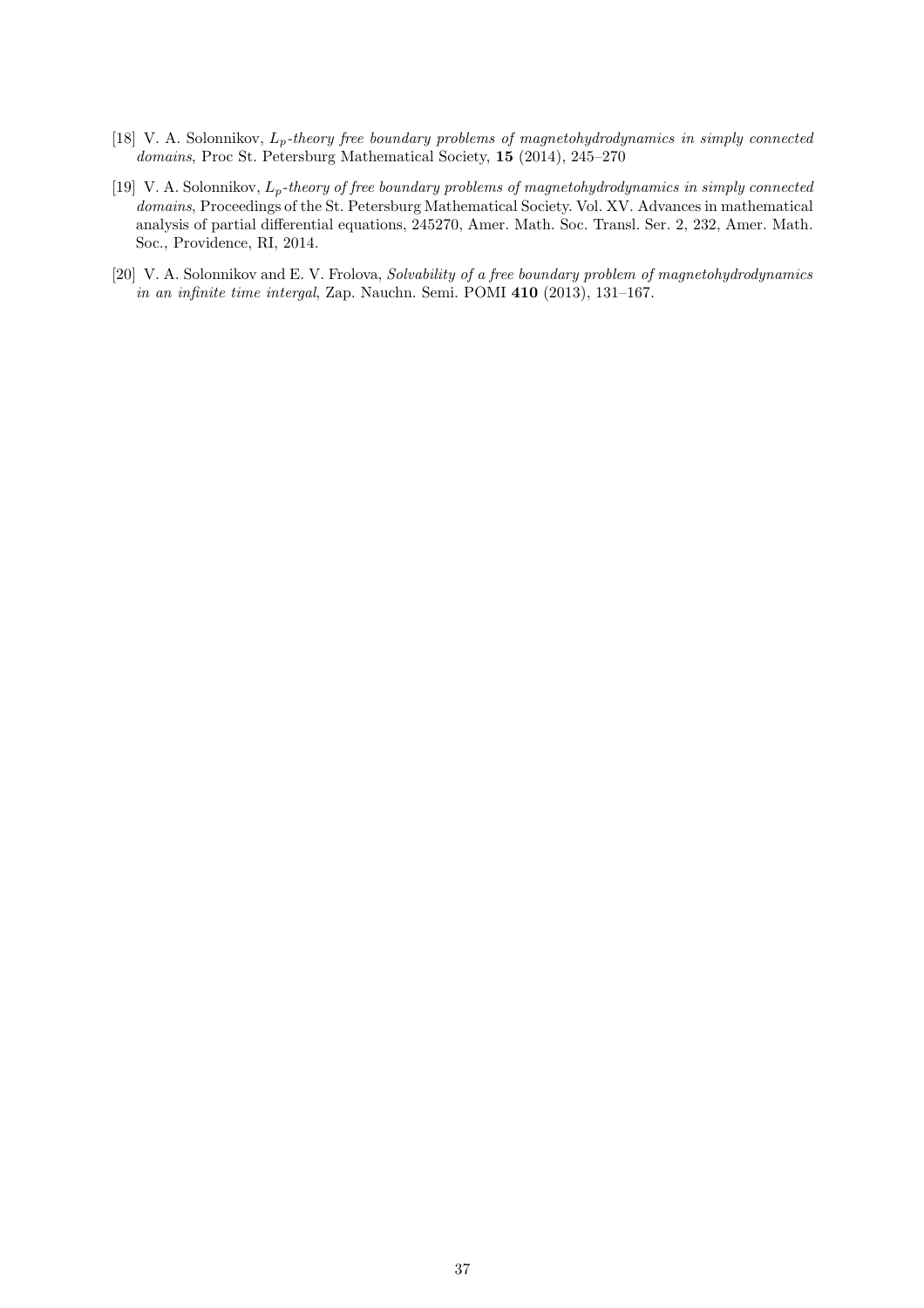[18] V. A. Solonnikov, *$L_p$-theory free boundary problems of magnetohydrodynamics in simply connected domains*, Proc St. Petersburg Mathematical Society, **15** (2014), 245–270

[19] V. A. Solonnikov, *$L_p$-theory of free boundary problems of magnetohydrodynamics in simply connected domains*, Proceedings of the St. Petersburg Mathematical Society. Vol. XV. Advances in mathematical analysis of partial differential equations, 245270, Amer. Math. Soc. Transl. Ser. 2, 232, Amer. Math. Soc., Providence, RI, 2014.

[20] V. A. Solonnikov and E. V. Frolova, *Solvability of a free boundary problem of magnetohydrodynamics in an infinite time intergal*, Zap. Nauchn. Semi. POMI **410** (2013), 131–167.